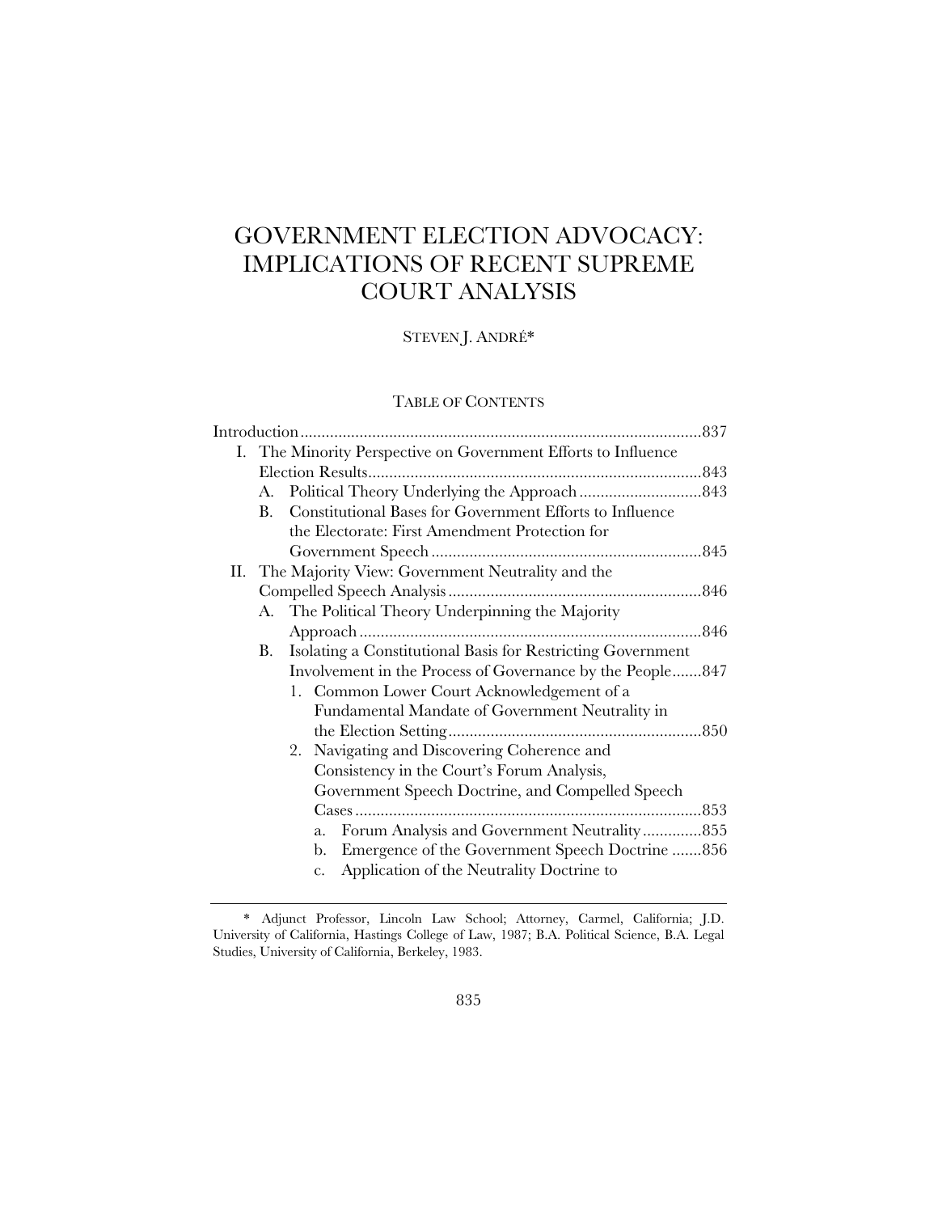# GOVERNMENT ELECTION ADVOCACY: IMPLICATIONS OF RECENT SUPREME COURT ANALYSIS

STEVEN J. ANDRÉ*

TABLE OF CONTENTS

Introduction .............................................................................................. 837

I. The Minority Perspective on Government Efforts to Influence Election Results .............................................................................. 843
   - A. Political Theory Underlying the Approach ............................ 843
   - B. Constitutional Bases for Government Efforts to Influence the Electorate: First Amendment Protection for Government Speech ............................................................... 845

II. The Majority View: Government Neutrality and the Compelled Speech Analysis ........................................................... 846
   - A. The Political Theory Underpinning the Majority Approach ............................................................................... 846
   - B. Isolating a Constitutional Basis for Restricting Government Involvement in the Process of Governance by the People ....... 847
     1. Common Lower Court Acknowledgement of a Fundamental Mandate of Government Neutrality in the Election Setting ........................................................... 850
     2. Navigating and Discovering Coherence and Consistency in the Court's Forum Analysis, Government Speech Doctrine, and Compelled Speech Cases ................................................................................. 853
        - a. Forum Analysis and Government Neutrality .............. 855
        - b. Emergence of the Government Speech Doctrine ....... 856
        - c. Application of the Neutrality Doctrine to

---

\* Adjunct Professor, Lincoln Law School; Attorney, Carmel, California; J.D. University of California, Hastings College of Law, 1987; B.A. Political Science, B.A. Legal Studies, University of California, Berkeley, 1983.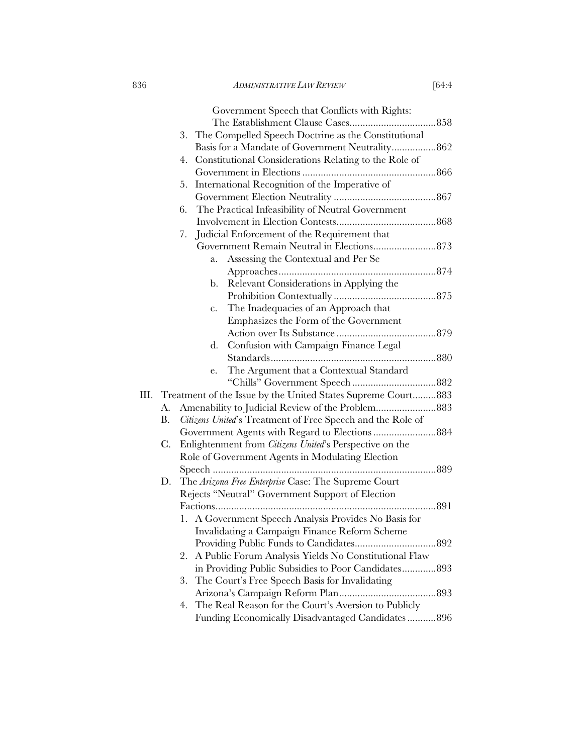Government Speech that Conflicts with Rights: The Establishment Clause Cases.................................858

3. The Compelled Speech Doctrine as the Constitutional Basis for a Mandate of Government Neutrality.................862

4. Constitutional Considerations Relating to the Role of Government in Elections...................................................866

5. International Recognition of the Imperative of Government Election Neutrality .......................................867

6. The Practical Infeasibility of Neutral Government Involvement in Election Contests......................................868

7. Judicial Enforcement of the Requirement that Government Remain Neutral in Elections........................873

   a. Assessing the Contextual and Per Se Approaches............................................................874

   b. Relevant Considerations in Applying the Prohibition Contextually .......................................875

   c. The Inadequacies of an Approach that Emphasizes the Form of the Government Action over Its Substance ......................................879

   d. Confusion with Campaign Finance Legal Standards...............................................................880

   e. The Argument that a Contextual Standard "Chills" Government Speech ................................882

III. Treatment of the Issue by the United States Supreme Court.........883

A. Amenability to Judicial Review of the Problem.......................883

B. *Citizens United*'s Treatment of Free Speech and the Role of Government Agents with Regard to Elections ........................884

C. Enlightenment from *Citizens United*'s Perspective on the Role of Government Agents in Modulating Election Speech .....................................................................................889

D. The *Arizona Free Enterprise* Case: The Supreme Court Rejects "Neutral" Government Support of Election Factions....................................................................................891

1. A Government Speech Analysis Provides No Basis for Invalidating a Campaign Finance Reform Scheme Providing Public Funds to Candidates...............................892

2. A Public Forum Analysis Yields No Constitutional Flaw in Providing Public Subsidies to Poor Candidates.............893

3. The Court's Free Speech Basis for Invalidating Arizona's Campaign Reform Plan.....................................893

4. The Real Reason for the Court's Aversion to Publicly Funding Economically Disadvantaged Candidates...........896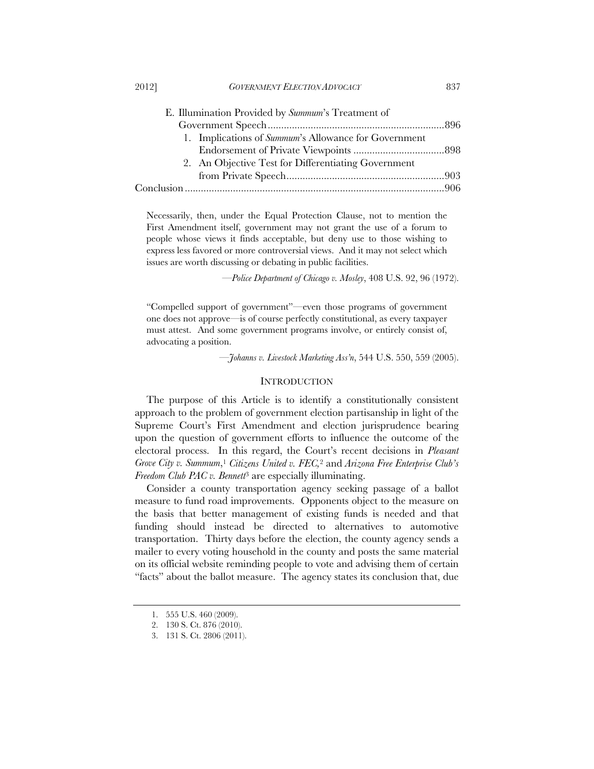E. Illumination Provided by *Summum*'s Treatment of Government Speech .......... 896
   1. Implications of *Summum*'s Allowance for Government Endorsement of Private Viewpoints .......... 898
   2. An Objective Test for Differentiating Government from Private Speech .......... 903

Conclusion .......... 906

> Necessarily, then, under the Equal Protection Clause, not to mention the First Amendment itself, government may not grant the use of a forum to people whose views it finds acceptable, but deny use to those wishing to express less favored or more controversial views. And it may not select which issues are worth discussing or debating in public facilities.
>
> —*Police Department of Chicago v. Mosley*, 408 U.S. 92, 96 (1972).

> "Compelled support of government"—even those programs of government one does not approve—is of course perfectly constitutional, as every taxpayer must attest. And some government programs involve, or entirely consist of, advocating a position.
>
> —*Johanns v. Livestock Marketing Ass'n*, 544 U.S. 550, 559 (2005).

## INTRODUCTION

The purpose of this Article is to identify a constitutionally consistent approach to the problem of government election partisanship in light of the Supreme Court's First Amendment and election jurisprudence bearing upon the question of government efforts to influence the outcome of the electoral process. In this regard, the Court's recent decisions in *Pleasant Grove City v. Summum*,[1] *Citizens United v. FEC*,[2] and *Arizona Free Enterprise Club's Freedom Club PAC v. Bennett*[3] are especially illuminating.

Consider a county transportation agency seeking passage of a ballot measure to fund road improvements. Opponents object to the measure on the basis that better management of existing funds is needed and that funding should instead be directed to alternatives to automotive transportation. Thirty days before the election, the county agency sends a mailer to every voting household in the county and posts the same material on its official website reminding people to vote and advising them of certain "facts" about the ballot measure. The agency states its conclusion that, due

1. 555 U.S. 460 (2009).
2. 130 S. Ct. 876 (2010).
3. 131 S. Ct. 2806 (2011).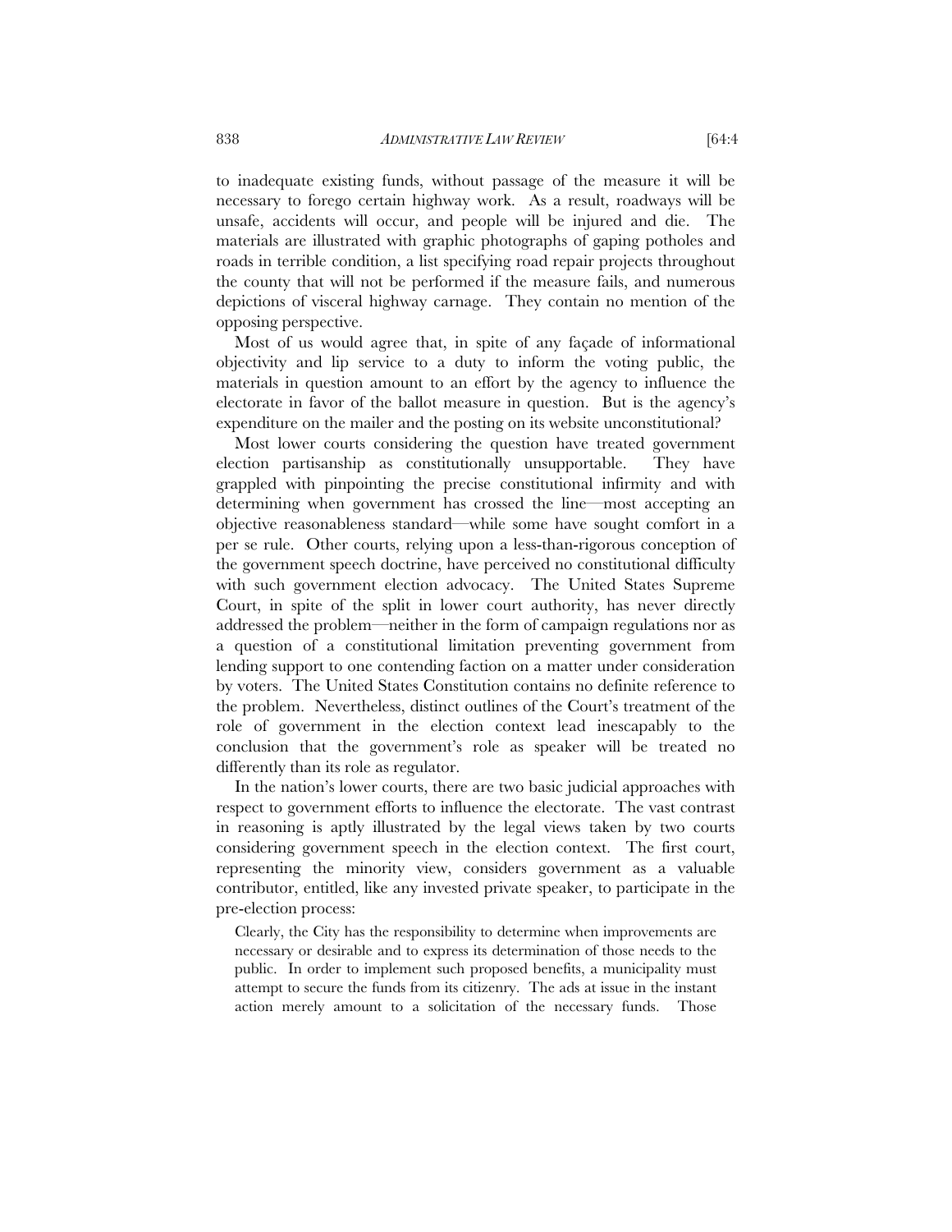to inadequate existing funds, without passage of the measure it will be necessary to forego certain highway work. As a result, roadways will be unsafe, accidents will occur, and people will be injured and die. The materials are illustrated with graphic photographs of gaping potholes and roads in terrible condition, a list specifying road repair projects throughout the county that will not be performed if the measure fails, and numerous depictions of visceral highway carnage. They contain no mention of the opposing perspective.

Most of us would agree that, in spite of any façade of informational objectivity and lip service to a duty to inform the voting public, the materials in question amount to an effort by the agency to influence the electorate in favor of the ballot measure in question. But is the agency's expenditure on the mailer and the posting on its website unconstitutional?

Most lower courts considering the question have treated government election partisanship as constitutionally unsupportable. They have grappled with pinpointing the precise constitutional infirmity and with determining when government has crossed the line—most accepting an objective reasonableness standard—while some have sought comfort in a per se rule. Other courts, relying upon a less-than-rigorous conception of the government speech doctrine, have perceived no constitutional difficulty with such government election advocacy. The United States Supreme Court, in spite of the split in lower court authority, has never directly addressed the problem—neither in the form of campaign regulations nor as a question of a constitutional limitation preventing government from lending support to one contending faction on a matter under consideration by voters. The United States Constitution contains no definite reference to the problem. Nevertheless, distinct outlines of the Court's treatment of the role of government in the election context lead inescapably to the conclusion that the government's role as speaker will be treated no differently than its role as regulator.

In the nation's lower courts, there are two basic judicial approaches with respect to government efforts to influence the electorate. The vast contrast in reasoning is aptly illustrated by the legal views taken by two courts considering government speech in the election context. The first court, representing the minority view, considers government as a valuable contributor, entitled, like any invested private speaker, to participate in the pre-election process:

> Clearly, the City has the responsibility to determine when improvements are necessary or desirable and to express its determination of those needs to the public. In order to implement such proposed benefits, a municipality must attempt to secure the funds from its citizenry. The ads at issue in the instant action merely amount to a solicitation of the necessary funds. Those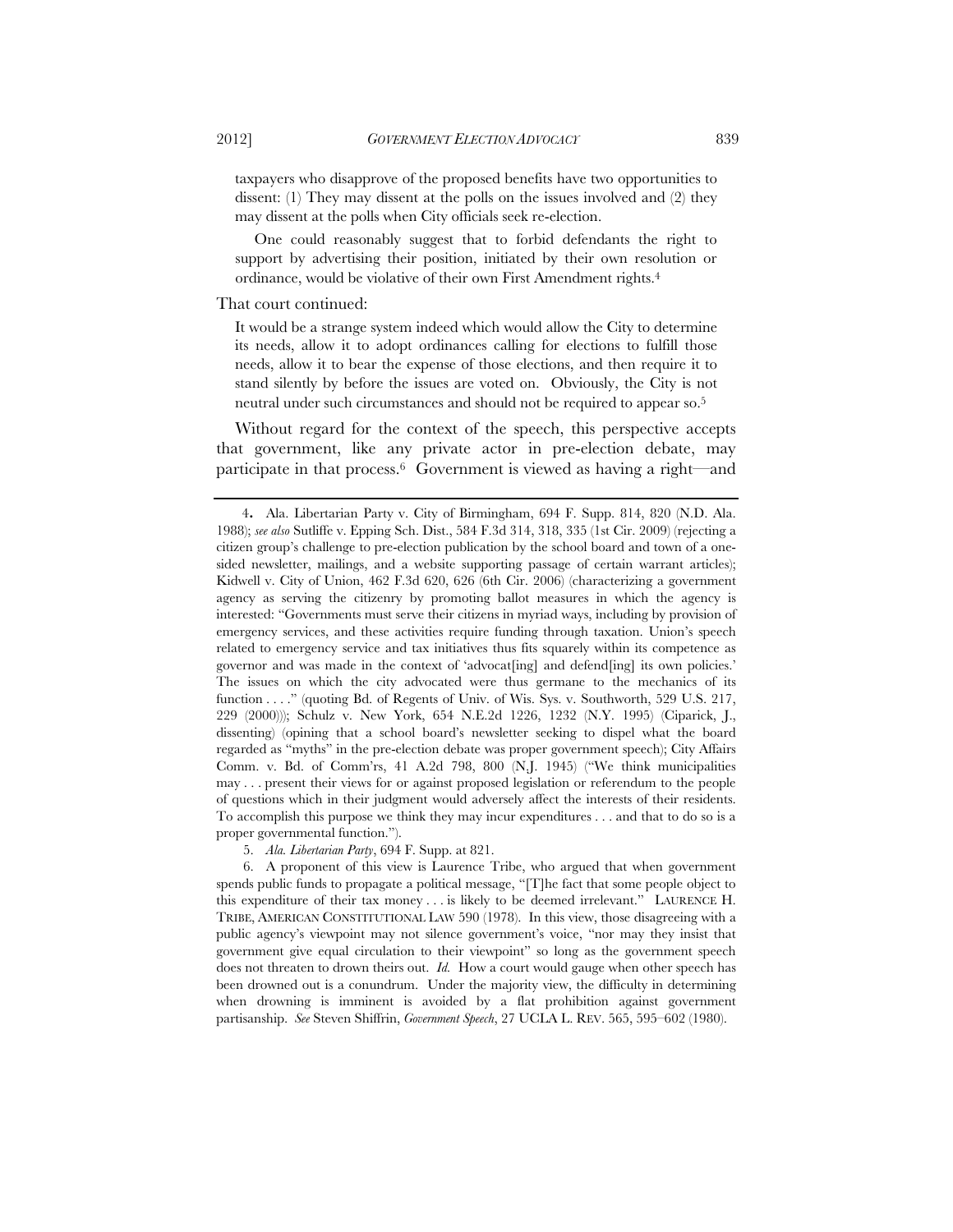taxpayers who disapprove of the proposed benefits have two opportunities to dissent: (1) They may dissent at the polls on the issues involved and (2) they may dissent at the polls when City officials seek re-election.

> One could reasonably suggest that to forbid defendants the right to support by advertising their position, initiated by their own resolution or ordinance, would be violative of their own First Amendment rights.[4]

That court continued:

> It would be a strange system indeed which would allow the City to determine its needs, allow it to adopt ordinances calling for elections to fulfill those needs, allow it to bear the expense of those elections, and then require it to stand silently by before the issues are voted on. Obviously, the City is not neutral under such circumstances and should not be required to appear so.[5]

Without regard for the context of the speech, this perspective accepts that government, like any private actor in pre-election debate, may participate in that process.[6] Government is viewed as having a right—and

---

4. Ala. Libertarian Party v. City of Birmingham, 694 F. Supp. 814, 820 (N.D. Ala. 1988); *see also* Sutliffe v. Epping Sch. Dist., 584 F.3d 314, 318, 335 (1st Cir. 2009) (rejecting a citizen group's challenge to pre-election publication by the school board and town of a one-sided newsletter, mailings, and a website supporting passage of certain warrant articles); Kidwell v. City of Union, 462 F.3d 620, 626 (6th Cir. 2006) (characterizing a government agency as serving the citizenry by promoting ballot measures in which the agency is interested: "Governments must serve their citizens in myriad ways, including by provision of emergency services, and these activities require funding through taxation. Union's speech related to emergency service and tax initiatives thus fits squarely within its competence as governor and was made in the context of 'advocat[ing] and defend[ing] its own policies.' The issues on which the city advocated were thus germane to the mechanics of its function . . . ." (quoting Bd. of Regents of Univ. of Wis. Sys. v. Southworth, 529 U.S. 217, 229 (2000))); Schulz v. New York, 654 N.E.2d 1226, 1232 (N.Y. 1995) (Ciparick, J., dissenting) (opining that a school board's newsletter seeking to dispel what the board regarded as "myths" in the pre-election debate was proper government speech); City Affairs Comm. v. Bd. of Comm'rs, 41 A.2d 798, 800 (N.J. 1945) ("We think municipalities may . . . present their views for or against proposed legislation or referendum to the people of questions which in their judgment would adversely affect the interests of their residents. To accomplish this purpose we think they may incur expenditures . . . and that to do so is a proper governmental function.").

5. *Ala. Libertarian Party*, 694 F. Supp. at 821.

6. A proponent of this view is Laurence Tribe, who argued that when government spends public funds to propagate a political message, "[T]he fact that some people object to this expenditure of their tax money . . . is likely to be deemed irrelevant." LAURENCE H. TRIBE, AMERICAN CONSTITUTIONAL LAW 590 (1978). In this view, those disagreeing with a public agency's viewpoint may not silence government's voice, "nor may they insist that government give equal circulation to their viewpoint" so long as the government speech does not threaten to drown theirs out. *Id.* How a court would gauge when other speech has been drowned out is a conundrum. Under the majority view, the difficulty in determining when drowning is imminent is avoided by a flat prohibition against government partisanship. *See* Steven Shiffrin, *Government Speech*, 27 UCLA L. REV. 565, 595–602 (1980).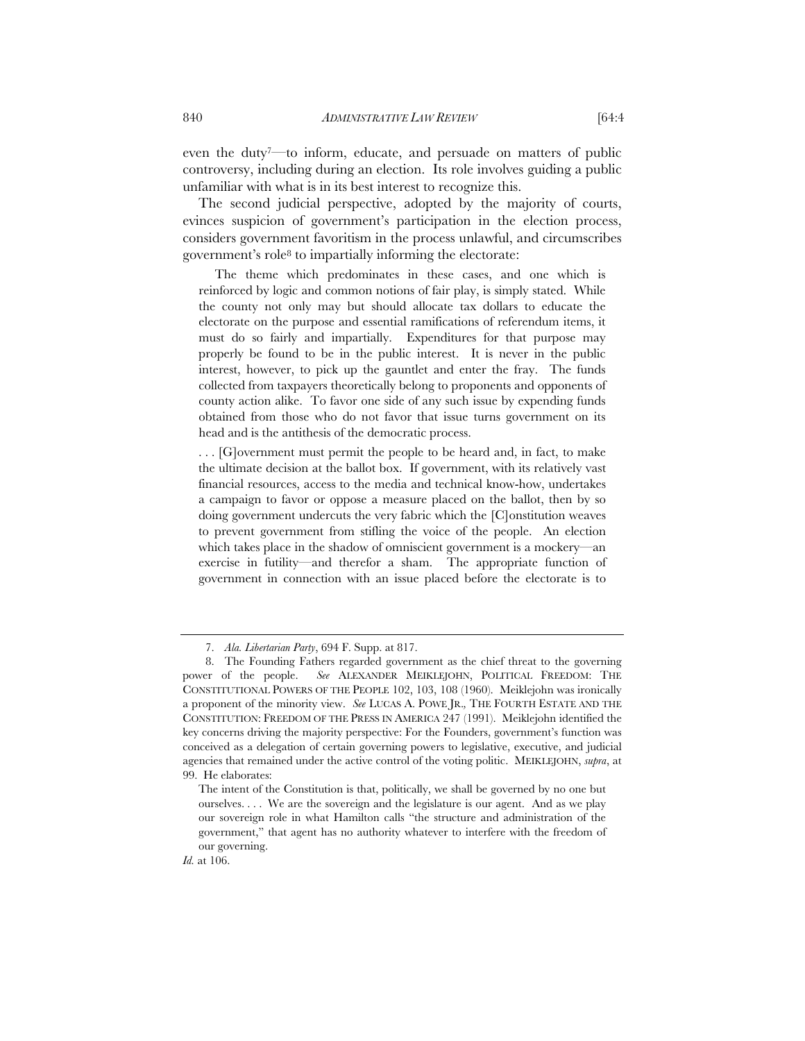even the duty[7]—to inform, educate, and persuade on matters of public controversy, including during an election. Its role involves guiding a public unfamiliar with what is in its best interest to recognize this.

The second judicial perspective, adopted by the majority of courts, evinces suspicion of government's participation in the election process, considers government favoritism in the process unlawful, and circumscribes government's role[8] to impartially informing the electorate:

> The theme which predominates in these cases, and one which is reinforced by logic and common notions of fair play, is simply stated. While the county not only may but should allocate tax dollars to educate the electorate on the purpose and essential ramifications of referendum items, it must do so fairly and impartially. Expenditures for that purpose may properly be found to be in the public interest. It is never in the public interest, however, to pick up the gauntlet and enter the fray. The funds collected from taxpayers theoretically belong to proponents and opponents of county action alike. To favor one side of any such issue by expending funds obtained from those who do not favor that issue turns government on its head and is the antithesis of the democratic process.
>
> . . . [G]overnment must permit the people to be heard and, in fact, to make the ultimate decision at the ballot box. If government, with its relatively vast financial resources, access to the media and technical know-how, undertakes a campaign to favor or oppose a measure placed on the ballot, then by so doing government undercuts the very fabric which the [C]onstitution weaves to prevent government from stifling the voice of the people. An election which takes place in the shadow of omniscient government is a mockery—an exercise in futility—and therefor a sham. The appropriate function of government in connection with an issue placed before the electorate is to

---

7. *Ala. Libertarian Party*, 694 F. Supp. at 817.

8. The Founding Fathers regarded government as the chief threat to the governing power of the people. *See* ALEXANDER MEIKLEJOHN, POLITICAL FREEDOM: THE CONSTITUTIONAL POWERS OF THE PEOPLE 102, 103, 108 (1960). Meiklejohn was ironically a proponent of the minority view. *See* LUCAS A. POWE JR., THE FOURTH ESTATE AND THE CONSTITUTION: FREEDOM OF THE PRESS IN AMERICA 247 (1991). Meiklejohn identified the key concerns driving the majority perspective: For the Founders, government's function was conceived as a delegation of certain governing powers to legislative, executive, and judicial agencies that remained under the active control of the voting politic. MEIKLEJOHN, *supra*, at 99. He elaborates:

> The intent of the Constitution is that, politically, we shall be governed by no one but ourselves. . . . We are the sovereign and the legislature is our agent. And as we play our sovereign role in what Hamilton calls "the structure and administration of the government," that agent has no authority whatever to interfere with the freedom of our governing.

*Id.* at 106.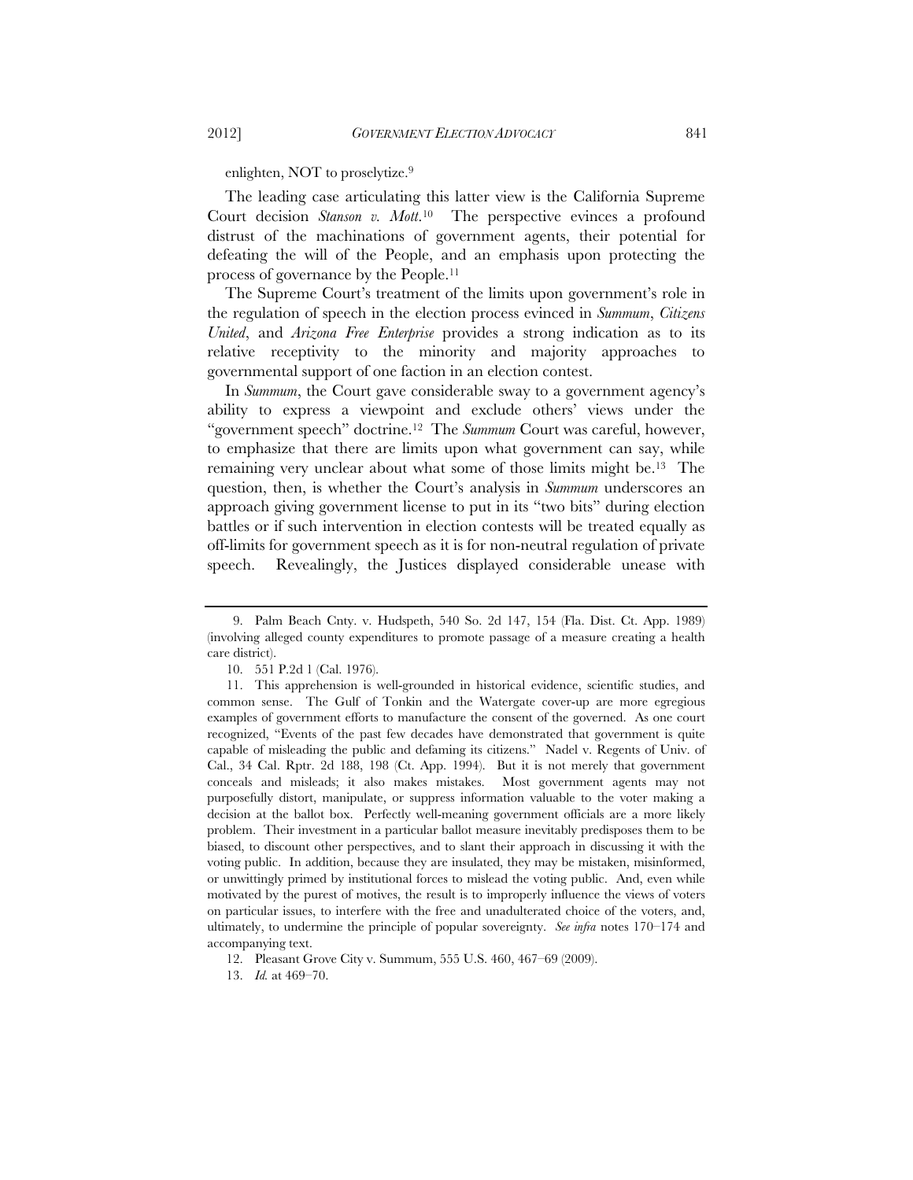enlighten, NOT to proselytize.[9]

The leading case articulating this latter view is the California Supreme Court decision *Stanson v. Mott*.[10] The perspective evinces a profound distrust of the machinations of government agents, their potential for defeating the will of the People, and an emphasis upon protecting the process of governance by the People.[11]

The Supreme Court's treatment of the limits upon government's role in the regulation of speech in the election process evinced in *Summum*, *Citizens United*, and *Arizona Free Enterprise* provides a strong indication as to its relative receptivity to the minority and majority approaches to governmental support of one faction in an election contest.

In *Summum*, the Court gave considerable sway to a government agency's ability to express a viewpoint and exclude others' views under the "government speech" doctrine.[12] The *Summum* Court was careful, however, to emphasize that there are limits upon what government can say, while remaining very unclear about what some of those limits might be.[13] The question, then, is whether the Court's analysis in *Summum* underscores an approach giving government license to put in its "two bits" during election battles or if such intervention in election contests will be treated equally as off-limits for government speech as it is for non-neutral regulation of private speech. Revealingly, the Justices displayed considerable unease with

---

9. Palm Beach Cnty. v. Hudspeth, 540 So. 2d 147, 154 (Fla. Dist. Ct. App. 1989) (involving alleged county expenditures to promote passage of a measure creating a health care district).

10. 551 P.2d 1 (Cal. 1976).

11. This apprehension is well-grounded in historical evidence, scientific studies, and common sense. The Gulf of Tonkin and the Watergate cover-up are more egregious examples of government efforts to manufacture the consent of the governed. As one court recognized, "Events of the past few decades have demonstrated that government is quite capable of misleading the public and defaming its citizens." Nadel v. Regents of Univ. of Cal., 34 Cal. Rptr. 2d 188, 198 (Ct. App. 1994). But it is not merely that government conceals and misleads; it also makes mistakes. Most government agents may not purposefully distort, manipulate, or suppress information valuable to the voter making a decision at the ballot box. Perfectly well-meaning government officials are a more likely problem. Their investment in a particular ballot measure inevitably predisposes them to be biased, to discount other perspectives, and to slant their approach in discussing it with the voting public. In addition, because they are insulated, they may be mistaken, misinformed, or unwittingly primed by institutional forces to mislead the voting public. And, even while motivated by the purest of motives, the result is to improperly influence the views of voters on particular issues, to interfere with the free and unadulterated choice of the voters, and, ultimately, to undermine the principle of popular sovereignty. *See infra* notes 170–174 and accompanying text.

12. Pleasant Grove City v. Summum, 555 U.S. 460, 467–69 (2009).

13. *Id.* at 469–70.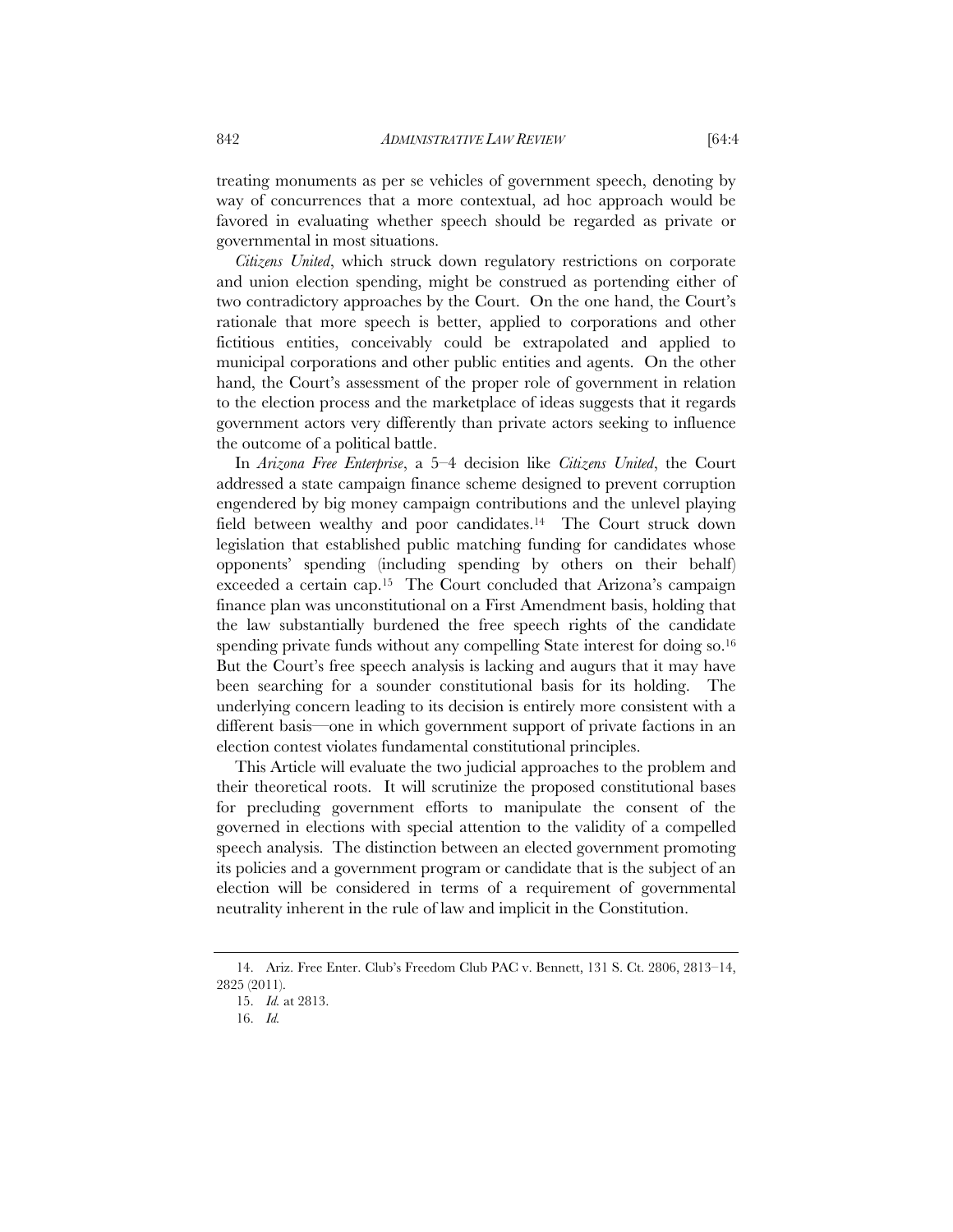treating monuments as per se vehicles of government speech, denoting by way of concurrences that a more contextual, ad hoc approach would be favored in evaluating whether speech should be regarded as private or governmental in most situations.

*Citizens United*, which struck down regulatory restrictions on corporate and union election spending, might be construed as portending either of two contradictory approaches by the Court. On the one hand, the Court's rationale that more speech is better, applied to corporations and other fictitious entities, conceivably could be extrapolated and applied to municipal corporations and other public entities and agents. On the other hand, the Court's assessment of the proper role of government in relation to the election process and the marketplace of ideas suggests that it regards government actors very differently than private actors seeking to influence the outcome of a political battle.

In *Arizona Free Enterprise*, a 5–4 decision like *Citizens United*, the Court addressed a state campaign finance scheme designed to prevent corruption engendered by big money campaign contributions and the unlevel playing field between wealthy and poor candidates.[14] The Court struck down legislation that established public matching funding for candidates whose opponents' spending (including spending by others on their behalf) exceeded a certain cap.[15] The Court concluded that Arizona's campaign finance plan was unconstitutional on a First Amendment basis, holding that the law substantially burdened the free speech rights of the candidate spending private funds without any compelling State interest for doing so.[16] But the Court's free speech analysis is lacking and augurs that it may have been searching for a sounder constitutional basis for its holding. The underlying concern leading to its decision is entirely more consistent with a different basis—one in which government support of private factions in an election contest violates fundamental constitutional principles.

This Article will evaluate the two judicial approaches to the problem and their theoretical roots. It will scrutinize the proposed constitutional bases for precluding government efforts to manipulate the consent of the governed in elections with special attention to the validity of a compelled speech analysis. The distinction between an elected government promoting its policies and a government program or candidate that is the subject of an election will be considered in terms of a requirement of governmental neutrality inherent in the rule of law and implicit in the Constitution.

---

14. Ariz. Free Enter. Club's Freedom Club PAC v. Bennett, 131 S. Ct. 2806, 2813–14, 2825 (2011).

15. *Id.* at 2813.

16. *Id.*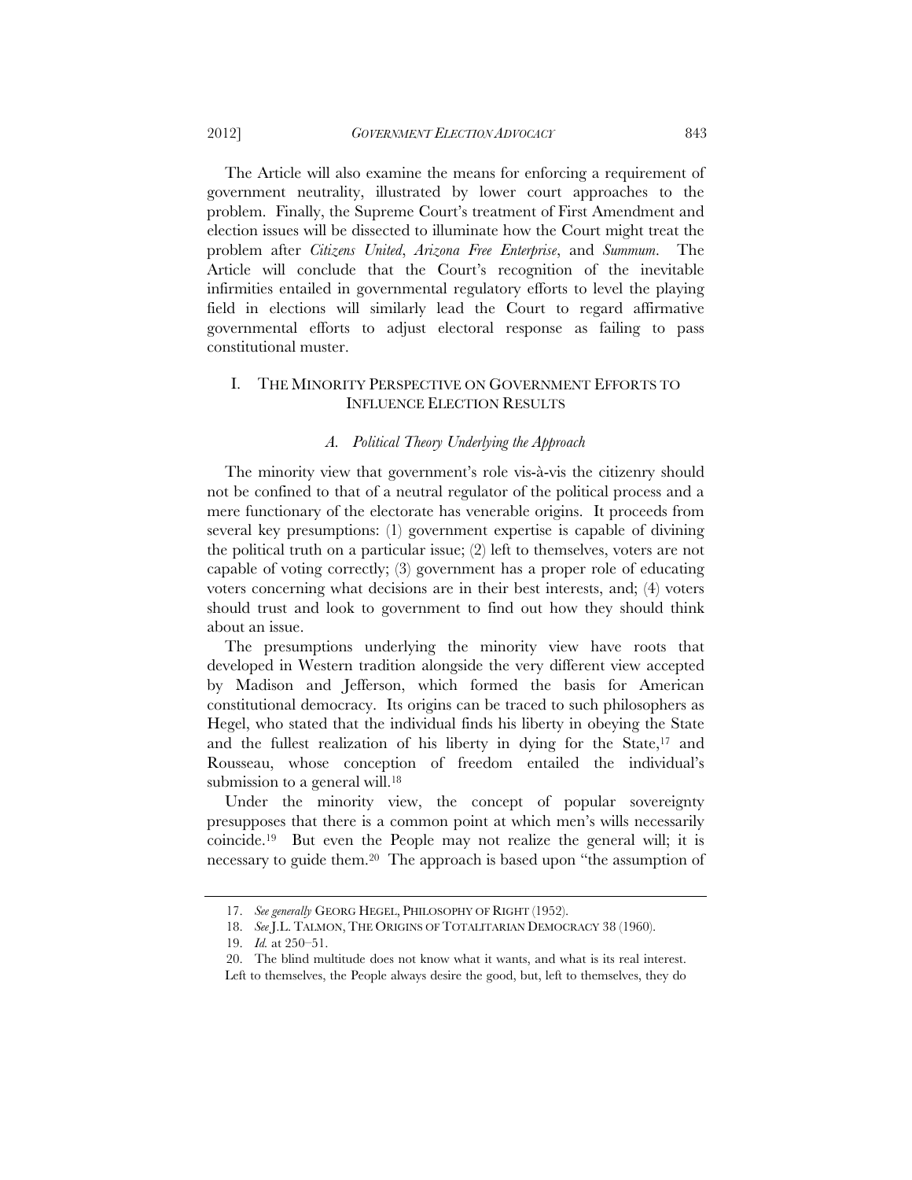The Article will also examine the means for enforcing a requirement of government neutrality, illustrated by lower court approaches to the problem. Finally, the Supreme Court's treatment of First Amendment and election issues will be dissected to illuminate how the Court might treat the problem after *Citizens United*, *Arizona Free Enterprise*, and *Summum*. The Article will conclude that the Court's recognition of the inevitable infirmities entailed in governmental regulatory efforts to level the playing field in elections will similarly lead the Court to regard affirmative governmental efforts to adjust electoral response as failing to pass constitutional muster.

## I. THE MINORITY PERSPECTIVE ON GOVERNMENT EFFORTS TO INFLUENCE ELECTION RESULTS

### *A. Political Theory Underlying the Approach*

The minority view that government's role vis-à-vis the citizenry should not be confined to that of a neutral regulator of the political process and a mere functionary of the electorate has venerable origins. It proceeds from several key presumptions: (1) government expertise is capable of divining the political truth on a particular issue; (2) left to themselves, voters are not capable of voting correctly; (3) government has a proper role of educating voters concerning what decisions are in their best interests, and; (4) voters should trust and look to government to find out how they should think about an issue.

The presumptions underlying the minority view have roots that developed in Western tradition alongside the very different view accepted by Madison and Jefferson, which formed the basis for American constitutional democracy. Its origins can be traced to such philosophers as Hegel, who stated that the individual finds his liberty in obeying the State and the fullest realization of his liberty in dying for the State,[17] and Rousseau, whose conception of freedom entailed the individual's submission to a general will.[18]

Under the minority view, the concept of popular sovereignty presupposes that there is a common point at which men's wills necessarily coincide.[19] But even the People may not realize the general will; it is necessary to guide them.[20] The approach is based upon "the assumption of

---

17. *See generally* GEORG HEGEL, PHILOSOPHY OF RIGHT (1952).

18. *See* J.L. TALMON, THE ORIGINS OF TOTALITARIAN DEMOCRACY 38 (1960).

19. *Id.* at 250–51.

20. The blind multitude does not know what it wants, and what is its real interest. Left to themselves, the People always desire the good, but, left to themselves, they do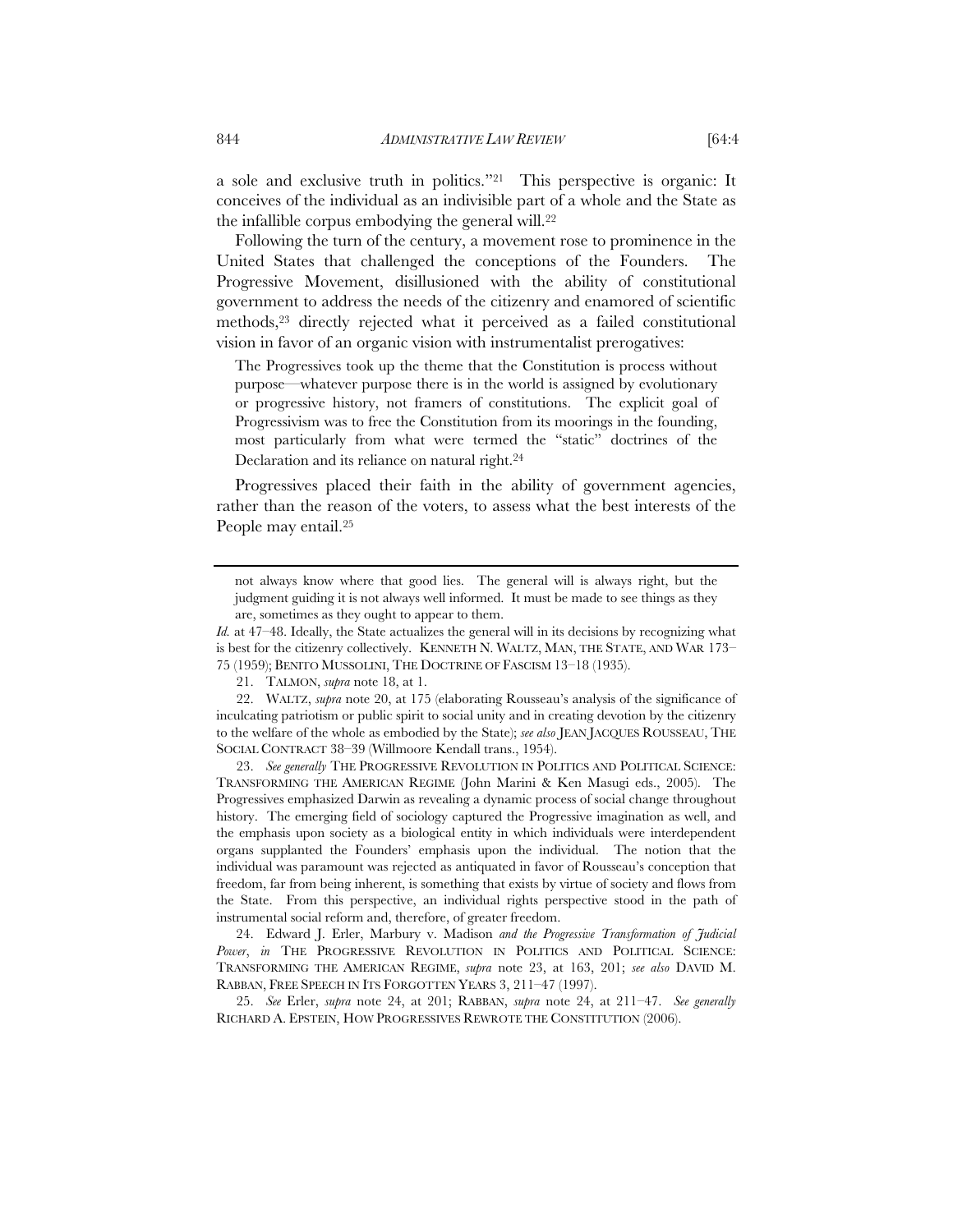a sole and exclusive truth in politics."[21] This perspective is organic: It conceives of the individual as an indivisible part of a whole and the State as the infallible corpus embodying the general will.[22]

Following the turn of the century, a movement rose to prominence in the United States that challenged the conceptions of the Founders. The Progressive Movement, disillusioned with the ability of constitutional government to address the needs of the citizenry and enamored of scientific methods,[23] directly rejected what it perceived as a failed constitutional vision in favor of an organic vision with instrumentalist prerogatives:

> The Progressives took up the theme that the Constitution is process without purpose—whatever purpose there is in the world is assigned by evolutionary or progressive history, not framers of constitutions. The explicit goal of Progressivism was to free the Constitution from its moorings in the founding, most particularly from what were termed the "static" doctrines of the Declaration and its reliance on natural right.[24]

Progressives placed their faith in the ability of government agencies, rather than the reason of the voters, to assess what the best interests of the People may entail.[25]

---

> not always know where that good lies. The general will is always right, but the judgment guiding it is not always well informed. It must be made to see things as they are, sometimes as they ought to appear to them.

*Id.* at 47–48. Ideally, the State actualizes the general will in its decisions by recognizing what is best for the citizenry collectively. KENNETH N. WALTZ, MAN, THE STATE, AND WAR 173–75 (1959); BENITO MUSSOLINI, THE DOCTRINE OF FASCISM 13–18 (1935).

21. TALMON, *supra* note 18, at 1.

22. WALTZ, *supra* note 20, at 175 (elaborating Rousseau's analysis of the significance of inculcating patriotism or public spirit to social unity and in creating devotion by the citizenry to the welfare of the whole as embodied by the State); *see also* JEAN JACQUES ROUSSEAU, THE SOCIAL CONTRACT 38–39 (Willmoore Kendall trans., 1954).

23. *See generally* THE PROGRESSIVE REVOLUTION IN POLITICS AND POLITICAL SCIENCE: TRANSFORMING THE AMERICAN REGIME (John Marini & Ken Masugi eds., 2005). The Progressives emphasized Darwin as revealing a dynamic process of social change throughout history. The emerging field of sociology captured the Progressive imagination as well, and the emphasis upon society as a biological entity in which individuals were interdependent organs supplanted the Founders' emphasis upon the individual. The notion that the individual was paramount was rejected as antiquated in favor of Rousseau's conception that freedom, far from being inherent, is something that exists by virtue of society and flows from the State. From this perspective, an individual rights perspective stood in the path of instrumental social reform and, therefore, of greater freedom.

24. Edward J. Erler, *Marbury v. Madison and the Progressive Transformation of Judicial Power*, *in* THE PROGRESSIVE REVOLUTION IN POLITICS AND POLITICAL SCIENCE: TRANSFORMING THE AMERICAN REGIME, *supra* note 23, at 163, 201; *see also* DAVID M. RABBAN, FREE SPEECH IN ITS FORGOTTEN YEARS 3, 211–47 (1997).

25. *See* Erler, *supra* note 24, at 201; RABBAN, *supra* note 24, at 211–47. *See generally* RICHARD A. EPSTEIN, HOW PROGRESSIVES REWROTE THE CONSTITUTION (2006).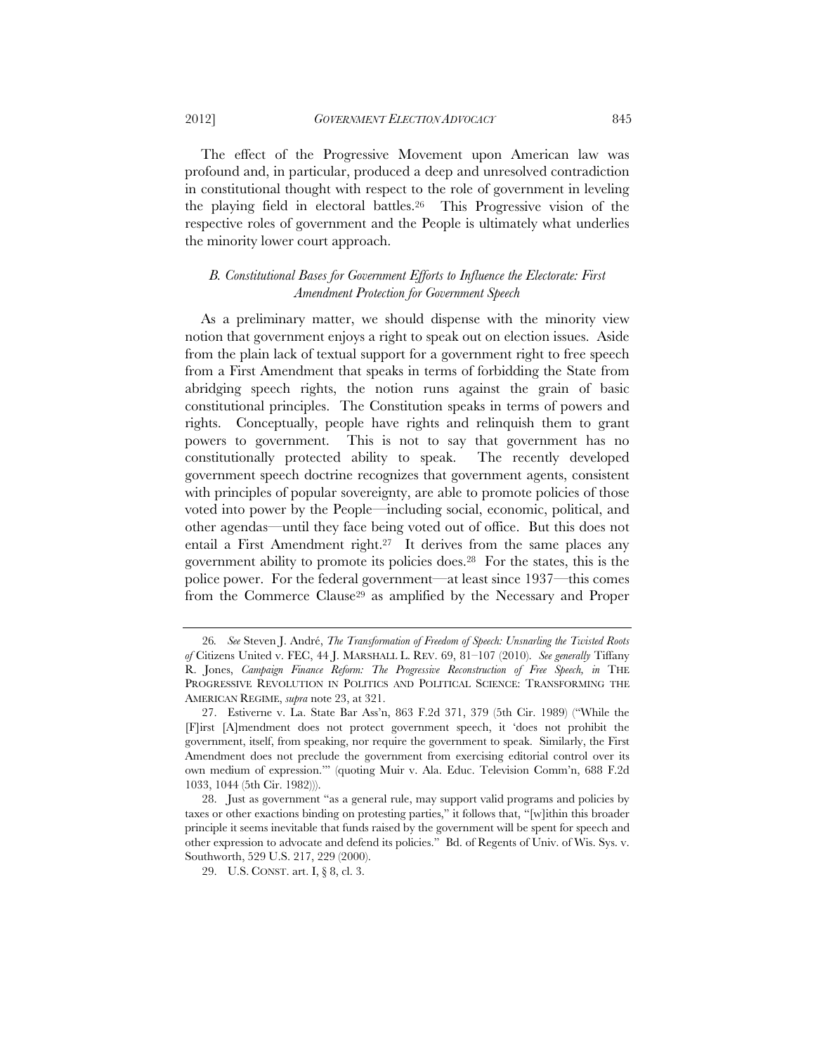The effect of the Progressive Movement upon American law was profound and, in particular, produced a deep and unresolved contradiction in constitutional thought with respect to the role of government in leveling the playing field in electoral battles.[26] This Progressive vision of the respective roles of government and the People is ultimately what underlies the minority lower court approach.

### *B. Constitutional Bases for Government Efforts to Influence the Electorate: First Amendment Protection for Government Speech*

As a preliminary matter, we should dispense with the minority view notion that government enjoys a right to speak out on election issues. Aside from the plain lack of textual support for a government right to free speech from a First Amendment that speaks in terms of forbidding the State from abridging speech rights, the notion runs against the grain of basic constitutional principles. The Constitution speaks in terms of powers and rights. Conceptually, people have rights and relinquish them to grant powers to government. This is not to say that government has no constitutionally protected ability to speak. The recently developed government speech doctrine recognizes that government agents, consistent with principles of popular sovereignty, are able to promote policies of those voted into power by the People—including social, economic, political, and other agendas—until they face being voted out of office. But this does not entail a First Amendment right.[27] It derives from the same places any government ability to promote its policies does.[28] For the states, this is the police power. For the federal government—at least since 1937—this comes from the Commerce Clause[29] as amplified by the Necessary and Proper

---

26. *See* Steven J. André, *The Transformation of Freedom of Speech: Unsnarling the Twisted Roots of* Citizens United v. FEC, 44 J. MARSHALL L. REV. 69, 81–107 (2010). *See generally* Tiffany R. Jones, *Campaign Finance Reform: The Progressive Reconstruction of Free Speech, in* THE PROGRESSIVE REVOLUTION IN POLITICS AND POLITICAL SCIENCE: TRANSFORMING THE AMERICAN REGIME, *supra* note 23, at 321.

27. Estiverne v. La. State Bar Ass'n, 863 F.2d 371, 379 (5th Cir. 1989) ("While the [F]irst [A]mendment does not protect government speech, it 'does not prohibit the government, itself, from speaking, nor require the government to speak. Similarly, the First Amendment does not preclude the government from exercising editorial control over its own medium of expression.'" (quoting Muir v. Ala. Educ. Television Comm'n, 688 F.2d 1033, 1044 (5th Cir. 1982))).

28. Just as government "as a general rule, may support valid programs and policies by taxes or other exactions binding on protesting parties," it follows that, "[w]ithin this broader principle it seems inevitable that funds raised by the government will be spent for speech and other expression to advocate and defend its policies." Bd. of Regents of Univ. of Wis. Sys. v. Southworth, 529 U.S. 217, 229 (2000).

29. U.S. CONST. art. I, § 8, cl. 3.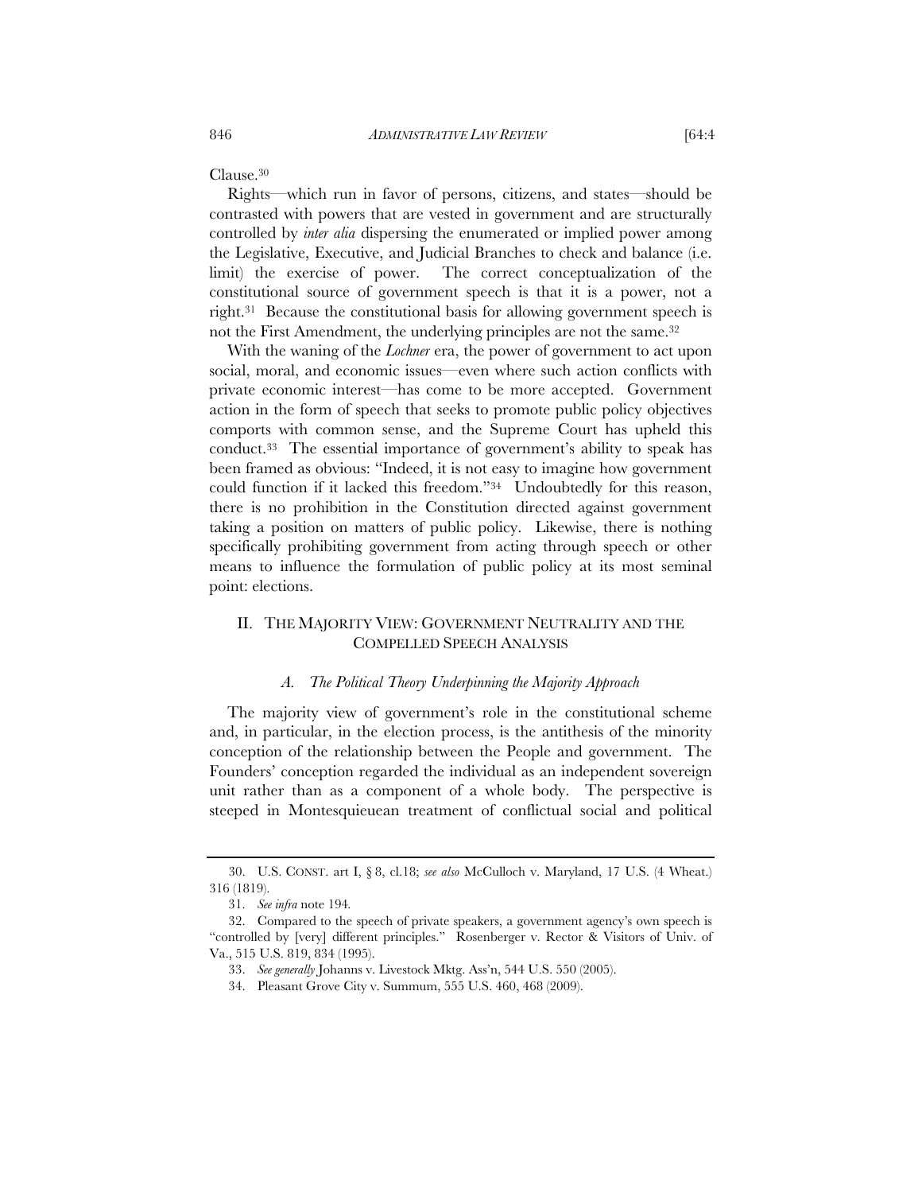Clause.[30]

Rights—which run in favor of persons, citizens, and states—should be contrasted with powers that are vested in government and are structurally controlled by *inter alia* dispersing the enumerated or implied power among the Legislative, Executive, and Judicial Branches to check and balance (i.e. limit) the exercise of power. The correct conceptualization of the constitutional source of government speech is that it is a power, not a right.[31] Because the constitutional basis for allowing government speech is not the First Amendment, the underlying principles are not the same.[32]

With the waning of the *Lochner* era, the power of government to act upon social, moral, and economic issues—even where such action conflicts with private economic interest—has come to be more accepted. Government action in the form of speech that seeks to promote public policy objectives comports with common sense, and the Supreme Court has upheld this conduct.[33] The essential importance of government's ability to speak has been framed as obvious: "Indeed, it is not easy to imagine how government could function if it lacked this freedom."[34] Undoubtedly for this reason, there is no prohibition in the Constitution directed against government taking a position on matters of public policy. Likewise, there is nothing specifically prohibiting government from acting through speech or other means to influence the formulation of public policy at its most seminal point: elections.

## II. THE MAJORITY VIEW: GOVERNMENT NEUTRALITY AND THE COMPELLED SPEECH ANALYSIS

### *A. The Political Theory Underpinning the Majority Approach*

The majority view of government's role in the constitutional scheme and, in particular, in the election process, is the antithesis of the minority conception of the relationship between the People and government. The Founders' conception regarded the individual as an independent sovereign unit rather than as a component of a whole body. The perspective is steeped in Montesquieuean treatment of conflictual social and political

---

30. U.S. CONST. art I, § 8, cl.18; *see also* McCulloch v. Maryland, 17 U.S. (4 Wheat.) 316 (1819).

31. *See infra* note 194.

32. Compared to the speech of private speakers, a government agency's own speech is "controlled by [very] different principles." Rosenberger v. Rector & Visitors of Univ. of Va., 515 U.S. 819, 834 (1995).

33. *See generally* Johanns v. Livestock Mktg. Ass'n, 544 U.S. 550 (2005).

34. Pleasant Grove City v. Summum, 555 U.S. 460, 468 (2009).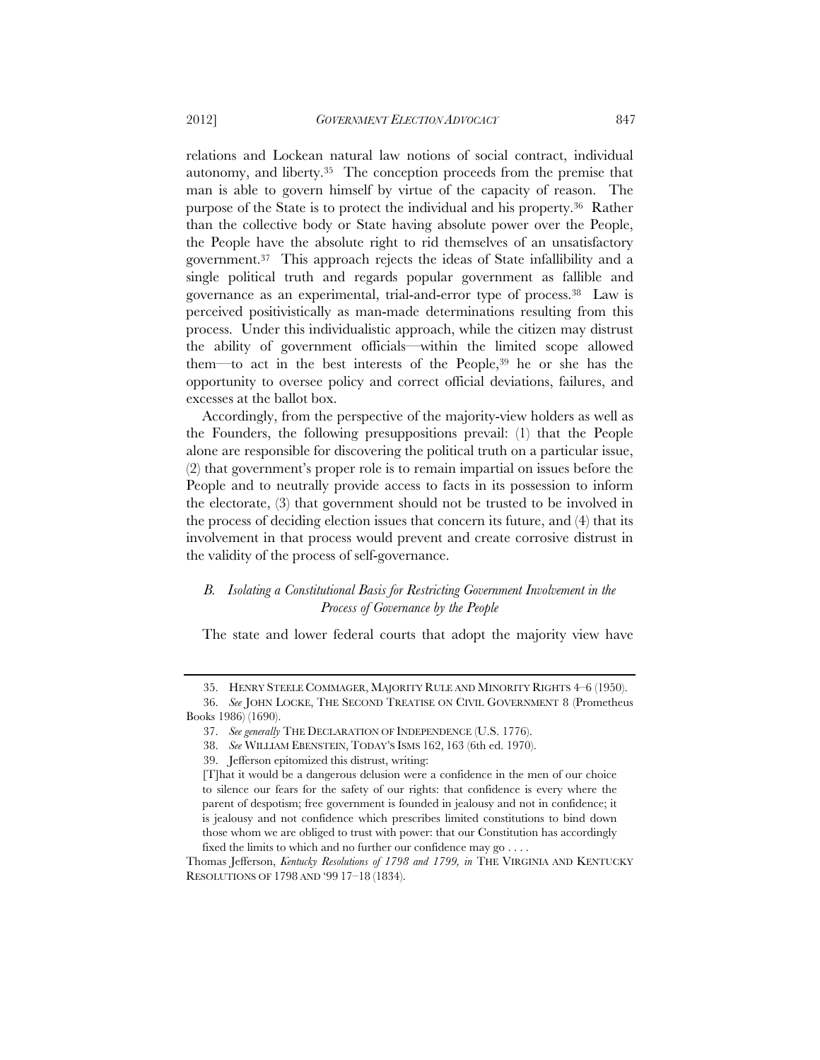relations and Lockean natural law notions of social contract, individual autonomy, and liberty.[35] The conception proceeds from the premise that man is able to govern himself by virtue of the capacity of reason. The purpose of the State is to protect the individual and his property.[36] Rather than the collective body or State having absolute power over the People, the People have the absolute right to rid themselves of an unsatisfactory government.[37] This approach rejects the ideas of State infallibility and a single political truth and regards popular government as fallible and governance as an experimental, trial-and-error type of process.[38] Law is perceived positivistically as man-made determinations resulting from this process. Under this individualistic approach, while the citizen may distrust the ability of government officials—within the limited scope allowed them—to act in the best interests of the People,[39] he or she has the opportunity to oversee policy and correct official deviations, failures, and excesses at the ballot box.

Accordingly, from the perspective of the majority-view holders as well as the Founders, the following presuppositions prevail: (1) that the People alone are responsible for discovering the political truth on a particular issue, (2) that government's proper role is to remain impartial on issues before the People and to neutrally provide access to facts in its possession to inform the electorate, (3) that government should not be trusted to be involved in the process of deciding election issues that concern its future, and (4) that its involvement in that process would prevent and create corrosive distrust in the validity of the process of self-governance.

### *B. Isolating a Constitutional Basis for Restricting Government Involvement in the Process of Governance by the People*

The state and lower federal courts that adopt the majority view have

---

35. HENRY STEELE COMMAGER, MAJORITY RULE AND MINORITY RIGHTS 4–6 (1950).

36. *See* JOHN LOCKE, THE SECOND TREATISE ON CIVIL GOVERNMENT 8 (Prometheus Books 1986) (1690).

37. *See generally* THE DECLARATION OF INDEPENDENCE (U.S. 1776).

38. *See* WILLIAM EBENSTEIN, TODAY'S ISMS 162, 163 (6th ed. 1970).

39. Jefferson epitomized this distrust, writing:

> [T]hat it would be a dangerous delusion were a confidence in the men of our choice to silence our fears for the safety of our rights: that confidence is every where the parent of despotism; free government is founded in jealousy and not in confidence; it is jealousy and not confidence which prescribes limited constitutions to bind down those whom we are obliged to trust with power: that our Constitution has accordingly fixed the limits to which and no further our confidence may go . . . .

Thomas Jefferson, *Kentucky Resolutions of 1798 and 1799, in* THE VIRGINIA AND KENTUCKY RESOLUTIONS OF 1798 AND '99 17–18 (1834).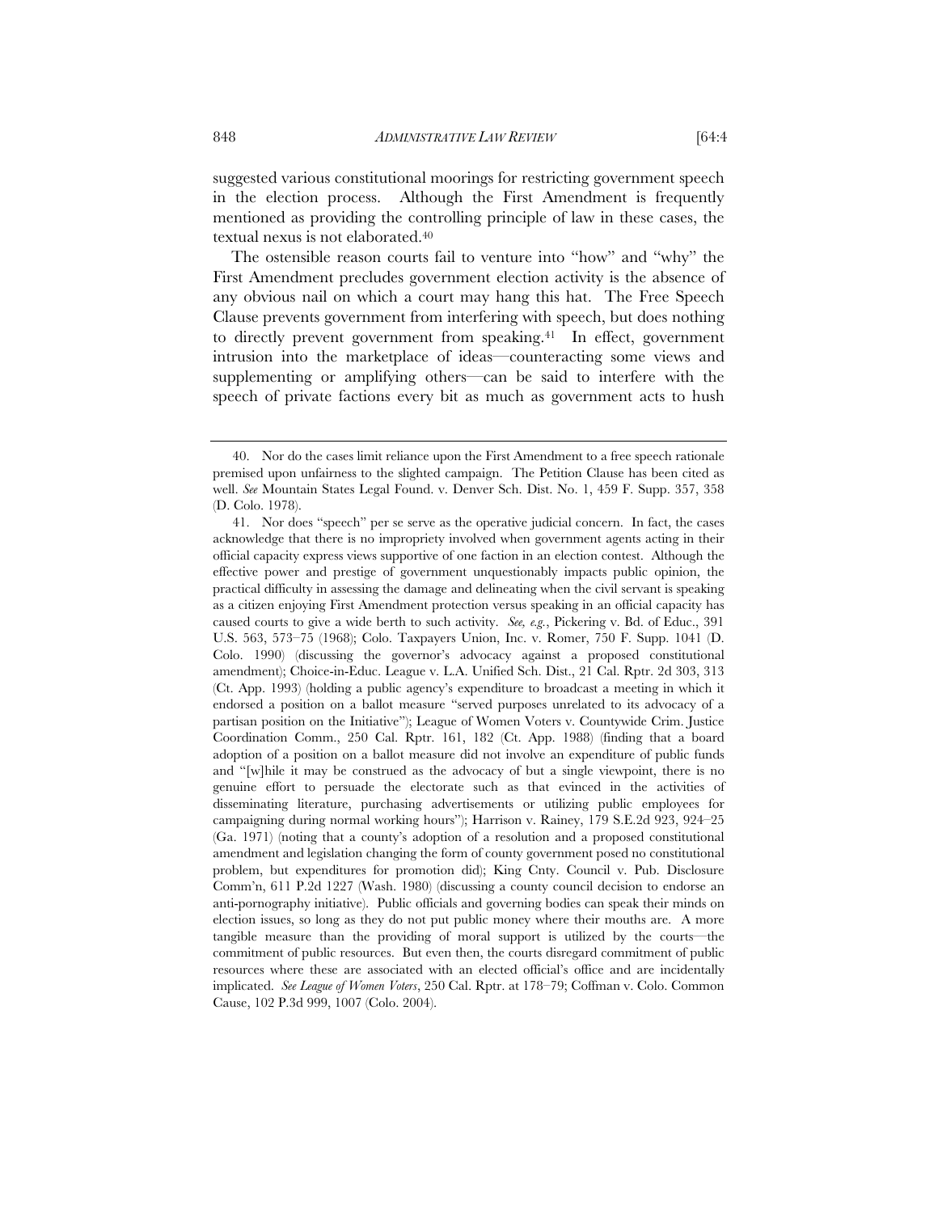suggested various constitutional moorings for restricting government speech in the election process. Although the First Amendment is frequently mentioned as providing the controlling principle of law in these cases, the textual nexus is not elaborated.[40]

The ostensible reason courts fail to venture into "how" and "why" the First Amendment precludes government election activity is the absence of any obvious nail on which a court may hang this hat. The Free Speech Clause prevents government from interfering with speech, but does nothing to directly prevent government from speaking.[41] In effect, government intrusion into the marketplace of ideas—counteracting some views and supplementing or amplifying others—can be said to interfere with the speech of private factions every bit as much as government acts to hush

---

40. Nor do the cases limit reliance upon the First Amendment to a free speech rationale premised upon unfairness to the slighted campaign. The Petition Clause has been cited as well. *See* Mountain States Legal Found. v. Denver Sch. Dist. No. 1, 459 F. Supp. 357, 358 (D. Colo. 1978).

41. Nor does "speech" per se serve as the operative judicial concern. In fact, the cases acknowledge that there is no impropriety involved when government agents acting in their official capacity express views supportive of one faction in an election contest. Although the effective power and prestige of government unquestionably impacts public opinion, the practical difficulty in assessing the damage and delineating when the civil servant is speaking as a citizen enjoying First Amendment protection versus speaking in an official capacity has caused courts to give a wide berth to such activity. *See, e.g.*, Pickering v. Bd. of Educ., 391 U.S. 563, 573–75 (1968); Colo. Taxpayers Union, Inc. v. Romer, 750 F. Supp. 1041 (D. Colo. 1990) (discussing the governor's advocacy against a proposed constitutional amendment); Choice-in-Educ. League v. L.A. Unified Sch. Dist., 21 Cal. Rptr. 2d 303, 313 (Ct. App. 1993) (holding a public agency's expenditure to broadcast a meeting in which it endorsed a position on a ballot measure "served purposes unrelated to its advocacy of a partisan position on the Initiative"); League of Women Voters v. Countywide Crim. Justice Coordination Comm., 250 Cal. Rptr. 161, 182 (Ct. App. 1988) (finding that a board adoption of a position on a ballot measure did not involve an expenditure of public funds and "[w]hile it may be construed as the advocacy of but a single viewpoint, there is no genuine effort to persuade the electorate such as that evinced in the activities of disseminating literature, purchasing advertisements or utilizing public employees for campaigning during normal working hours"); Harrison v. Rainey, 179 S.E.2d 923, 924–25 (Ga. 1971) (noting that a county's adoption of a resolution and a proposed constitutional amendment and legislation changing the form of county government posed no constitutional problem, but expenditures for promotion did); King Cnty. Council v. Pub. Disclosure Comm'n, 611 P.2d 1227 (Wash. 1980) (discussing a county council decision to endorse an anti-pornography initiative). Public officials and governing bodies can speak their minds on election issues, so long as they do not put public money where their mouths are. A more tangible measure than the providing of moral support is utilized by the courts—the commitment of public resources. But even then, the courts disregard commitment of public resources where these are associated with an elected official's office and are incidentally implicated. *See League of Women Voters*, 250 Cal. Rptr. at 178–79; Coffman v. Colo. Common Cause, 102 P.3d 999, 1007 (Colo. 2004).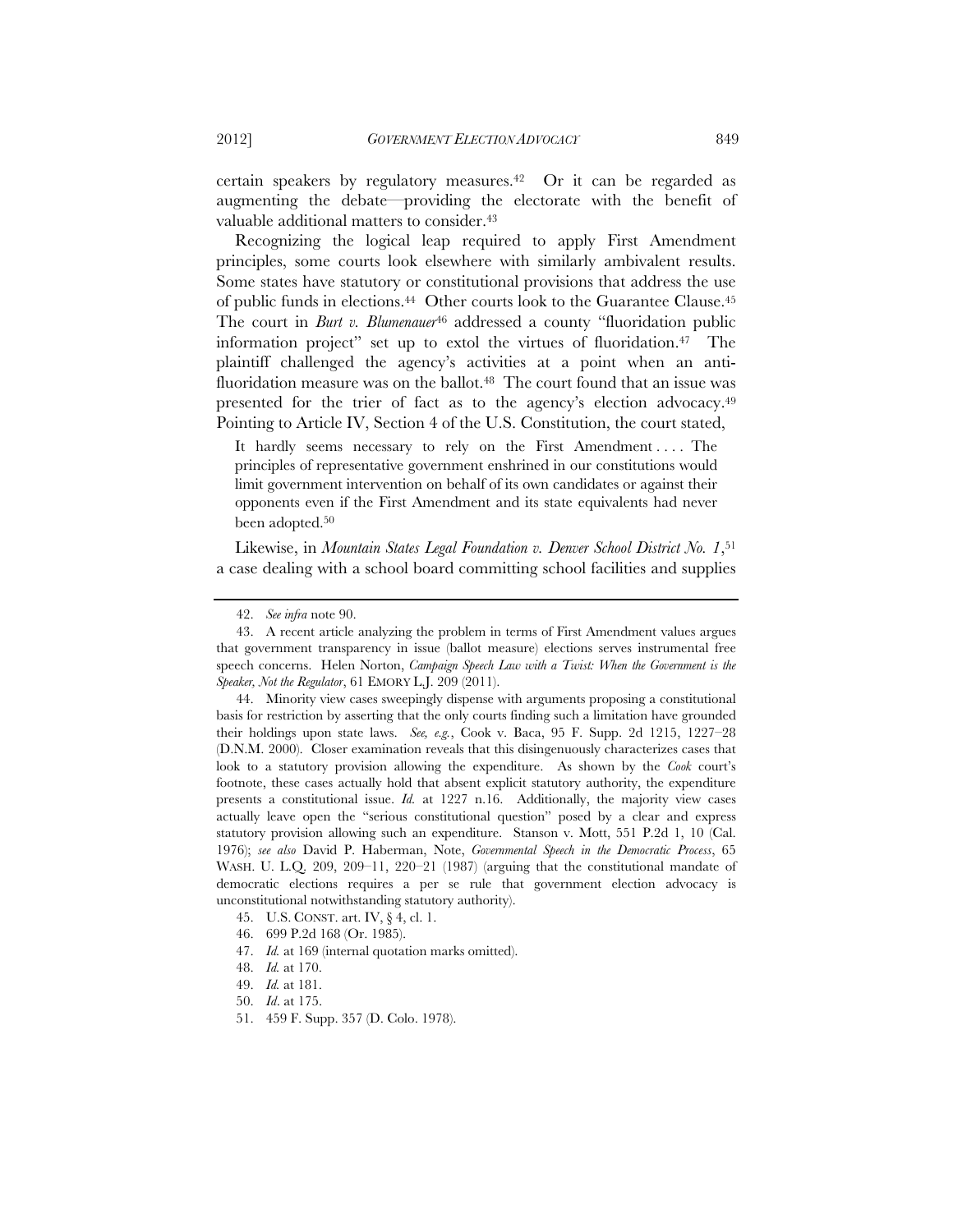certain speakers by regulatory measures.[42] Or it can be regarded as augmenting the debate—providing the electorate with the benefit of valuable additional matters to consider.[43]

Recognizing the logical leap required to apply First Amendment principles, some courts look elsewhere with similarly ambivalent results. Some states have statutory or constitutional provisions that address the use of public funds in elections.[44] Other courts look to the Guarantee Clause.[45] The court in *Burt v. Blumenauer*[46] addressed a county "fluoridation public information project" set up to extol the virtues of fluoridation.[47] The plaintiff challenged the agency's activities at a point when an anti-fluoridation measure was on the ballot.[48] The court found that an issue was presented for the trier of fact as to the agency's election advocacy.[49] Pointing to Article IV, Section 4 of the U.S. Constitution, the court stated,

> It hardly seems necessary to rely on the First Amendment . . . . The principles of representative government enshrined in our constitutions would limit government intervention on behalf of its own candidates or against their opponents even if the First Amendment and its state equivalents had never been adopted.[50]

Likewise, in *Mountain States Legal Foundation v. Denver School District No. 1*,[51] a case dealing with a school board committing school facilities and supplies

---

42. *See infra* note 90.

43. A recent article analyzing the problem in terms of First Amendment values argues that government transparency in issue (ballot measure) elections serves instrumental free speech concerns. Helen Norton, *Campaign Speech Law with a Twist: When the Government is the Speaker, Not the Regulator*, 61 EMORY L.J. 209 (2011).

44. Minority view cases sweepingly dispense with arguments proposing a constitutional basis for restriction by asserting that the only courts finding such a limitation have grounded their holdings upon state laws. *See, e.g.*, Cook v. Baca, 95 F. Supp. 2d 1215, 1227–28 (D.N.M. 2000). Closer examination reveals that this disingenuously characterizes cases that look to a statutory provision allowing the expenditure. As shown by the *Cook* court's footnote, these cases actually hold that absent explicit statutory authority, the expenditure presents a constitutional issue. *Id.* at 1227 n.16. Additionally, the majority view cases actually leave open the "serious constitutional question" posed by a clear and express statutory provision allowing such an expenditure. Stanson v. Mott, 551 P.2d 1, 10 (Cal. 1976); *see also* David P. Haberman, Note, *Governmental Speech in the Democratic Process*, 65 WASH. U. L.Q. 209, 209–11, 220–21 (1987) (arguing that the constitutional mandate of democratic elections requires a per se rule that government election advocacy is unconstitutional notwithstanding statutory authority).

45. U.S. CONST. art. IV, § 4, cl. 1.

46. 699 P.2d 168 (Or. 1985).

47. *Id.* at 169 (internal quotation marks omitted).

48. *Id.* at 170.

49. *Id.* at 181.

50. *Id*. at 175.

51. 459 F. Supp. 357 (D. Colo. 1978).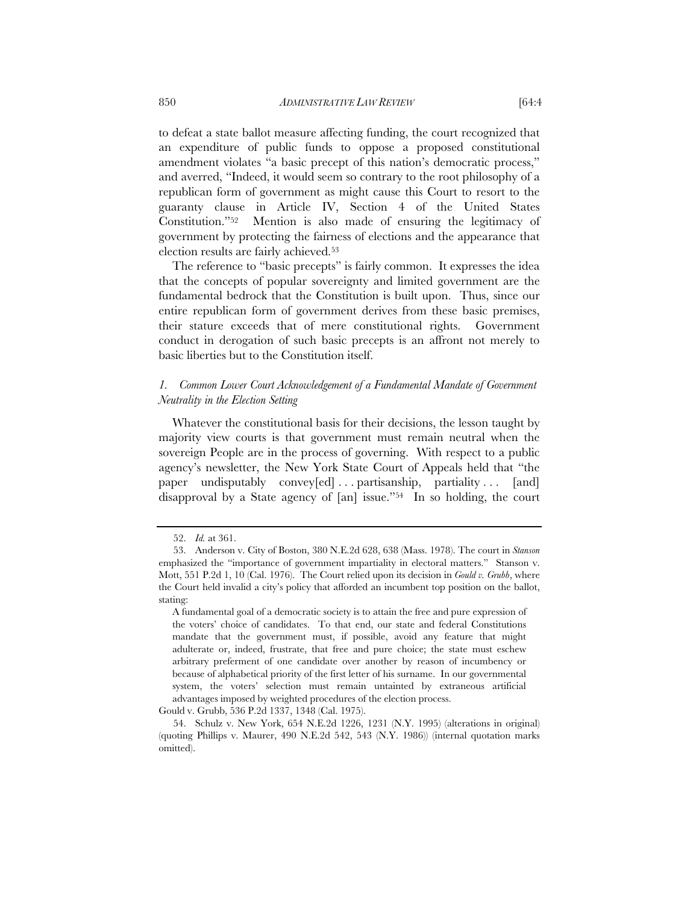to defeat a state ballot measure affecting funding, the court recognized that an expenditure of public funds to oppose a proposed constitutional amendment violates "a basic precept of this nation's democratic process," and averred, "Indeed, it would seem so contrary to the root philosophy of a republican form of government as might cause this Court to resort to the guaranty clause in Article IV, Section 4 of the United States Constitution."[52] Mention is also made of ensuring the legitimacy of government by protecting the fairness of elections and the appearance that election results are fairly achieved.[53]

The reference to "basic precepts" is fairly common. It expresses the idea that the concepts of popular sovereignty and limited government are the fundamental bedrock that the Constitution is built upon. Thus, since our entire republican form of government derives from these basic premises, their stature exceeds that of mere constitutional rights. Government conduct in derogation of such basic precepts is an affront not merely to basic liberties but to the Constitution itself.

### *1. Common Lower Court Acknowledgement of a Fundamental Mandate of Government Neutrality in the Election Setting*

Whatever the constitutional basis for their decisions, the lesson taught by majority view courts is that government must remain neutral when the sovereign People are in the process of governing. With respect to a public agency's newsletter, the New York State Court of Appeals held that "the paper undisputably convey[ed] . . . partisanship, partiality . . . [and] disapproval by a State agency of [an] issue."[54] In so holding, the court

---

52. *Id.* at 361.

53. Anderson v. City of Boston, 380 N.E.2d 628, 638 (Mass. 1978). The court in *Stanson* emphasized the "importance of government impartiality in electoral matters." Stanson v. Mott, 551 P.2d 1, 10 (Cal. 1976). The Court relied upon its decision in *Gould v. Grubb*, where the Court held invalid a city's policy that afforded an incumbent top position on the ballot, stating:

> A fundamental goal of a democratic society is to attain the free and pure expression of the voters' choice of candidates. To that end, our state and federal Constitutions mandate that the government must, if possible, avoid any feature that might adulterate or, indeed, frustrate, that free and pure choice; the state must eschew arbitrary preferment of one candidate over another by reason of incumbency or because of alphabetical priority of the first letter of his surname. In our governmental system, the voters' selection must remain untainted by extraneous artificial advantages imposed by weighted procedures of the election process.

Gould v. Grubb, 536 P.2d 1337, 1348 (Cal. 1975).

54. Schulz v. New York, 654 N.E.2d 1226, 1231 (N.Y. 1995) (alterations in original) (quoting Phillips v. Maurer, 490 N.E.2d 542, 543 (N.Y. 1986)) (internal quotation marks omitted).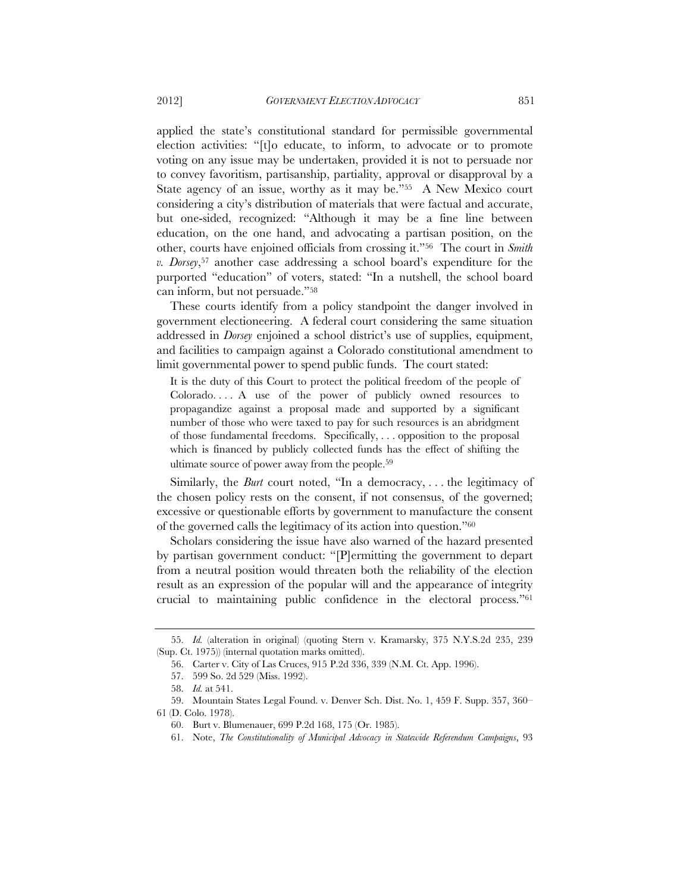applied the state's constitutional standard for permissible governmental election activities: "[t]o educate, to inform, to advocate or to promote voting on any issue may be undertaken, provided it is not to persuade nor to convey favoritism, partisanship, partiality, approval or disapproval by a State agency of an issue, worthy as it may be."[55] A New Mexico court considering a city's distribution of materials that were factual and accurate, but one-sided, recognized: "Although it may be a fine line between education, on the one hand, and advocating a partisan position, on the other, courts have enjoined officials from crossing it."[56] The court in *Smith v. Dorsey*,[57] another case addressing a school board's expenditure for the purported "education" of voters, stated: "In a nutshell, the school board can inform, but not persuade."[58]

These courts identify from a policy standpoint the danger involved in government electioneering. A federal court considering the same situation addressed in *Dorsey* enjoined a school district's use of supplies, equipment, and facilities to campaign against a Colorado constitutional amendment to limit governmental power to spend public funds. The court stated:

> It is the duty of this Court to protect the political freedom of the people of Colorado. . . . A use of the power of publicly owned resources to propagandize against a proposal made and supported by a significant number of those who were taxed to pay for such resources is an abridgment of those fundamental freedoms. Specifically, . . . opposition to the proposal which is financed by publicly collected funds has the effect of shifting the ultimate source of power away from the people.[59]

Similarly, the *Burt* court noted, "In a democracy, . . . the legitimacy of the chosen policy rests on the consent, if not consensus, of the governed; excessive or questionable efforts by government to manufacture the consent of the governed calls the legitimacy of its action into question."[60]

Scholars considering the issue have also warned of the hazard presented by partisan government conduct: "[P]ermitting the government to depart from a neutral position would threaten both the reliability of the election result as an expression of the popular will and the appearance of integrity crucial to maintaining public confidence in the electoral process."[61]

---

55. *Id.* (alteration in original) (quoting Stern v. Kramarsky, 375 N.Y.S.2d 235, 239 (Sup. Ct. 1975)) (internal quotation marks omitted).

56. Carter v. City of Las Cruces, 915 P.2d 336, 339 (N.M. Ct. App. 1996).

57. 599 So. 2d 529 (Miss. 1992).

58. *Id.* at 541.

59. Mountain States Legal Found. v. Denver Sch. Dist. No. 1, 459 F. Supp. 357, 360–61 (D. Colo. 1978).

60. Burt v. Blumenauer, 699 P.2d 168, 175 (Or. 1985).

61. Note, *The Constitutionality of Municipal Advocacy in Statewide Referendum Campaigns*, 93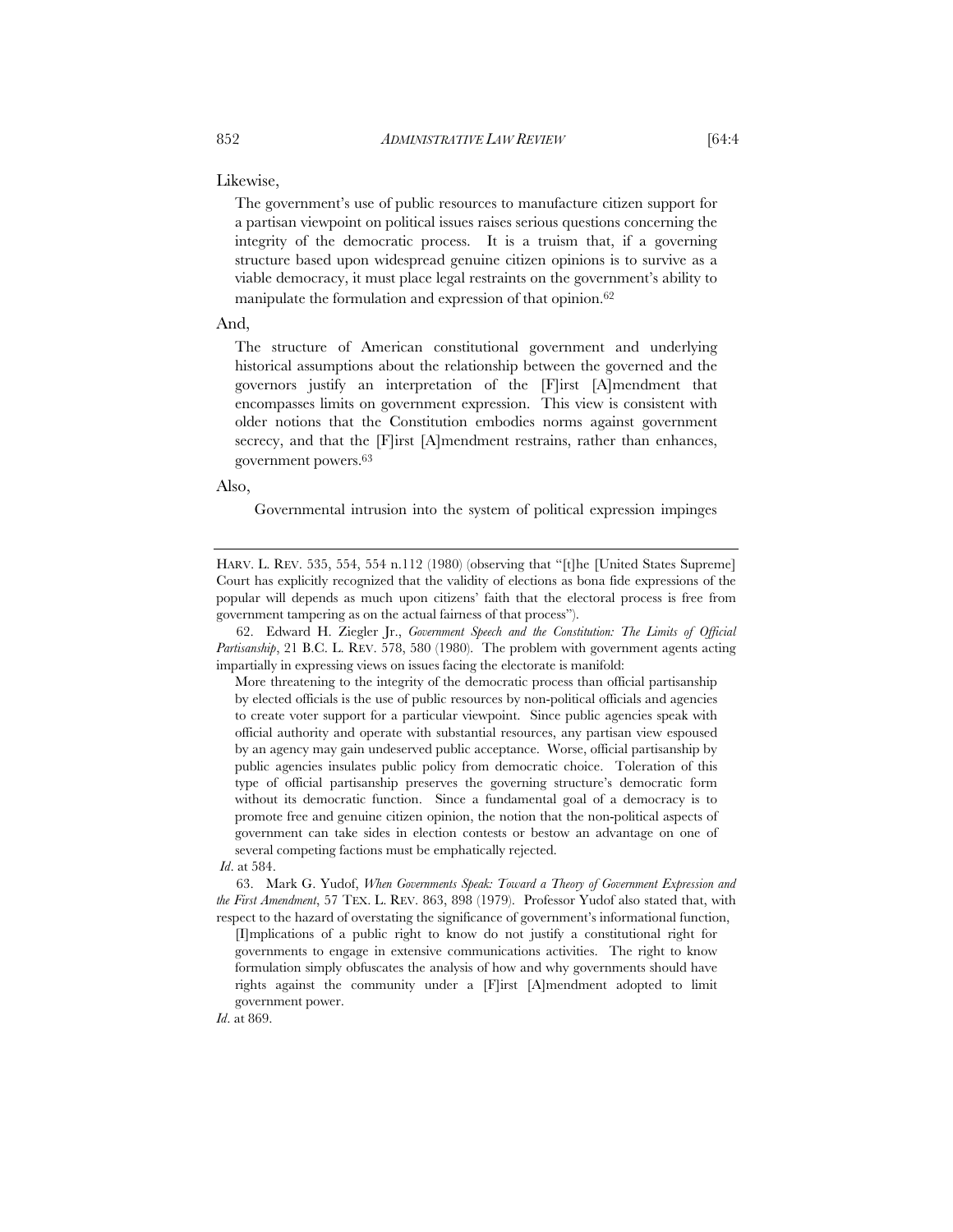Likewise,

> The government's use of public resources to manufacture citizen support for a partisan viewpoint on political issues raises serious questions concerning the integrity of the democratic process. It is a truism that, if a governing structure based upon widespread genuine citizen opinions is to survive as a viable democracy, it must place legal restraints on the government's ability to manipulate the formulation and expression of that opinion.[62]

And,

> The structure of American constitutional government and underlying historical assumptions about the relationship between the governed and the governors justify an interpretation of the [F]irst [A]mendment that encompasses limits on government expression. This view is consistent with older notions that the Constitution embodies norms against government secrecy, and that the [F]irst [A]mendment restrains, rather than enhances, government powers.[63]

Also,

> Governmental intrusion into the system of political expression impinges

---

HARV. L. REV. 535, 554, 554 n.112 (1980) (observing that "[t]he [United States Supreme] Court has explicitly recognized that the validity of elections as bona fide expressions of the popular will depends as much upon citizens' faith that the electoral process is free from government tampering as on the actual fairness of that process").

62. Edward H. Ziegler Jr., *Government Speech and the Constitution: The Limits of Official Partisanship*, 21 B.C. L. REV. 578, 580 (1980). The problem with government agents acting impartially in expressing views on issues facing the electorate is manifold:

> More threatening to the integrity of the democratic process than official partisanship by elected officials is the use of public resources by non-political officials and agencies to create voter support for a particular viewpoint. Since public agencies speak with official authority and operate with substantial resources, any partisan view espoused by an agency may gain undeserved public acceptance. Worse, official partisanship by public agencies insulates public policy from democratic choice. Toleration of this type of official partisanship preserves the governing structure's democratic form without its democratic function. Since a fundamental goal of a democracy is to promote free and genuine citizen opinion, the notion that the non-political aspects of government can take sides in election contests or bestow an advantage on one of several competing factions must be emphatically rejected.

*Id*. at 584.

63. Mark G. Yudof, *When Governments Speak: Toward a Theory of Government Expression and the First Amendment*, 57 TEX. L. REV. 863, 898 (1979). Professor Yudof also stated that, with respect to the hazard of overstating the significance of government's informational function,

> [I]mplications of a public right to know do not justify a constitutional right for governments to engage in extensive communications activities. The right to know formulation simply obfuscates the analysis of how and why governments should have rights against the community under a [F]irst [A]mendment adopted to limit government power.

*Id*. at 869.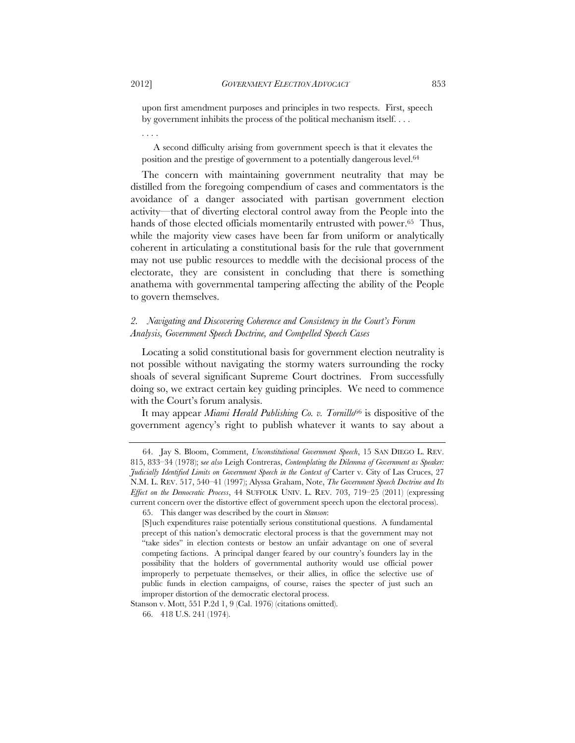upon first amendment purposes and principles in two respects. First, speech by government inhibits the process of the political mechanism itself. . . .

. . . .

A second difficulty arising from government speech is that it elevates the position and the prestige of government to a potentially dangerous level.[64]

The concern with maintaining government neutrality that may be distilled from the foregoing compendium of cases and commentators is the avoidance of a danger associated with partisan government election activity—that of diverting electoral control away from the People into the hands of those elected officials momentarily entrusted with power.[65] Thus, while the majority view cases have been far from uniform or analytically coherent in articulating a constitutional basis for the rule that government may not use public resources to meddle with the decisional process of the electorate, they are consistent in concluding that there is something anathema with governmental tampering affecting the ability of the People to govern themselves.

### *2. Navigating and Discovering Coherence and Consistency in the Court's Forum Analysis, Government Speech Doctrine, and Compelled Speech Cases*

Locating a solid constitutional basis for government election neutrality is not possible without navigating the stormy waters surrounding the rocky shoals of several significant Supreme Court doctrines. From successfully doing so, we extract certain key guiding principles. We need to commence with the Court's forum analysis.

It may appear *Miami Herald Publishing Co. v. Tornillo*[66] is dispositive of the government agency's right to publish whatever it wants to say about a

---

64. Jay S. Bloom, Comment, *Unconstitutional Government Speech*, 15 SAN DIEGO L. REV. 815, 833–34 (1978); *see also* Leigh Contreras, *Contemplating the Dilemma of Government as Speaker: Judicially Identified Limits on Government Speech in the Context of* Carter v. City of Las Cruces, 27 N.M. L. REV. 517, 540–41 (1997); Alyssa Graham, Note, *The Government Speech Doctrine and Its Effect on the Democratic Process*, 44 SUFFOLK UNIV. L. REV. 703, 719–25 (2011) (expressing current concern over the distortive effect of government speech upon the electoral process).

65. This danger was described by the court in *Stanson*:

[S]uch expenditures raise potentially serious constitutional questions. A fundamental precept of this nation's democratic electoral process is that the government may not "take sides" in election contests or bestow an unfair advantage on one of several competing factions. A principal danger feared by our country's founders lay in the possibility that the holders of governmental authority would use official power improperly to perpetuate themselves, or their allies, in office the selective use of public funds in election campaigns, of course, raises the specter of just such an improper distortion of the democratic electoral process.

Stanson v. Mott, 551 P.2d 1, 9 (Cal. 1976) (citations omitted).

66. 418 U.S. 241 (1974).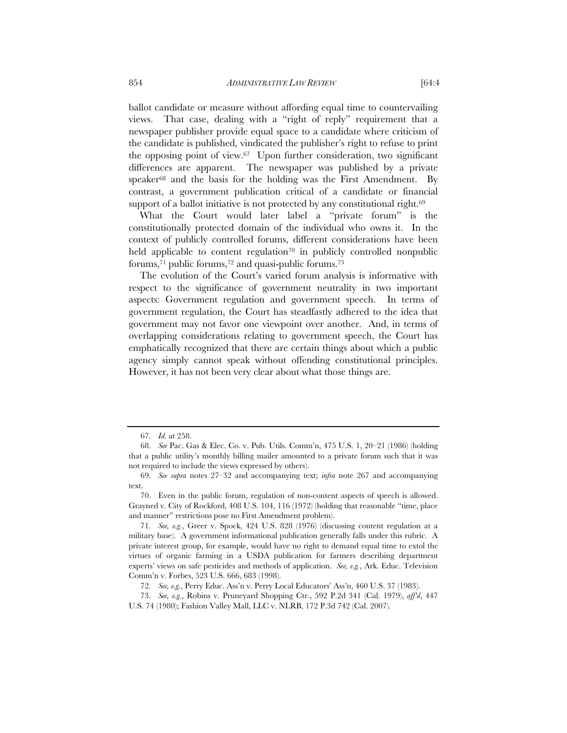ballot candidate or measure without affording equal time to countervailing views. That case, dealing with a "right of reply" requirement that a newspaper publisher provide equal space to a candidate where criticism of the candidate is published, vindicated the publisher's right to refuse to print the opposing point of view.[67] Upon further consideration, two significant differences are apparent. The newspaper was published by a private speaker[68] and the basis for the holding was the First Amendment. By contrast, a government publication critical of a candidate or financial support of a ballot initiative is not protected by any constitutional right.[69]

What the Court would later label a "private forum" is the constitutionally protected domain of the individual who owns it. In the context of publicly controlled forums, different considerations have been held applicable to content regulation[70] in publicly controlled nonpublic forums,[71] public forums,[72] and quasi-public forums.[73]

The evolution of the Court's varied forum analysis is informative with respect to the significance of government neutrality in two important aspects: Government regulation and government speech. In terms of government regulation, the Court has steadfastly adhered to the idea that government may not favor one viewpoint over another. And, in terms of overlapping considerations relating to government speech, the Court has emphatically recognized that there are certain things about which a public agency simply cannot speak without offending constitutional principles. However, it has not been very clear about what those things are.

---

67. *Id.* at 258.

68. *See* Pac. Gas & Elec. Co. v. Pub. Utils. Comm'n, 475 U.S. 1, 20–21 (1986) (holding that a public utility's monthly billing mailer amounted to a private forum such that it was not required to include the views expressed by others).

69. *See supra* notes 27–32 and accompanying text; *infra* note 267 and accompanying text.

70. Even in the public forum, regulation of non-content aspects of speech is allowed. Grayned v. City of Rockford, 408 U.S. 104, 116 (1972) (holding that reasonable "time, place and manner" restrictions pose no First Amendment problem).

71. *See, e.g.*, Greer v. Spock, 424 U.S. 828 (1976) (discussing content regulation at a military base). A government informational publication generally falls under this rubric. A private interest group, for example, would have no right to demand equal time to extol the virtues of organic farming in a USDA publication for farmers describing department experts' views on safe pesticides and methods of application. *See, e.g.*, Ark. Educ. Television Comm'n v. Forbes, 523 U.S. 666, 683 (1998).

72. *See, e.g.*, Perry Educ. Ass'n v. Perry Local Educators' Ass'n, 460 U.S. 37 (1983).

73. *See, e.g.*, Robins v. Pruneyard Shopping Ctr., 592 P.2d 341 (Cal. 1979), *aff'd*, 447 U.S. 74 (1980); Fashion Valley Mall, LLC v. NLRB, 172 P.3d 742 (Cal. 2007).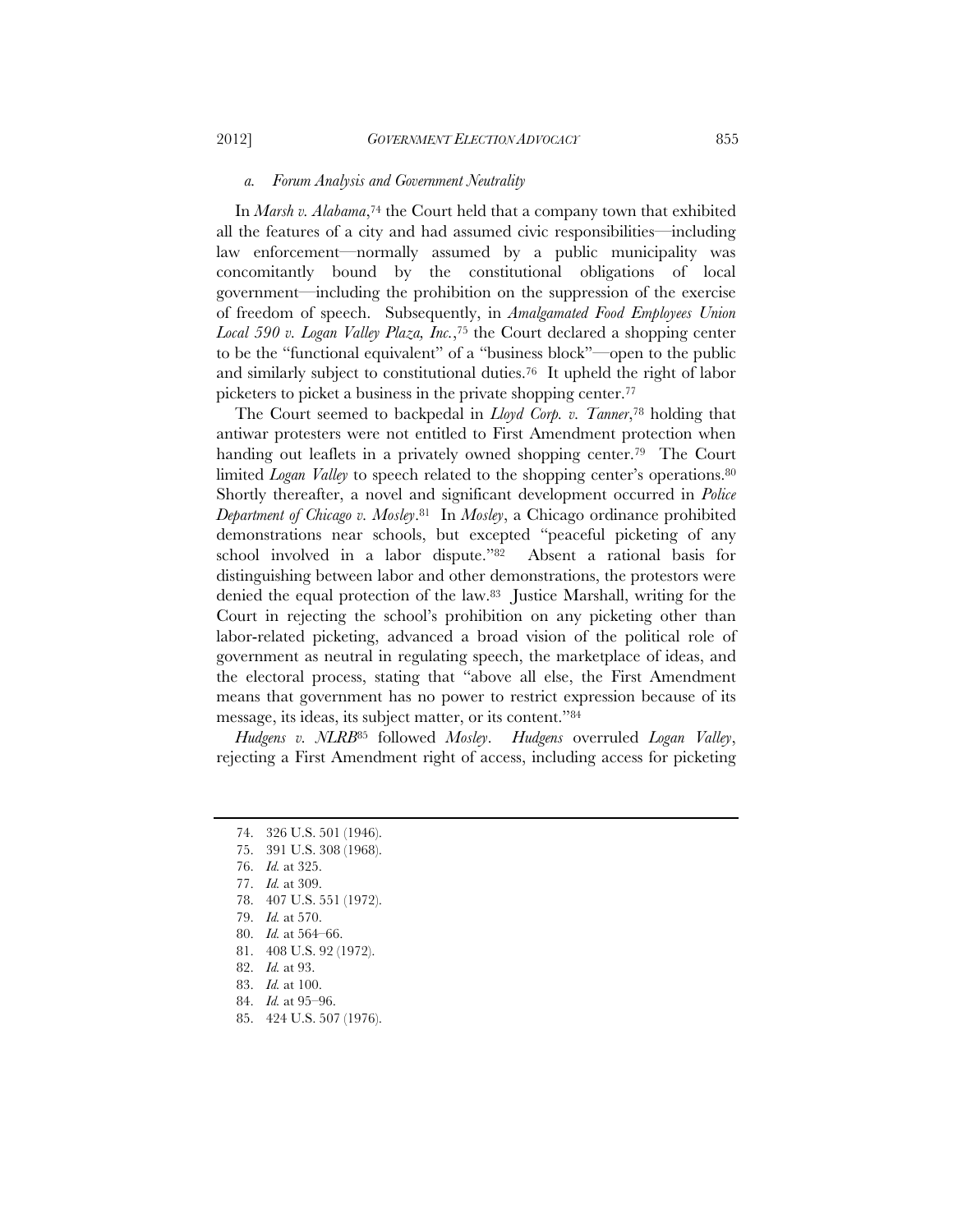#### *a. Forum Analysis and Government Neutrality*

In *Marsh v. Alabama*,[74] the Court held that a company town that exhibited all the features of a city and had assumed civic responsibilities—including law enforcement—normally assumed by a public municipality was concomitantly bound by the constitutional obligations of local government—including the prohibition on the suppression of the exercise of freedom of speech. Subsequently, in *Amalgamated Food Employees Union Local 590 v. Logan Valley Plaza, Inc.*,[75] the Court declared a shopping center to be the "functional equivalent" of a "business block"—open to the public and similarly subject to constitutional duties.[76] It upheld the right of labor picketers to picket a business in the private shopping center.[77]

The Court seemed to backpedal in *Lloyd Corp. v. Tanner*,[78] holding that antiwar protesters were not entitled to First Amendment protection when handing out leaflets in a privately owned shopping center.[79] The Court limited *Logan Valley* to speech related to the shopping center's operations.[80] Shortly thereafter, a novel and significant development occurred in *Police Department of Chicago v. Mosley*.[81] In *Mosley*, a Chicago ordinance prohibited demonstrations near schools, but excepted "peaceful picketing of any school involved in a labor dispute."[82] Absent a rational basis for distinguishing between labor and other demonstrations, the protestors were denied the equal protection of the law.[83] Justice Marshall, writing for the Court in rejecting the school's prohibition on any picketing other than labor-related picketing, advanced a broad vision of the political role of government as neutral in regulating speech, the marketplace of ideas, and the electoral process, stating that "above all else, the First Amendment means that government has no power to restrict expression because of its message, its ideas, its subject matter, or its content."[84]

*Hudgens v. NLRB*[85] followed *Mosley*. *Hudgens* overruled *Logan Valley*, rejecting a First Amendment right of access, including access for picketing

---

74. 326 U.S. 501 (1946).
75. 391 U.S. 308 (1968).
76. *Id.* at 325.
77. *Id.* at 309.
78. 407 U.S. 551 (1972).
79. *Id.* at 570.
80. *Id.* at 564–66.
81. 408 U.S. 92 (1972).
82. *Id.* at 93.
83. *Id.* at 100.
84. *Id.* at 95–96.
85. 424 U.S. 507 (1976).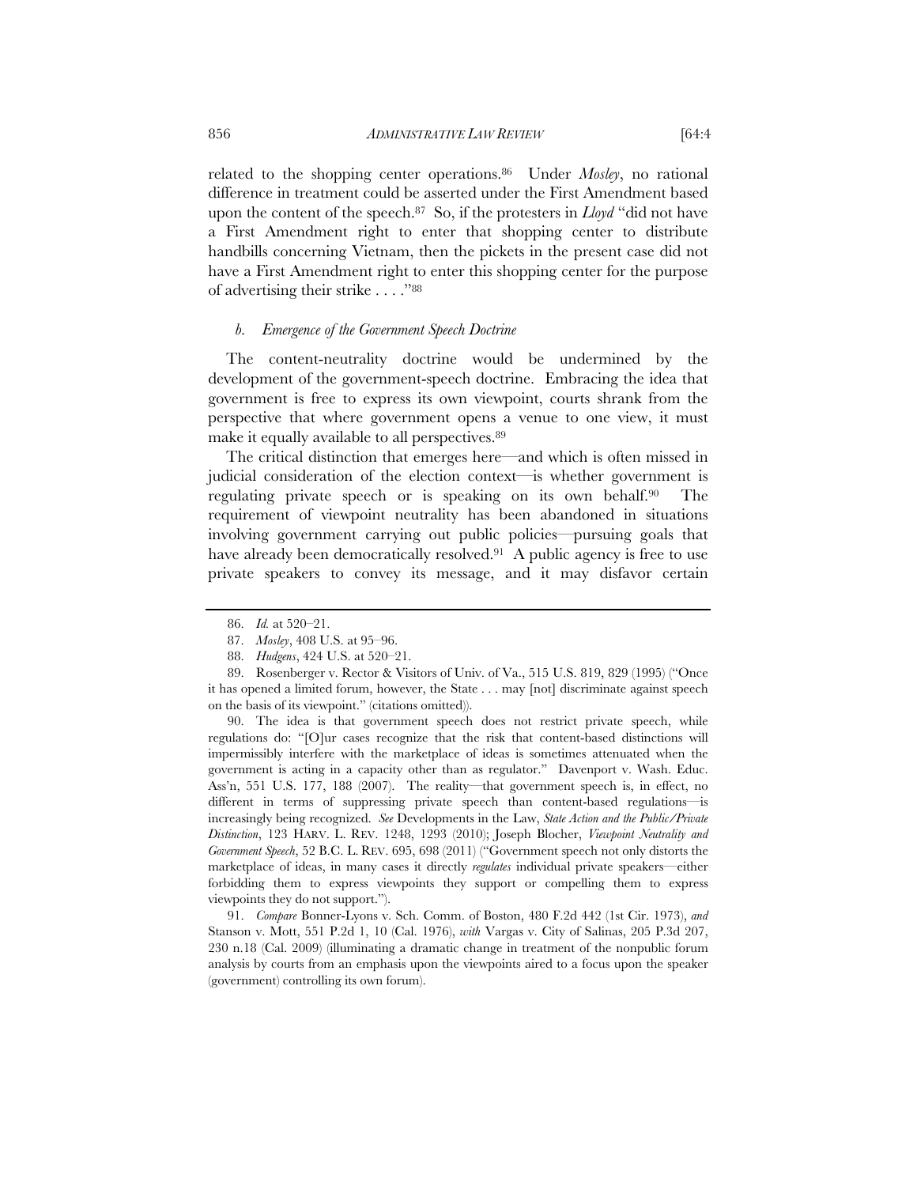related to the shopping center operations.[86] Under *Mosley*, no rational difference in treatment could be asserted under the First Amendment based upon the content of the speech.[87] So, if the protesters in *Lloyd* "did not have a First Amendment right to enter that shopping center to distribute handbills concerning Vietnam, then the pickets in the present case did not have a First Amendment right to enter this shopping center for the purpose of advertising their strike . . . ."[88]

#### *b. Emergence of the Government Speech Doctrine*

The content-neutrality doctrine would be undermined by the development of the government-speech doctrine. Embracing the idea that government is free to express its own viewpoint, courts shrank from the perspective that where government opens a venue to one view, it must make it equally available to all perspectives.[89]

The critical distinction that emerges here—and which is often missed in judicial consideration of the election context—is whether government is regulating private speech or is speaking on its own behalf.[90] The requirement of viewpoint neutrality has been abandoned in situations involving government carrying out public policies—pursuing goals that have already been democratically resolved.[91] A public agency is free to use private speakers to convey its message, and it may disfavor certain

---

86. *Id.* at 520–21.

87. *Mosley*, 408 U.S. at 95–96.

88. *Hudgens*, 424 U.S. at 520–21.

89. Rosenberger v. Rector & Visitors of Univ. of Va., 515 U.S. 819, 829 (1995) ("Once it has opened a limited forum, however, the State . . . may [not] discriminate against speech on the basis of its viewpoint." (citations omitted)).

90. The idea is that government speech does not restrict private speech, while regulations do: "[O]ur cases recognize that the risk that content-based distinctions will impermissibly interfere with the marketplace of ideas is sometimes attenuated when the government is acting in a capacity other than as regulator." Davenport v. Wash. Educ. Ass'n, 551 U.S. 177, 188 (2007). The reality—that government speech is, in effect, no different in terms of suppressing private speech than content-based regulations—is increasingly being recognized. *See* Developments in the Law, *State Action and the Public/Private Distinction*, 123 HARV. L. REV. 1248, 1293 (2010); Joseph Blocher, *Viewpoint Neutrality and Government Speech*, 52 B.C. L. REV. 695, 698 (2011) ("Government speech not only distorts the marketplace of ideas, in many cases it directly *regulates* individual private speakers—either forbidding them to express viewpoints they support or compelling them to express viewpoints they do not support.").

91. *Compare* Bonner-Lyons v. Sch. Comm. of Boston, 480 F.2d 442 (1st Cir. 1973), *and* Stanson v. Mott, 551 P.2d 1, 10 (Cal. 1976), *with* Vargas v. City of Salinas, 205 P.3d 207, 230 n.18 (Cal. 2009) (illuminating a dramatic change in treatment of the nonpublic forum analysis by courts from an emphasis upon the viewpoints aired to a focus upon the speaker (government) controlling its own forum).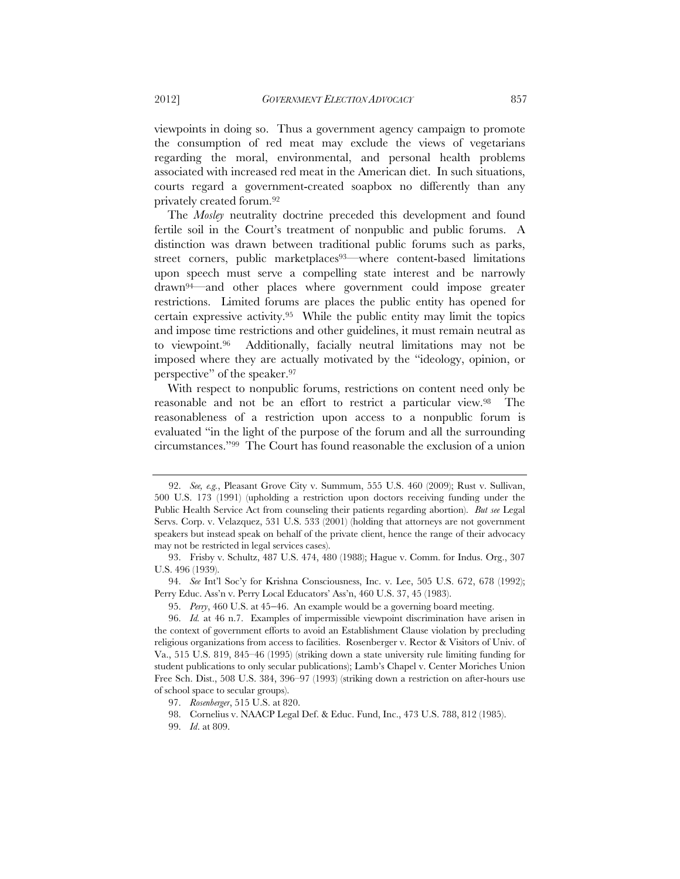viewpoints in doing so. Thus a government agency campaign to promote the consumption of red meat may exclude the views of vegetarians regarding the moral, environmental, and personal health problems associated with increased red meat in the American diet. In such situations, courts regard a government-created soapbox no differently than any privately created forum.[92]

The *Mosley* neutrality doctrine preceded this development and found fertile soil in the Court's treatment of nonpublic and public forums. A distinction was drawn between traditional public forums such as parks, street corners, public marketplaces[93]—where content-based limitations upon speech must serve a compelling state interest and be narrowly drawn[94]—and other places where government could impose greater restrictions. Limited forums are places the public entity has opened for certain expressive activity.[95] While the public entity may limit the topics and impose time restrictions and other guidelines, it must remain neutral as to viewpoint.[96] Additionally, facially neutral limitations may not be imposed where they are actually motivated by the "ideology, opinion, or perspective" of the speaker.[97]

With respect to nonpublic forums, restrictions on content need only be reasonable and not be an effort to restrict a particular view.[98] The reasonableness of a restriction upon access to a nonpublic forum is evaluated "in the light of the purpose of the forum and all the surrounding circumstances."[99] The Court has found reasonable the exclusion of a union

---

92. *See, e.g.*, Pleasant Grove City v. Summum, 555 U.S. 460 (2009); Rust v. Sullivan, 500 U.S. 173 (1991) (upholding a restriction upon doctors receiving funding under the Public Health Service Act from counseling their patients regarding abortion). *But see* Legal Servs. Corp. v. Velazquez, 531 U.S. 533 (2001) (holding that attorneys are not government speakers but instead speak on behalf of the private client, hence the range of their advocacy may not be restricted in legal services cases).

93. Frisby v. Schultz, 487 U.S. 474, 480 (1988); Hague v. Comm. for Indus. Org., 307 U.S. 496 (1939).

94. *See* Int'l Soc'y for Krishna Consciousness, Inc. v. Lee, 505 U.S. 672, 678 (1992); Perry Educ. Ass'n v. Perry Local Educators' Ass'n, 460 U.S. 37, 45 (1983).

95. *Perry*, 460 U.S. at 45–46. An example would be a governing board meeting.

96. *Id.* at 46 n.7. Examples of impermissible viewpoint discrimination have arisen in the context of government efforts to avoid an Establishment Clause violation by precluding religious organizations from access to facilities. Rosenberger v. Rector & Visitors of Univ. of Va., 515 U.S. 819, 845–46 (1995) (striking down a state university rule limiting funding for student publications to only secular publications); Lamb's Chapel v. Center Moriches Union Free Sch. Dist., 508 U.S. 384, 396–97 (1993) (striking down a restriction on after-hours use of school space to secular groups).

97. *Rosenberger*, 515 U.S. at 820.

98. Cornelius v. NAACP Legal Def. & Educ. Fund, Inc., 473 U.S. 788, 812 (1985).

99. *Id*. at 809.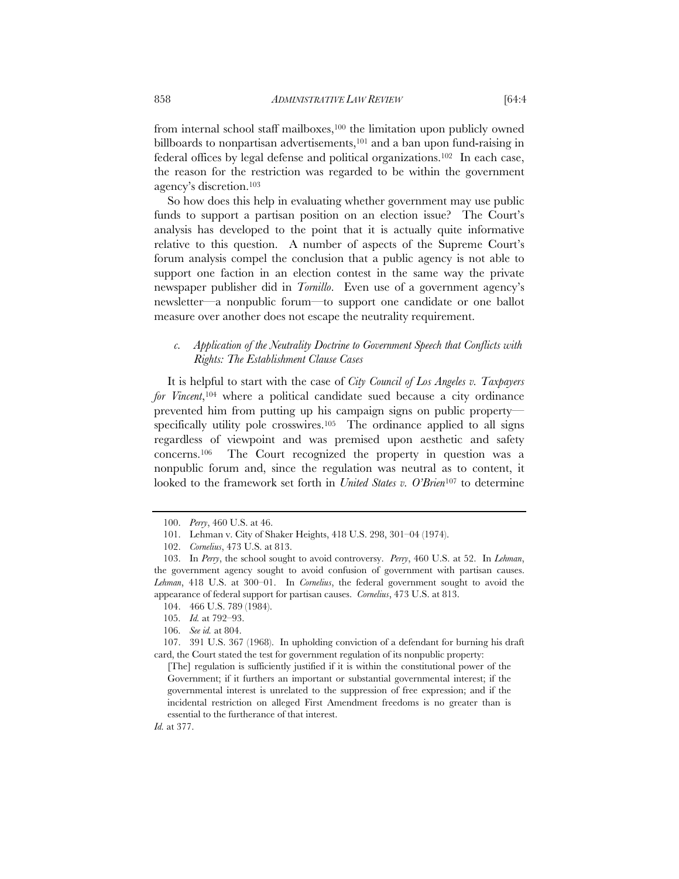from internal school staff mailboxes,[100] the limitation upon publicly owned billboards to nonpartisan advertisements,[101] and a ban upon fund-raising in federal offices by legal defense and political organizations.[102] In each case, the reason for the restriction was regarded to be within the government agency's discretion.[103]

So how does this help in evaluating whether government may use public funds to support a partisan position on an election issue? The Court's analysis has developed to the point that it is actually quite informative relative to this question. A number of aspects of the Supreme Court's forum analysis compel the conclusion that a public agency is not able to support one faction in an election contest in the same way the private newspaper publisher did in *Tornillo*. Even use of a government agency's newsletter—a nonpublic forum—to support one candidate or one ballot measure over another does not escape the neutrality requirement.

### *c. Application of the Neutrality Doctrine to Government Speech that Conflicts with Rights: The Establishment Clause Cases*

It is helpful to start with the case of *City Council of Los Angeles v. Taxpayers for Vincent*,[104] where a political candidate sued because a city ordinance prevented him from putting up his campaign signs on public property—specifically utility pole crosswires.[105] The ordinance applied to all signs regardless of viewpoint and was premised upon aesthetic and safety concerns.[106] The Court recognized the property in question was a nonpublic forum and, since the regulation was neutral as to content, it looked to the framework set forth in *United States v. O'Brien*[107] to determine

---

100. *Perry*, 460 U.S. at 46.

101. Lehman v. City of Shaker Heights, 418 U.S. 298, 301–04 (1974).

102. *Cornelius*, 473 U.S. at 813.

103. In *Perry*, the school sought to avoid controversy. *Perry*, 460 U.S. at 52. In *Lehman*, the government agency sought to avoid confusion of government with partisan causes. *Lehman*, 418 U.S. at 300–01. In *Cornelius*, the federal government sought to avoid the appearance of federal support for partisan causes. *Cornelius*, 473 U.S. at 813.

104. 466 U.S. 789 (1984).

105. *Id.* at 792–93.

106. *See id.* at 804.

107. 391 U.S. 367 (1968). In upholding conviction of a defendant for burning his draft card, the Court stated the test for government regulation of its nonpublic property:

> [The] regulation is sufficiently justified if it is within the constitutional power of the Government; if it furthers an important or substantial governmental interest; if the governmental interest is unrelated to the suppression of free expression; and if the incidental restriction on alleged First Amendment freedoms is no greater than is essential to the furtherance of that interest.

*Id.* at 377.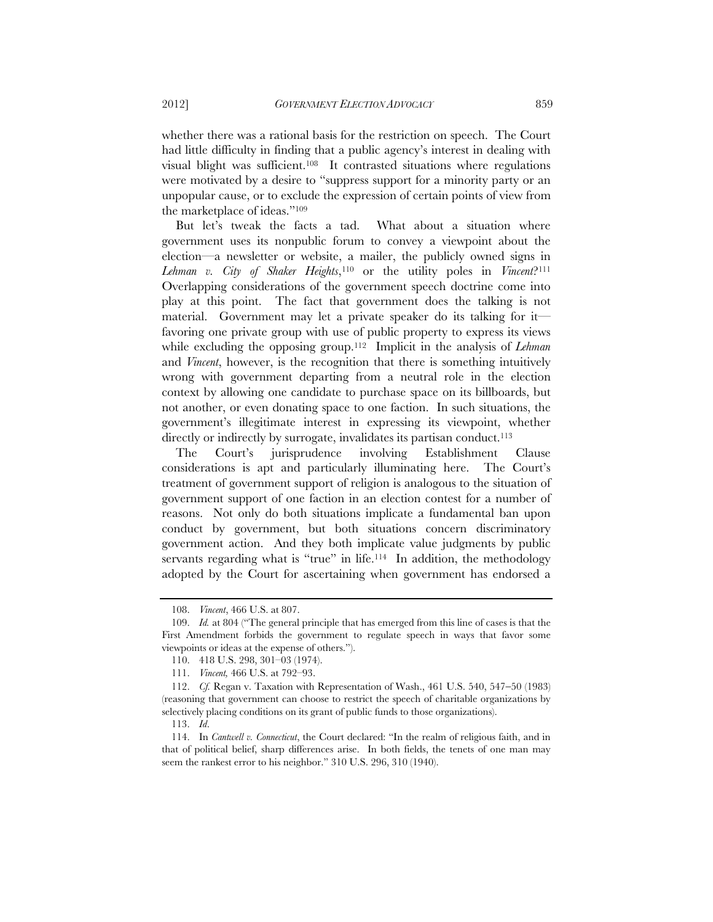whether there was a rational basis for the restriction on speech. The Court had little difficulty in finding that a public agency's interest in dealing with visual blight was sufficient.[108] It contrasted situations where regulations were motivated by a desire to "suppress support for a minority party or an unpopular cause, or to exclude the expression of certain points of view from the marketplace of ideas."[109]

But let's tweak the facts a tad. What about a situation where government uses its nonpublic forum to convey a viewpoint about the election—a newsletter or website, a mailer, the publicly owned signs in *Lehman v. City of Shaker Heights*,[110] or the utility poles in *Vincent*?[111] Overlapping considerations of the government speech doctrine come into play at this point. The fact that government does the talking is not material. Government may let a private speaker do its talking for it—favoring one private group with use of public property to express its views while excluding the opposing group.[112] Implicit in the analysis of *Lehman* and *Vincent*, however, is the recognition that there is something intuitively wrong with government departing from a neutral role in the election context by allowing one candidate to purchase space on its billboards, but not another, or even donating space to one faction. In such situations, the government's illegitimate interest in expressing its viewpoint, whether directly or indirectly by surrogate, invalidates its partisan conduct.[113]

The Court's jurisprudence involving Establishment Clause considerations is apt and particularly illuminating here. The Court's treatment of government support of religion is analogous to the situation of government support of one faction in an election contest for a number of reasons. Not only do both situations implicate a fundamental ban upon conduct by government, but both situations concern discriminatory government action. And they both implicate value judgments by public servants regarding what is "true" in life.[114] In addition, the methodology adopted by the Court for ascertaining when government has endorsed a

---

108. *Vincent*, 466 U.S. at 807.

109. *Id.* at 804 ("The general principle that has emerged from this line of cases is that the First Amendment forbids the government to regulate speech in ways that favor some viewpoints or ideas at the expense of others.").

110. 418 U.S. 298, 301–03 (1974).

111. *Vincent,* 466 U.S. at 792–93.

112. *Cf.* Regan v. Taxation with Representation of Wash., 461 U.S. 540, 547–50 (1983) (reasoning that government can choose to restrict the speech of charitable organizations by selectively placing conditions on its grant of public funds to those organizations).

113. *Id*.

114. In *Cantwell v. Connecticut*, the Court declared: "In the realm of religious faith, and in that of political belief, sharp differences arise. In both fields, the tenets of one man may seem the rankest error to his neighbor." 310 U.S. 296, 310 (1940).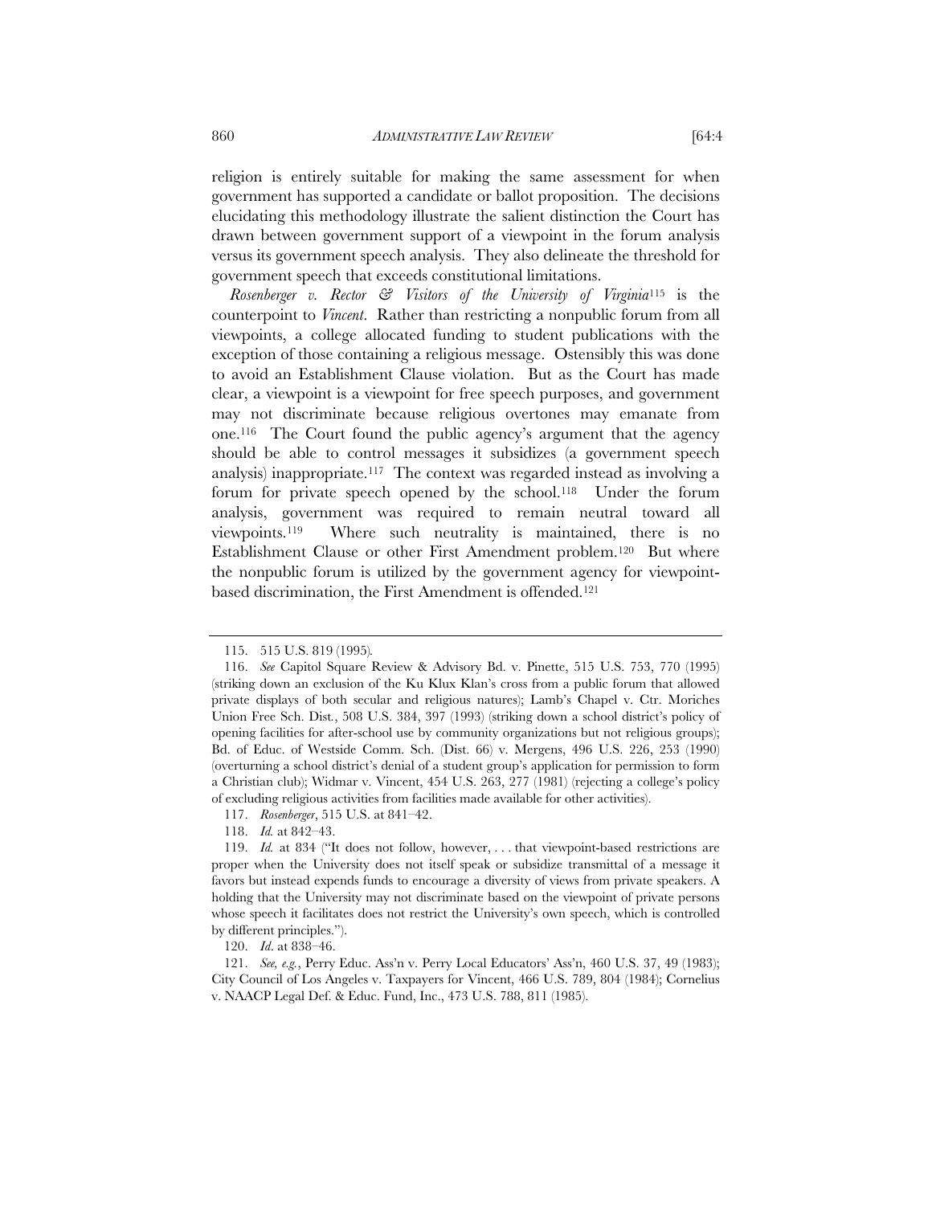religion is entirely suitable for making the same assessment for when government has supported a candidate or ballot proposition. The decisions elucidating this methodology illustrate the salient distinction the Court has drawn between government support of a viewpoint in the forum analysis versus its government speech analysis. They also delineate the threshold for government speech that exceeds constitutional limitations.

*Rosenberger v. Rector & Visitors of the University of Virginia*[115] is the counterpoint to *Vincent*. Rather than restricting a nonpublic forum from all viewpoints, a college allocated funding to student publications with the exception of those containing a religious message. Ostensibly this was done to avoid an Establishment Clause violation. But as the Court has made clear, a viewpoint is a viewpoint for free speech purposes, and government may not discriminate because religious overtones may emanate from one.[116] The Court found the public agency's argument that the agency should be able to control messages it subsidizes (a government speech analysis) inappropriate.[117] The context was regarded instead as involving a forum for private speech opened by the school.[118] Under the forum analysis, government was required to remain neutral toward all viewpoints.[119] Where such neutrality is maintained, there is no Establishment Clause or other First Amendment problem.[120] But where the nonpublic forum is utilized by the government agency for viewpoint-based discrimination, the First Amendment is offended.[121]

---

115. 515 U.S. 819 (1995).

116. *See* Capitol Square Review & Advisory Bd. v. Pinette, 515 U.S. 753, 770 (1995) (striking down an exclusion of the Ku Klux Klan's cross from a public forum that allowed private displays of both secular and religious natures); Lamb's Chapel v. Ctr. Moriches Union Free Sch. Dist., 508 U.S. 384, 397 (1993) (striking down a school district's policy of opening facilities for after-school use by community organizations but not religious groups); Bd. of Educ. of Westside Comm. Sch. (Dist. 66) v. Mergens, 496 U.S. 226, 253 (1990) (overturning a school district's denial of a student group's application for permission to form a Christian club); Widmar v. Vincent, 454 U.S. 263, 277 (1981) (rejecting a college's policy of excluding religious activities from facilities made available for other activities).

117. *Rosenberger*, 515 U.S. at 841–42.

118. *Id.* at 842–43.

119. *Id.* at 834 ("It does not follow, however, . . . that viewpoint-based restrictions are proper when the University does not itself speak or subsidize transmittal of a message it favors but instead expends funds to encourage a diversity of views from private speakers. A holding that the University may not discriminate based on the viewpoint of private persons whose speech it facilitates does not restrict the University's own speech, which is controlled by different principles.").

120. *Id*. at 838–46.

121. *See, e.g.*, Perry Educ. Ass'n v. Perry Local Educators' Ass'n, 460 U.S. 37, 49 (1983); City Council of Los Angeles v. Taxpayers for Vincent, 466 U.S. 789, 804 (1984); Cornelius v. NAACP Legal Def. & Educ. Fund, Inc., 473 U.S. 788, 811 (1985).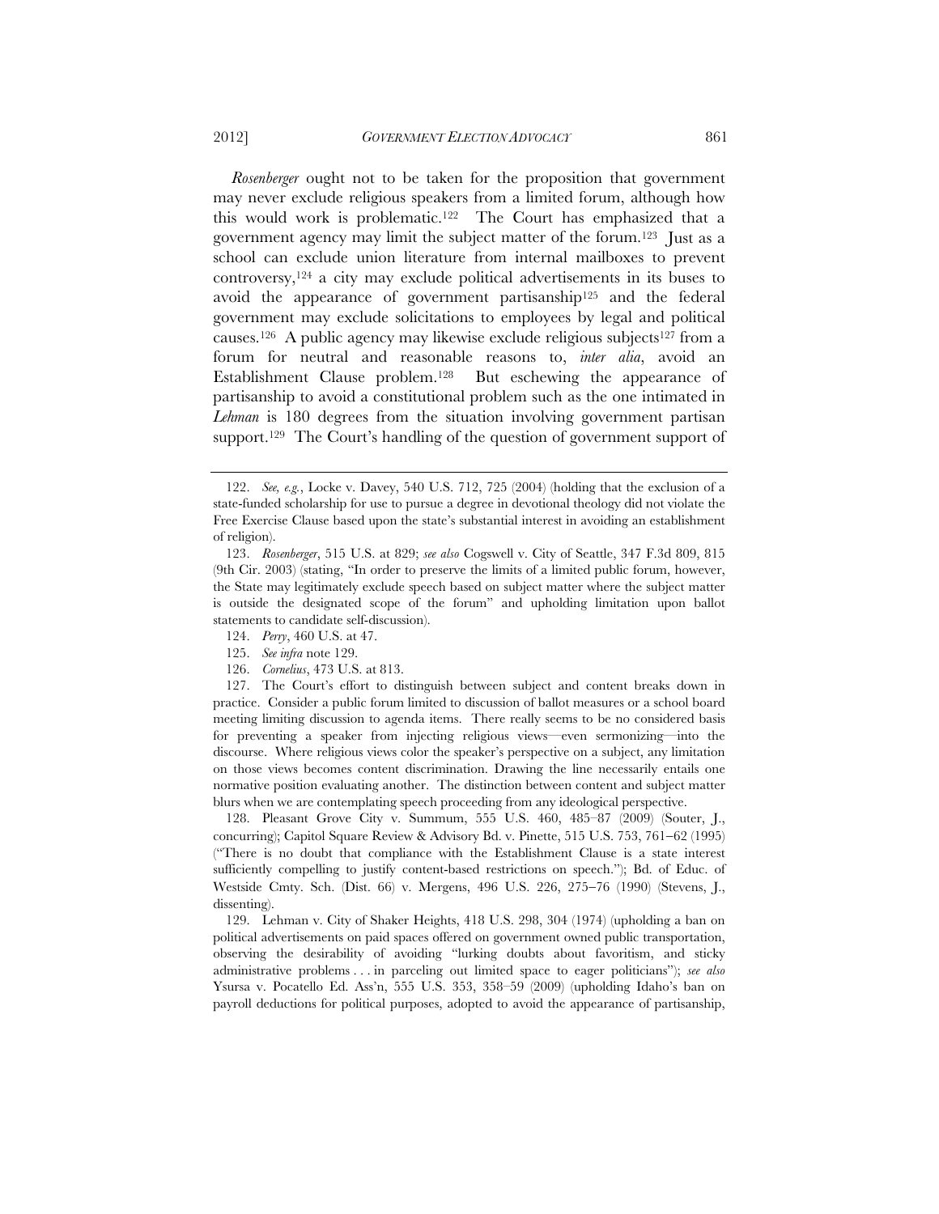*Rosenberger* ought not to be taken for the proposition that government may never exclude religious speakers from a limited forum, although how this would work is problematic.[122] The Court has emphasized that a government agency may limit the subject matter of the forum.[123] Just as a school can exclude union literature from internal mailboxes to prevent controversy,[124] a city may exclude political advertisements in its buses to avoid the appearance of government partisanship[125] and the federal government may exclude solicitations to employees by legal and political causes.[126] A public agency may likewise exclude religious subjects[127] from a forum for neutral and reasonable reasons to, *inter alia*, avoid an Establishment Clause problem.[128] But eschewing the appearance of partisanship to avoid a constitutional problem such as the one intimated in *Lehman* is 180 degrees from the situation involving government partisan support.[129] The Court's handling of the question of government support of

---

122. *See, e.g.*, Locke v. Davey, 540 U.S. 712, 725 (2004) (holding that the exclusion of a state-funded scholarship for use to pursue a degree in devotional theology did not violate the Free Exercise Clause based upon the state's substantial interest in avoiding an establishment of religion).

123. *Rosenberger*, 515 U.S. at 829; *see also* Cogswell v. City of Seattle, 347 F.3d 809, 815 (9th Cir. 2003) (stating, "In order to preserve the limits of a limited public forum, however, the State may legitimately exclude speech based on subject matter where the subject matter is outside the designated scope of the forum" and upholding limitation upon ballot statements to candidate self-discussion).

124. *Perry*, 460 U.S. at 47.

125. *See infra* note 129.

126. *Cornelius*, 473 U.S. at 813.

127. The Court's effort to distinguish between subject and content breaks down in practice. Consider a public forum limited to discussion of ballot measures or a school board meeting limiting discussion to agenda items. There really seems to be no considered basis for preventing a speaker from injecting religious views—even sermonizing—into the discourse. Where religious views color the speaker's perspective on a subject, any limitation on those views becomes content discrimination. Drawing the line necessarily entails one normative position evaluating another. The distinction between content and subject matter blurs when we are contemplating speech proceeding from any ideological perspective.

128. Pleasant Grove City v. Summum, 555 U.S. 460, 485–87 (2009) (Souter, J., concurring); Capitol Square Review & Advisory Bd. v. Pinette, 515 U.S. 753, 761–62 (1995) ("There is no doubt that compliance with the Establishment Clause is a state interest sufficiently compelling to justify content-based restrictions on speech."); Bd. of Educ. of Westside Cmty. Sch. (Dist. 66) v. Mergens, 496 U.S. 226, 275–76 (1990) (Stevens, J., dissenting).

129. Lehman v. City of Shaker Heights, 418 U.S. 298, 304 (1974) (upholding a ban on political advertisements on paid spaces offered on government owned public transportation, observing the desirability of avoiding "lurking doubts about favoritism, and sticky administrative problems . . . in parceling out limited space to eager politicians"); *see also* Ysursa v. Pocatello Ed. Ass'n, 555 U.S. 353, 358–59 (2009) (upholding Idaho's ban on payroll deductions for political purposes, adopted to avoid the appearance of partisanship,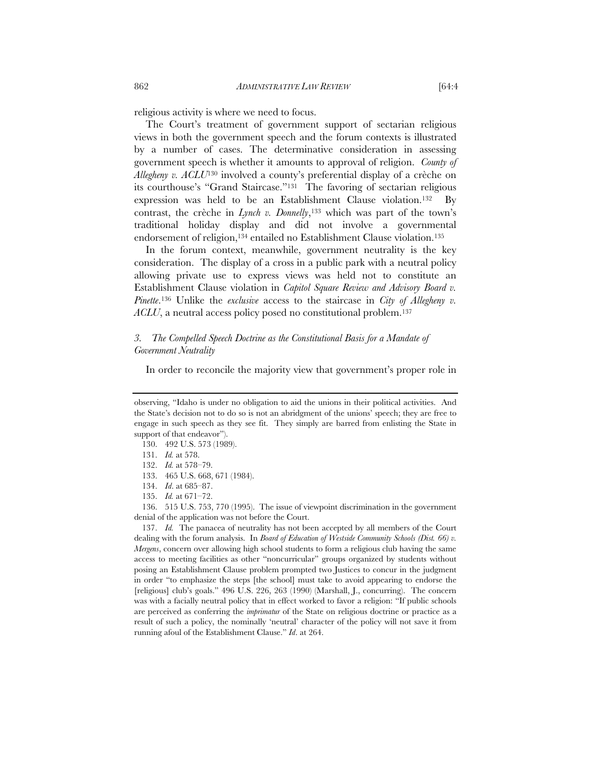religious activity is where we need to focus.

The Court's treatment of government support of sectarian religious views in both the government speech and the forum contexts is illustrated by a number of cases. The determinative consideration in assessing government speech is whether it amounts to approval of religion. *County of Allegheny v. ACLU*[130] involved a county's preferential display of a crèche on its courthouse's "Grand Staircase."[131] The favoring of sectarian religious expression was held to be an Establishment Clause violation.[132] By contrast, the crèche in *Lynch v. Donnelly*,[133] which was part of the town's traditional holiday display and did not involve a governmental endorsement of religion,[134] entailed no Establishment Clause violation.[135]

In the forum context, meanwhile, government neutrality is the key consideration. The display of a cross in a public park with a neutral policy allowing private use to express views was held not to constitute an Establishment Clause violation in *Capitol Square Review and Advisory Board v. Pinette*.[136] Unlike the *exclusive* access to the staircase in *City of Allegheny v. ACLU*, a neutral access policy posed no constitutional problem.[137]

### *3. The Compelled Speech Doctrine as the Constitutional Basis for a Mandate of Government Neutrality*

In order to reconcile the majority view that government's proper role in

---

observing, "Idaho is under no obligation to aid the unions in their political activities. And the State's decision not to do so is not an abridgment of the unions' speech; they are free to engage in such speech as they see fit. They simply are barred from enlisting the State in support of that endeavor").

130. 492 U.S. 573 (1989).

131. *Id.* at 578.

132. *Id.* at 578–79.

133. 465 U.S. 668, 671 (1984).

134. *Id*. at 685–87.

135. *Id.* at 671–72.

136. 515 U.S. 753, 770 (1995). The issue of viewpoint discrimination in the government denial of the application was not before the Court.

137. *Id.* The panacea of neutrality has not been accepted by all members of the Court dealing with the forum analysis. In *Board of Education of Westside Community Schools (Dist. 66) v. Mergens*, concern over allowing high school students to form a religious club having the same access to meeting facilities as other "noncurricular" groups organized by students without posing an Establishment Clause problem prompted two Justices to concur in the judgment in order "to emphasize the steps [the school] must take to avoid appearing to endorse the [religious] club's goals." 496 U.S. 226, 263 (1990) (Marshall, J., concurring). The concern was with a facially neutral policy that in effect worked to favor a religion: "If public schools are perceived as conferring the *imprimatur* of the State on religious doctrine or practice as a result of such a policy, the nominally 'neutral' character of the policy will not save it from running afoul of the Establishment Clause." *Id*. at 264.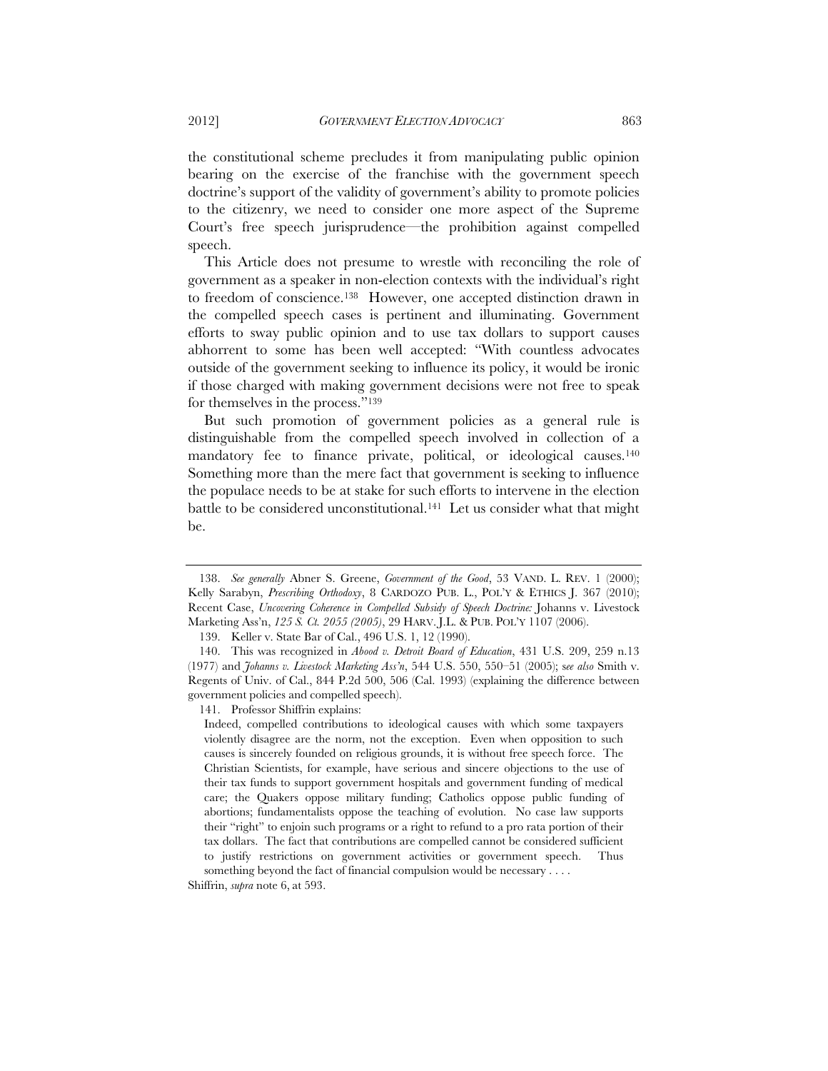the constitutional scheme precludes it from manipulating public opinion bearing on the exercise of the franchise with the government speech doctrine's support of the validity of government's ability to promote policies to the citizenry, we need to consider one more aspect of the Supreme Court's free speech jurisprudence—the prohibition against compelled speech.

This Article does not presume to wrestle with reconciling the role of government as a speaker in non-election contexts with the individual's right to freedom of conscience.[138] However, one accepted distinction drawn in the compelled speech cases is pertinent and illuminating. Government efforts to sway public opinion and to use tax dollars to support causes abhorrent to some has been well accepted: "With countless advocates outside of the government seeking to influence its policy, it would be ironic if those charged with making government decisions were not free to speak for themselves in the process."[139]

But such promotion of government policies as a general rule is distinguishable from the compelled speech involved in collection of a mandatory fee to finance private, political, or ideological causes.[140] Something more than the mere fact that government is seeking to influence the populace needs to be at stake for such efforts to intervene in the election battle to be considered unconstitutional.[141] Let us consider what that might be.

---

138. *See generally* Abner S. Greene, *Government of the Good*, 53 VAND. L. REV. 1 (2000); Kelly Sarabyn, *Prescribing Orthodoxy*, 8 CARDOZO PUB. L., POL'Y & ETHICS J. 367 (2010); Recent Case, *Uncovering Coherence in Compelled Subsidy of Speech Doctrine:* Johanns v. Livestock Marketing Ass'n, *125 S. Ct. 2055 (2005)*, 29 HARV. J.L. & PUB. POL'Y 1107 (2006).

139. Keller v. State Bar of Cal., 496 U.S. 1, 12 (1990).

140. This was recognized in *Abood v. Detroit Board of Education*, 431 U.S. 209, 259 n.13 (1977) and *Johanns v. Livestock Marketing Ass'n*, 544 U.S. 550, 550–51 (2005); s*ee also* Smith v. Regents of Univ. of Cal., 844 P.2d 500, 506 (Cal. 1993) (explaining the difference between government policies and compelled speech).

141. Professor Shiffrin explains:

> Indeed, compelled contributions to ideological causes with which some taxpayers violently disagree are the norm, not the exception. Even when opposition to such causes is sincerely founded on religious grounds, it is without free speech force. The Christian Scientists, for example, have serious and sincere objections to the use of their tax funds to support government hospitals and government funding of medical care; the Quakers oppose military funding; Catholics oppose public funding of abortions; fundamentalists oppose the teaching of evolution. No case law supports their "right" to enjoin such programs or a right to refund to a pro rata portion of their tax dollars. The fact that contributions are compelled cannot be considered sufficient to justify restrictions on government activities or government speech. Thus something beyond the fact of financial compulsion would be necessary . . . .

Shiffrin, *supra* note 6, at 593.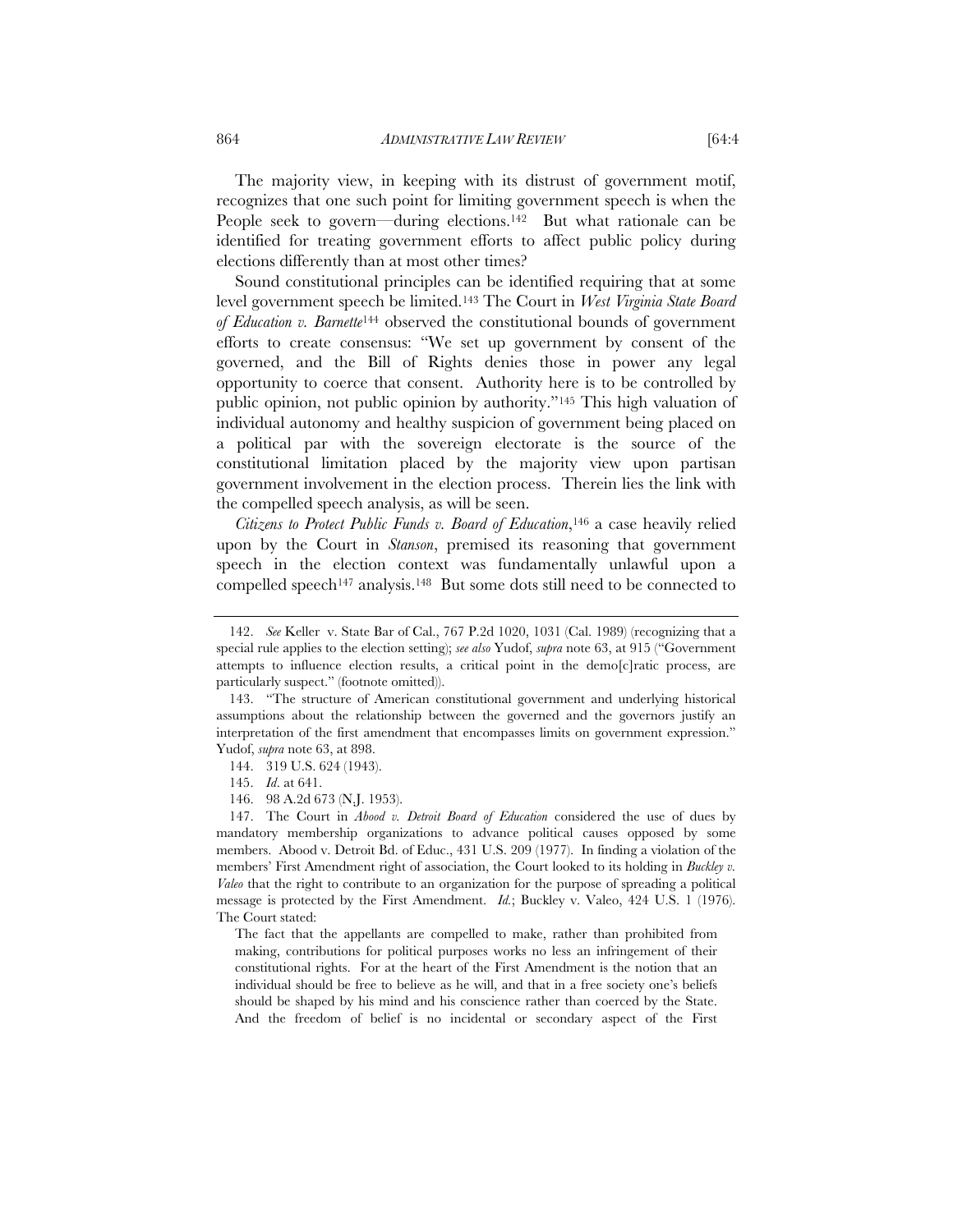The majority view, in keeping with its distrust of government motif, recognizes that one such point for limiting government speech is when the People seek to govern—during elections.[142] But what rationale can be identified for treating government efforts to affect public policy during elections differently than at most other times?

Sound constitutional principles can be identified requiring that at some level government speech be limited.[143] The Court in *West Virginia State Board of Education v. Barnette*[144] observed the constitutional bounds of government efforts to create consensus: "We set up government by consent of the governed, and the Bill of Rights denies those in power any legal opportunity to coerce that consent. Authority here is to be controlled by public opinion, not public opinion by authority."[145] This high valuation of individual autonomy and healthy suspicion of government being placed on a political par with the sovereign electorate is the source of the constitutional limitation placed by the majority view upon partisan government involvement in the election process. Therein lies the link with the compelled speech analysis, as will be seen.

*Citizens to Protect Public Funds v. Board of Education*,[146] a case heavily relied upon by the Court in *Stanson*, premised its reasoning that government speech in the election context was fundamentally unlawful upon a compelled speech[147] analysis.[148] But some dots still need to be connected to

---

142. *See* Keller v. State Bar of Cal., 767 P.2d 1020, 1031 (Cal. 1989) (recognizing that a special rule applies to the election setting); *see also* Yudof, *supra* note 63, at 915 ("Government attempts to influence election results, a critical point in the demo[c]ratic process, are particularly suspect." (footnote omitted)).

143. "The structure of American constitutional government and underlying historical assumptions about the relationship between the governed and the governors justify an interpretation of the first amendment that encompasses limits on government expression." Yudof, *supra* note 63, at 898.

144. 319 U.S. 624 (1943).

145. *Id*. at 641.

146. 98 A.2d 673 (N.J. 1953).

147. The Court in *Abood v. Detroit Board of Education* considered the use of dues by mandatory membership organizations to advance political causes opposed by some members. Abood v. Detroit Bd. of Educ., 431 U.S. 209 (1977). In finding a violation of the members' First Amendment right of association, the Court looked to its holding in *Buckley v. Valeo* that the right to contribute to an organization for the purpose of spreading a political message is protected by the First Amendment. *Id.*; Buckley v. Valeo, 424 U.S. 1 (1976). The Court stated:

> The fact that the appellants are compelled to make, rather than prohibited from making, contributions for political purposes works no less an infringement of their constitutional rights. For at the heart of the First Amendment is the notion that an individual should be free to believe as he will, and that in a free society one's beliefs should be shaped by his mind and his conscience rather than coerced by the State. And the freedom of belief is no incidental or secondary aspect of the First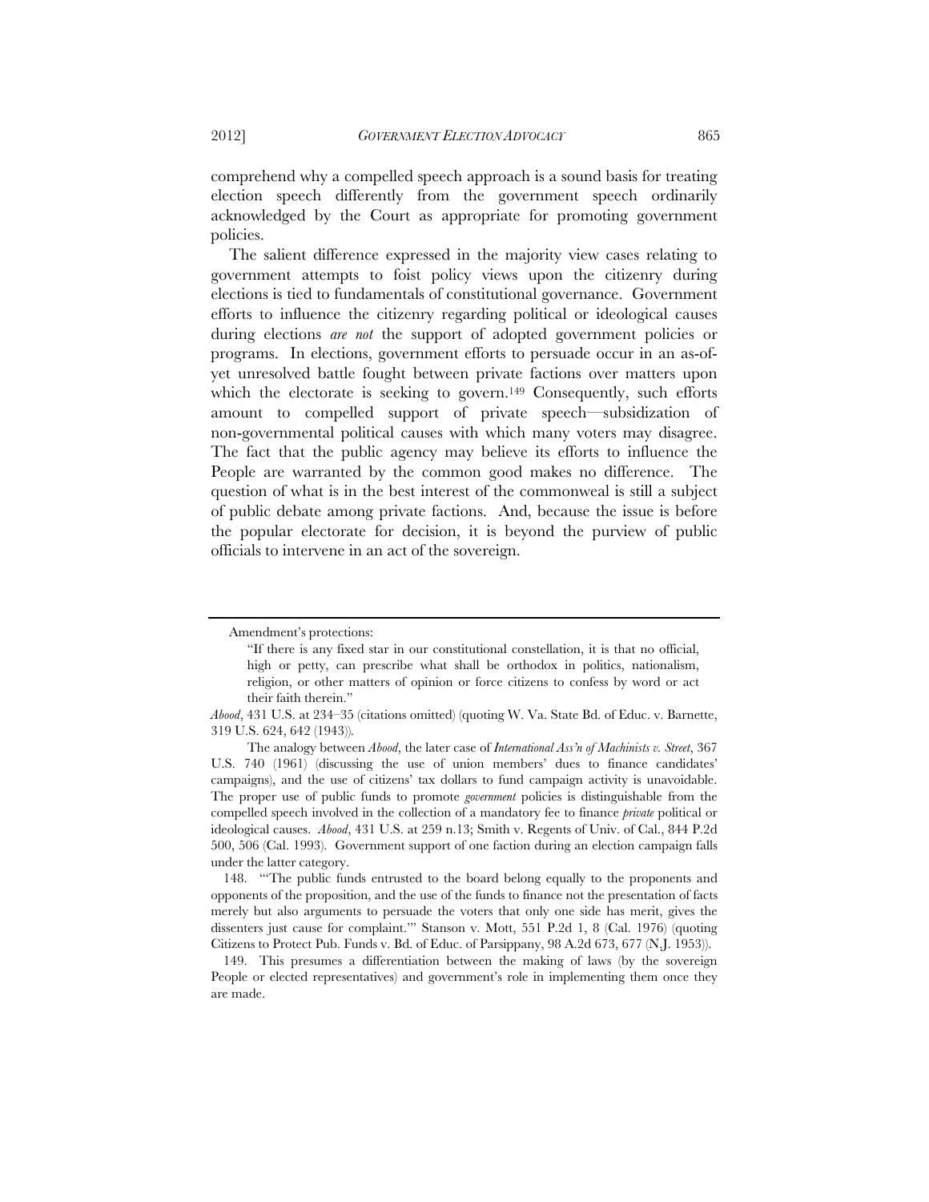comprehend why a compelled speech approach is a sound basis for treating election speech differently from the government speech ordinarily acknowledged by the Court as appropriate for promoting government policies.

The salient difference expressed in the majority view cases relating to government attempts to foist policy views upon the citizenry during elections is tied to fundamentals of constitutional governance. Government efforts to influence the citizenry regarding political or ideological causes during elections *are not* the support of adopted government policies or programs. In elections, government efforts to persuade occur in an as-of-yet unresolved battle fought between private factions over matters upon which the electorate is seeking to govern.[149] Consequently, such efforts amount to compelled support of private speech—subsidization of non-governmental political causes with which many voters may disagree. The fact that the public agency may believe its efforts to influence the People are warranted by the common good makes no difference. The question of what is in the best interest of the commonweal is still a subject of public debate among private factions. And, because the issue is before the popular electorate for decision, it is beyond the purview of public officials to intervene in an act of the sovereign.

---

Amendment's protections:

> "If there is any fixed star in our constitutional constellation, it is that no official, high or petty, can prescribe what shall be orthodox in politics, nationalism, religion, or other matters of opinion or force citizens to confess by word or act their faith therein."

*Abood*, 431 U.S. at 234–35 (citations omitted) (quoting W. Va. State Bd. of Educ. v. Barnette, 319 U.S. 624, 642 (1943)).

The analogy between *Abood*, the later case of *International Ass'n of Machinists v. Street*, 367 U.S. 740 (1961) (discussing the use of union members' dues to finance candidates' campaigns), and the use of citizens' tax dollars to fund campaign activity is unavoidable. The proper use of public funds to promote *government* policies is distinguishable from the compelled speech involved in the collection of a mandatory fee to finance *private* political or ideological causes. *Abood*, 431 U.S. at 259 n.13; Smith v. Regents of Univ. of Cal., 844 P.2d 500, 506 (Cal. 1993). Government support of one faction during an election campaign falls under the latter category.

148. "'The public funds entrusted to the board belong equally to the proponents and opponents of the proposition, and the use of the funds to finance not the presentation of facts merely but also arguments to persuade the voters that only one side has merit, gives the dissenters just cause for complaint.'" Stanson v. Mott, 551 P.2d 1, 8 (Cal. 1976) (quoting Citizens to Protect Pub. Funds v. Bd. of Educ. of Parsippany, 98 A.2d 673, 677 (N.J. 1953)).

149. This presumes a differentiation between the making of laws (by the sovereign People or elected representatives) and government's role in implementing them once they are made.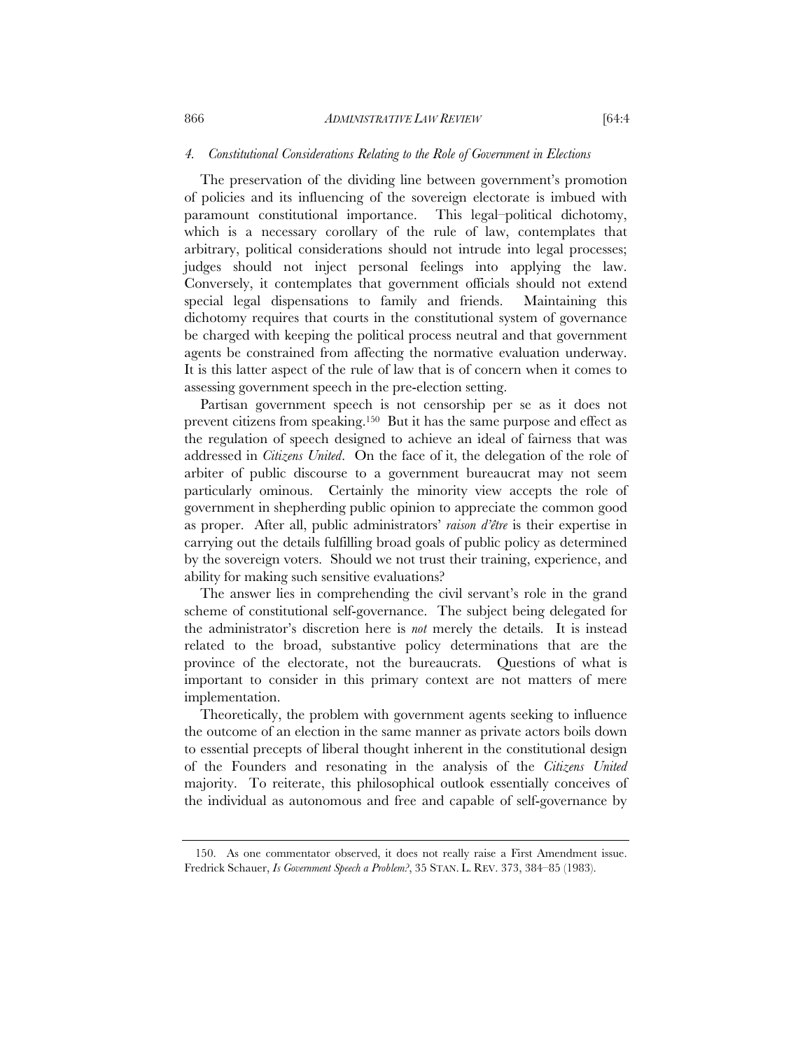#### *4. Constitutional Considerations Relating to the Role of Government in Elections*

The preservation of the dividing line between government's promotion of policies and its influencing of the sovereign electorate is imbued with paramount constitutional importance. This legal–political dichotomy, which is a necessary corollary of the rule of law, contemplates that arbitrary, political considerations should not intrude into legal processes; judges should not inject personal feelings into applying the law. Conversely, it contemplates that government officials should not extend special legal dispensations to family and friends. Maintaining this dichotomy requires that courts in the constitutional system of governance be charged with keeping the political process neutral and that government agents be constrained from affecting the normative evaluation underway. It is this latter aspect of the rule of law that is of concern when it comes to assessing government speech in the pre-election setting.

Partisan government speech is not censorship per se as it does not prevent citizens from speaking.[150] But it has the same purpose and effect as the regulation of speech designed to achieve an ideal of fairness that was addressed in *Citizens United*. On the face of it, the delegation of the role of arbiter of public discourse to a government bureaucrat may not seem particularly ominous. Certainly the minority view accepts the role of government in shepherding public opinion to appreciate the common good as proper. After all, public administrators' *raison d'être* is their expertise in carrying out the details fulfilling broad goals of public policy as determined by the sovereign voters. Should we not trust their training, experience, and ability for making such sensitive evaluations?

The answer lies in comprehending the civil servant's role in the grand scheme of constitutional self-governance. The subject being delegated for the administrator's discretion here is *not* merely the details. It is instead related to the broad, substantive policy determinations that are the province of the electorate, not the bureaucrats. Questions of what is important to consider in this primary context are not matters of mere implementation.

Theoretically, the problem with government agents seeking to influence the outcome of an election in the same manner as private actors boils down to essential precepts of liberal thought inherent in the constitutional design of the Founders and resonating in the analysis of the *Citizens United* majority. To reiterate, this philosophical outlook essentially conceives of the individual as autonomous and free and capable of self-governance by

---

150. As one commentator observed, it does not really raise a First Amendment issue. Fredrick Schauer, *Is Government Speech a Problem?*, 35 STAN. L. REV. 373, 384–85 (1983).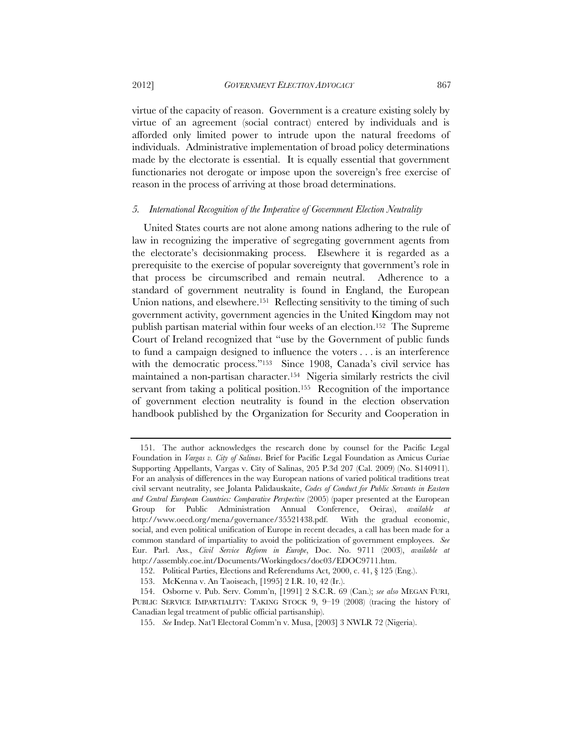virtue of the capacity of reason. Government is a creature existing solely by virtue of an agreement (social contract) entered by individuals and is afforded only limited power to intrude upon the natural freedoms of individuals. Administrative implementation of broad policy determinations made by the electorate is essential. It is equally essential that government functionaries not derogate or impose upon the sovereign's free exercise of reason in the process of arriving at those broad determinations.

### *5. International Recognition of the Imperative of Government Election Neutrality*

United States courts are not alone among nations adhering to the rule of law in recognizing the imperative of segregating government agents from the electorate's decisionmaking process. Elsewhere it is regarded as a prerequisite to the exercise of popular sovereignty that government's role in that process be circumscribed and remain neutral. Adherence to a standard of government neutrality is found in England, the European Union nations, and elsewhere.[151] Reflecting sensitivity to the timing of such government activity, government agencies in the United Kingdom may not publish partisan material within four weeks of an election.[152] The Supreme Court of Ireland recognized that "use by the Government of public funds to fund a campaign designed to influence the voters . . . is an interference with the democratic process."[153] Since 1908, Canada's civil service has maintained a non-partisan character.[154] Nigeria similarly restricts the civil servant from taking a political position.[155] Recognition of the importance of government election neutrality is found in the election observation handbook published by the Organization for Security and Cooperation in

---

151. The author acknowledges the research done by counsel for the Pacific Legal Foundation in *Vargas v. City of Salinas*. Brief for Pacific Legal Foundation as Amicus Curiae Supporting Appellants, Vargas v. City of Salinas, 205 P.3d 207 (Cal. 2009) (No. S140911). For an analysis of differences in the way European nations of varied political traditions treat civil servant neutrality, see Jolanta Palidauskaite, *Codes of Conduct for Public Servants in Eastern and Central European Countries: Comparative Perspective* (2005) (paper presented at the European Group for Public Administration Annual Conference, Oeiras), *available at* http://www.oecd.org/mena/governance/35521438.pdf. With the gradual economic, social, and even political unification of Europe in recent decades, a call has been made for a common standard of impartiality to avoid the politicization of government employees. *See* Eur. Parl. Ass., *Civil Service Reform in Europe*, Doc. No. 9711 (2003), *available at* http://assembly.coe.int/Documents/Workingdocs/doc03/EDOC9711.htm.

152. Political Parties, Elections and Referendums Act, 2000, c. 41, § 125 (Eng.).

153. McKenna v. An Taoiseach, [1995] 2 I.R. 10, 42 (Ir.).

154. Osborne v. Pub. Serv. Comm'n, [1991] 2 S.C.R. 69 (Can.); *see also* MEGAN FURI, PUBLIC SERVICE IMPARTIALITY: TAKING STOCK 9, 9–19 (2008) (tracing the history of Canadian legal treatment of public official partisanship).

155. *See* Indep. Nat'l Electoral Comm'n v. Musa, [2003] 3 NWLR 72 (Nigeria).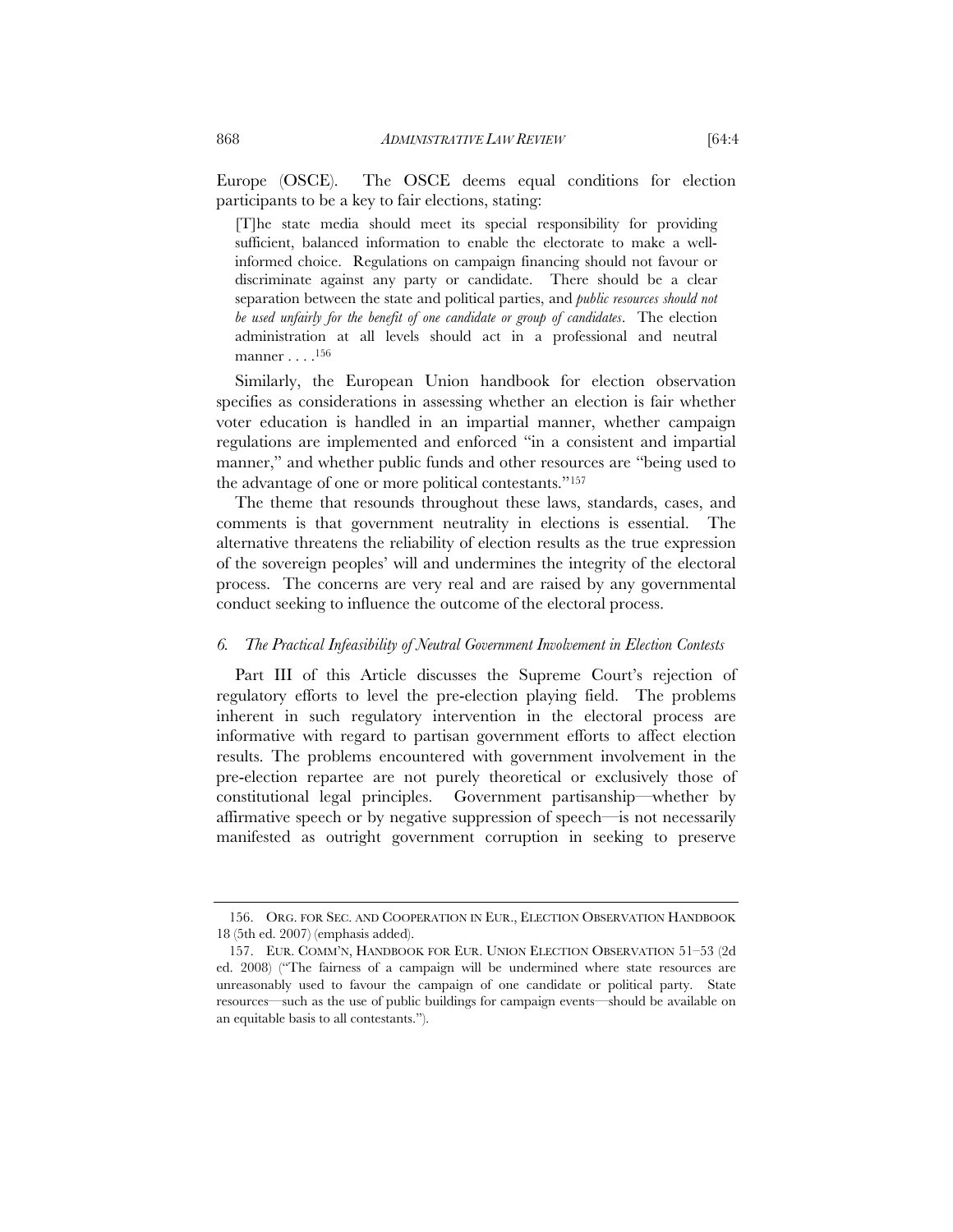Europe (OSCE). The OSCE deems equal conditions for election participants to be a key to fair elections, stating:

> [T]he state media should meet its special responsibility for providing sufficient, balanced information to enable the electorate to make a well-informed choice. Regulations on campaign financing should not favour or discriminate against any party or candidate. There should be a clear separation between the state and political parties, and *public resources should not be used unfairly for the benefit of one candidate or group of candidates*. The election administration at all levels should act in a professional and neutral manner . . . .[156]

Similarly, the European Union handbook for election observation specifies as considerations in assessing whether an election is fair whether voter education is handled in an impartial manner, whether campaign regulations are implemented and enforced "in a consistent and impartial manner," and whether public funds and other resources are "being used to the advantage of one or more political contestants."[157]

The theme that resounds throughout these laws, standards, cases, and comments is that government neutrality in elections is essential. The alternative threatens the reliability of election results as the true expression of the sovereign peoples' will and undermines the integrity of the electoral process. The concerns are very real and are raised by any governmental conduct seeking to influence the outcome of the electoral process.

#### *6. The Practical Infeasibility of Neutral Government Involvement in Election Contests*

Part III of this Article discusses the Supreme Court's rejection of regulatory efforts to level the pre-election playing field. The problems inherent in such regulatory intervention in the electoral process are informative with regard to partisan government efforts to affect election results. The problems encountered with government involvement in the pre-election repartee are not purely theoretical or exclusively those of constitutional legal principles. Government partisanship—whether by affirmative speech or by negative suppression of speech—is not necessarily manifested as outright government corruption in seeking to preserve

---

156. ORG. FOR SEC. AND COOPERATION IN EUR., ELECTION OBSERVATION HANDBOOK 18 (5th ed. 2007) (emphasis added).

157. EUR. COMM'N, HANDBOOK FOR EUR. UNION ELECTION OBSERVATION 51–53 (2d ed. 2008) ("The fairness of a campaign will be undermined where state resources are unreasonably used to favour the campaign of one candidate or political party. State resources—such as the use of public buildings for campaign events—should be available on an equitable basis to all contestants.").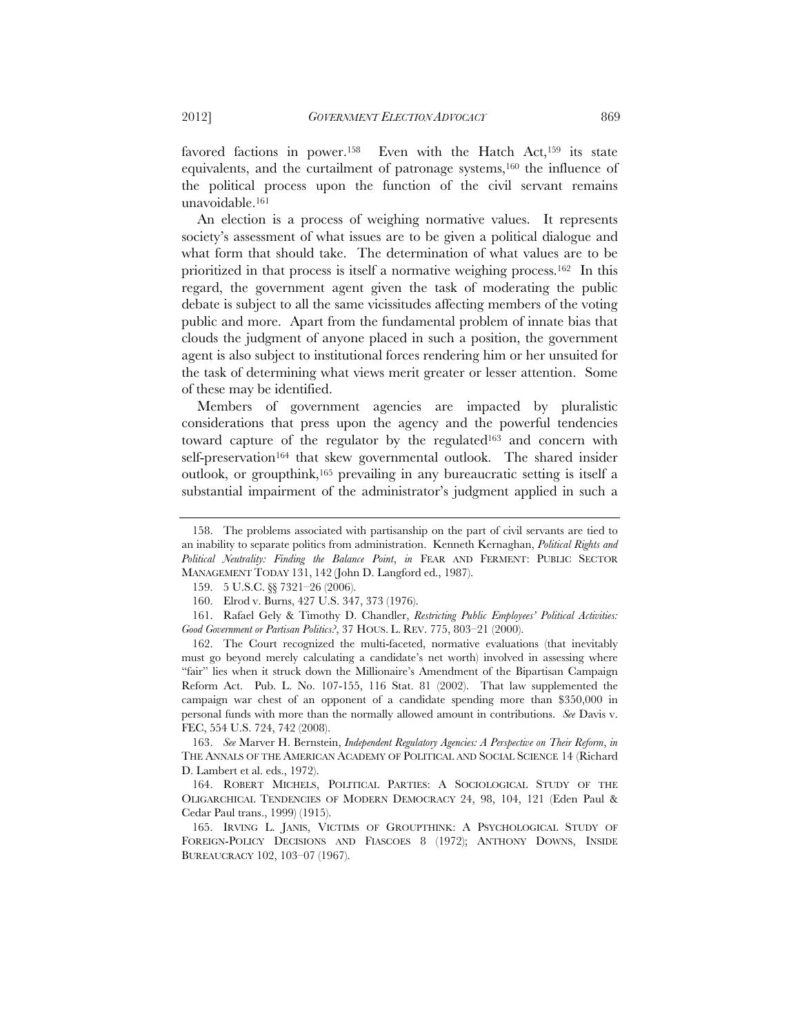favored factions in power.[158] Even with the Hatch Act,[159] its state equivalents, and the curtailment of patronage systems,[160] the influence of the political process upon the function of the civil servant remains unavoidable.[161]

An election is a process of weighing normative values. It represents society's assessment of what issues are to be given a political dialogue and what form that should take. The determination of what values are to be prioritized in that process is itself a normative weighing process.[162] In this regard, the government agent given the task of moderating the public debate is subject to all the same vicissitudes affecting members of the voting public and more. Apart from the fundamental problem of innate bias that clouds the judgment of anyone placed in such a position, the government agent is also subject to institutional forces rendering him or her unsuited for the task of determining what views merit greater or lesser attention. Some of these may be identified.

Members of government agencies are impacted by pluralistic considerations that press upon the agency and the powerful tendencies toward capture of the regulator by the regulated[163] and concern with self-preservation[164] that skew governmental outlook. The shared insider outlook, or groupthink,[165] prevailing in any bureaucratic setting is itself a substantial impairment of the administrator's judgment applied in such a

---

158. The problems associated with partisanship on the part of civil servants are tied to an inability to separate politics from administration. Kenneth Kernaghan, *Political Rights and Political Neutrality: Finding the Balance Point*, *in* FEAR AND FERMENT: PUBLIC SECTOR MANAGEMENT TODAY 131, 142 (John D. Langford ed., 1987).

159. 5 U.S.C. §§ 7321–26 (2006).

160. Elrod v. Burns, 427 U.S. 347, 373 (1976).

161. Rafael Gely & Timothy D. Chandler, *Restricting Public Employees' Political Activities: Good Government or Partisan Politics?*, 37 HOUS. L. REV. 775, 803–21 (2000).

162. The Court recognized the multi-faceted, normative evaluations (that inevitably must go beyond merely calculating a candidate's net worth) involved in assessing where "fair" lies when it struck down the Millionaire's Amendment of the Bipartisan Campaign Reform Act. Pub. L. No. 107-155, 116 Stat. 81 (2002). That law supplemented the campaign war chest of an opponent of a candidate spending more than $350,000 in personal funds with more than the normally allowed amount in contributions. *See* Davis v. FEC, 554 U.S. 724, 742 (2008).

163. *See* Marver H. Bernstein, *Independent Regulatory Agencies: A Perspective on Their Reform*, *in* THE ANNALS OF THE AMERICAN ACADEMY OF POLITICAL AND SOCIAL SCIENCE 14 (Richard D. Lambert et al. eds., 1972).

164. ROBERT MICHELS, POLITICAL PARTIES: A SOCIOLOGICAL STUDY OF THE OLIGARCHICAL TENDENCIES OF MODERN DEMOCRACY 24, 98, 104, 121 (Eden Paul & Cedar Paul trans., 1999) (1915).

165. IRVING L. JANIS, VICTIMS OF GROUPTHINK: A PSYCHOLOGICAL STUDY OF FOREIGN-POLICY DECISIONS AND FIASCOES 8 (1972); ANTHONY DOWNS, INSIDE BUREAUCRACY 102, 103–07 (1967).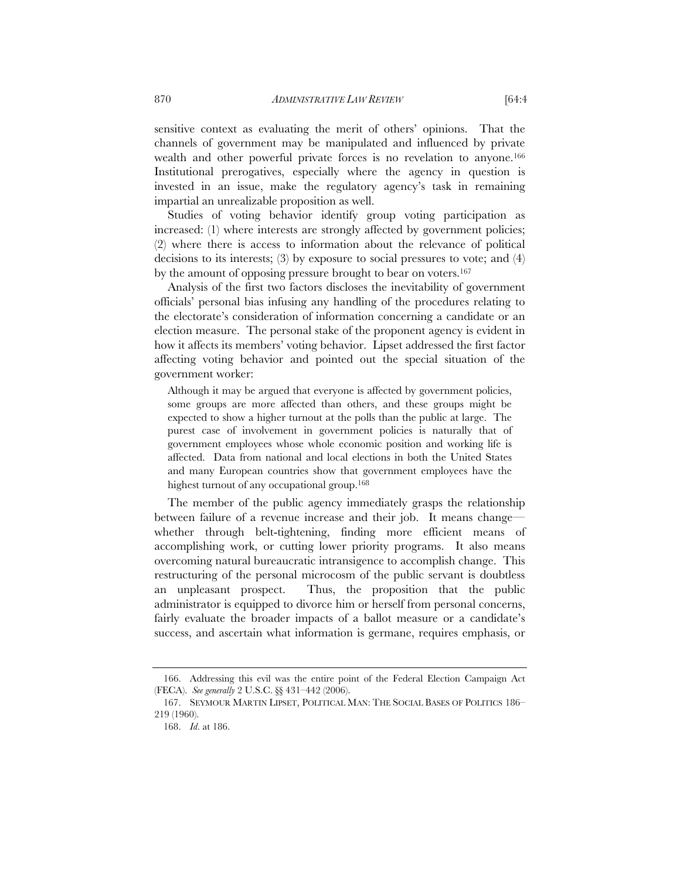sensitive context as evaluating the merit of others' opinions. That the channels of government may be manipulated and influenced by private wealth and other powerful private forces is no revelation to anyone.[166] Institutional prerogatives, especially where the agency in question is invested in an issue, make the regulatory agency's task in remaining impartial an unrealizable proposition as well.

Studies of voting behavior identify group voting participation as increased: (1) where interests are strongly affected by government policies; (2) where there is access to information about the relevance of political decisions to its interests; (3) by exposure to social pressures to vote; and (4) by the amount of opposing pressure brought to bear on voters.[167]

Analysis of the first two factors discloses the inevitability of government officials' personal bias infusing any handling of the procedures relating to the electorate's consideration of information concerning a candidate or an election measure. The personal stake of the proponent agency is evident in how it affects its members' voting behavior. Lipset addressed the first factor affecting voting behavior and pointed out the special situation of the government worker:

> Although it may be argued that everyone is affected by government policies, some groups are more affected than others, and these groups might be expected to show a higher turnout at the polls than the public at large. The purest case of involvement in government policies is naturally that of government employees whose whole economic position and working life is affected. Data from national and local elections in both the United States and many European countries show that government employees have the highest turnout of any occupational group.[168]

The member of the public agency immediately grasps the relationship between failure of a revenue increase and their job. It means change—whether through belt-tightening, finding more efficient means of accomplishing work, or cutting lower priority programs. It also means overcoming natural bureaucratic intransigence to accomplish change. This restructuring of the personal microcosm of the public servant is doubtless an unpleasant prospect. Thus, the proposition that the public administrator is equipped to divorce him or herself from personal concerns, fairly evaluate the broader impacts of a ballot measure or a candidate's success, and ascertain what information is germane, requires emphasis, or

---

166. Addressing this evil was the entire point of the Federal Election Campaign Act (FECA). *See generally* 2 U.S.C. §§ 431–442 (2006).

167. SEYMOUR MARTIN LIPSET, POLITICAL MAN: THE SOCIAL BASES OF POLITICS 186–219 (1960).

168. *Id.* at 186.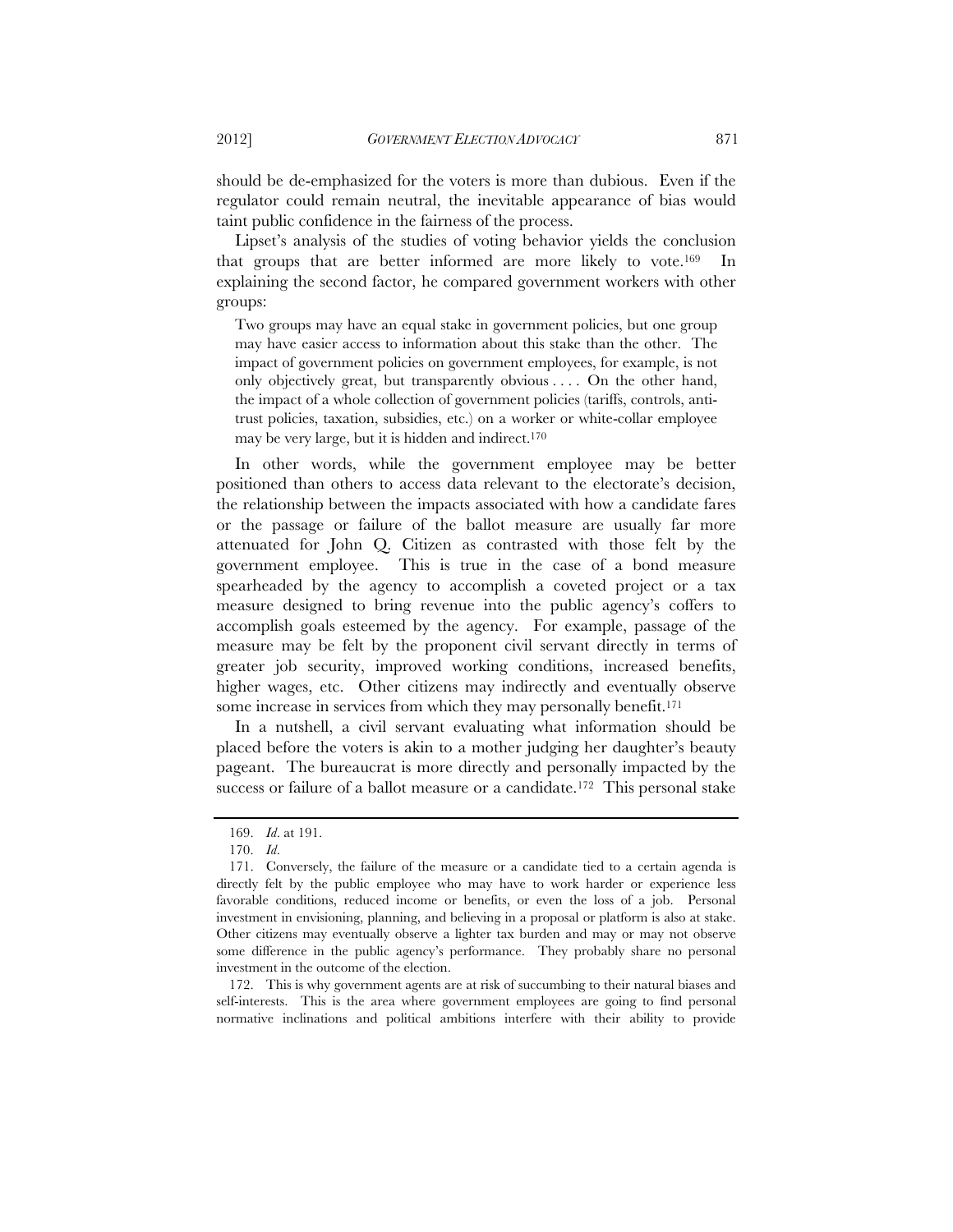should be de-emphasized for the voters is more than dubious. Even if the regulator could remain neutral, the inevitable appearance of bias would taint public confidence in the fairness of the process.

Lipset's analysis of the studies of voting behavior yields the conclusion that groups that are better informed are more likely to vote.[169] In explaining the second factor, he compared government workers with other groups:

> Two groups may have an equal stake in government policies, but one group may have easier access to information about this stake than the other. The impact of government policies on government employees, for example, is not only objectively great, but transparently obvious . . . . On the other hand, the impact of a whole collection of government policies (tariffs, controls, anti-trust policies, taxation, subsidies, etc.) on a worker or white-collar employee may be very large, but it is hidden and indirect.[170]

In other words, while the government employee may be better positioned than others to access data relevant to the electorate's decision, the relationship between the impacts associated with how a candidate fares or the passage or failure of the ballot measure are usually far more attenuated for John Q. Citizen as contrasted with those felt by the government employee. This is true in the case of a bond measure spearheaded by the agency to accomplish a coveted project or a tax measure designed to bring revenue into the public agency's coffers to accomplish goals esteemed by the agency. For example, passage of the measure may be felt by the proponent civil servant directly in terms of greater job security, improved working conditions, increased benefits, higher wages, etc. Other citizens may indirectly and eventually observe some increase in services from which they may personally benefit.[171]

In a nutshell, a civil servant evaluating what information should be placed before the voters is akin to a mother judging her daughter's beauty pageant. The bureaucrat is more directly and personally impacted by the success or failure of a ballot measure or a candidate.[172] This personal stake

---

169. *Id.* at 191.

170. *Id.*

171. Conversely, the failure of the measure or a candidate tied to a certain agenda is directly felt by the public employee who may have to work harder or experience less favorable conditions, reduced income or benefits, or even the loss of a job. Personal investment in envisioning, planning, and believing in a proposal or platform is also at stake. Other citizens may eventually observe a lighter tax burden and may or may not observe some difference in the public agency's performance. They probably share no personal investment in the outcome of the election.

172. This is why government agents are at risk of succumbing to their natural biases and self-interests. This is the area where government employees are going to find personal normative inclinations and political ambitions interfere with their ability to provide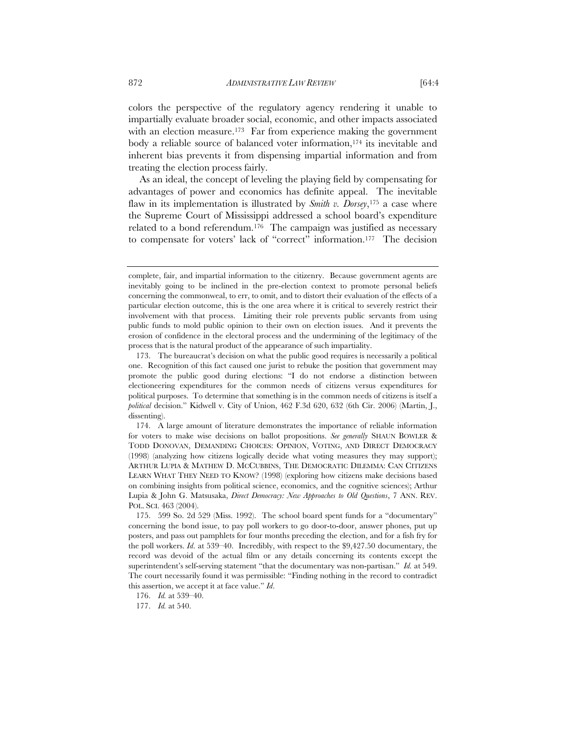colors the perspective of the regulatory agency rendering it unable to impartially evaluate broader social, economic, and other impacts associated with an election measure.[173] Far from experience making the government body a reliable source of balanced voter information,[174] its inevitable and inherent bias prevents it from dispensing impartial information and from treating the election process fairly.

As an ideal, the concept of leveling the playing field by compensating for advantages of power and economics has definite appeal. The inevitable flaw in its implementation is illustrated by *Smith v. Dorsey*,[175] a case where the Supreme Court of Mississippi addressed a school board's expenditure related to a bond referendum.[176] The campaign was justified as necessary to compensate for voters' lack of "correct" information.[177] The decision

---

complete, fair, and impartial information to the citizenry. Because government agents are inevitably going to be inclined in the pre-election context to promote personal beliefs concerning the commonweal, to err, to omit, and to distort their evaluation of the effects of a particular election outcome, this is the one area where it is critical to severely restrict their involvement with that process. Limiting their role prevents public servants from using public funds to mold public opinion to their own on election issues. And it prevents the erosion of confidence in the electoral process and the undermining of the legitimacy of the process that is the natural product of the appearance of such impartiality.

173. The bureaucrat's decision on what the public good requires is necessarily a political one. Recognition of this fact caused one jurist to rebuke the position that government may promote the public good during elections: "I do not endorse a distinction between electioneering expenditures for the common needs of citizens versus expenditures for political purposes. To determine that something is in the common needs of citizens is itself a *political* decision." Kidwell v. City of Union, 462 F.3d 620, 632 (6th Cir. 2006) (Martin, J., dissenting).

174. A large amount of literature demonstrates the importance of reliable information for voters to make wise decisions on ballot propositions. *See generally* SHAUN BOWLER & TODD DONOVAN, DEMANDING CHOICES: OPINION, VOTING, AND DIRECT DEMOCRACY (1998) (analyzing how citizens logically decide what voting measures they may support); ARTHUR LUPIA & MATHEW D. MCCUBBINS, THE DEMOCRATIC DILEMMA: CAN CITIZENS LEARN WHAT THEY NEED TO KNOW? (1998) (exploring how citizens make decisions based on combining insights from political science, economics, and the cognitive sciences); Arthur Lupia & John G. Matsusaka, *Direct Democracy: New Approaches to Old Questions*, 7 ANN. REV. POL. SCI. 463 (2004).

175. 599 So. 2d 529 (Miss. 1992). The school board spent funds for a "documentary" concerning the bond issue, to pay poll workers to go door-to-door, answer phones, put up posters, and pass out pamphlets for four months preceding the election, and for a fish fry for the poll workers. *Id*. at 539–40. Incredibly, with respect to the $9,427.50 documentary, the record was devoid of the actual film or any details concerning its contents except the superintendent's self-serving statement "that the documentary was non-partisan." *Id.* at 549. The court necessarily found it was permissible: "Finding nothing in the record to contradict this assertion, we accept it at face value." *Id*.

176. *Id.* at 539–40.

177. *Id.* at 540.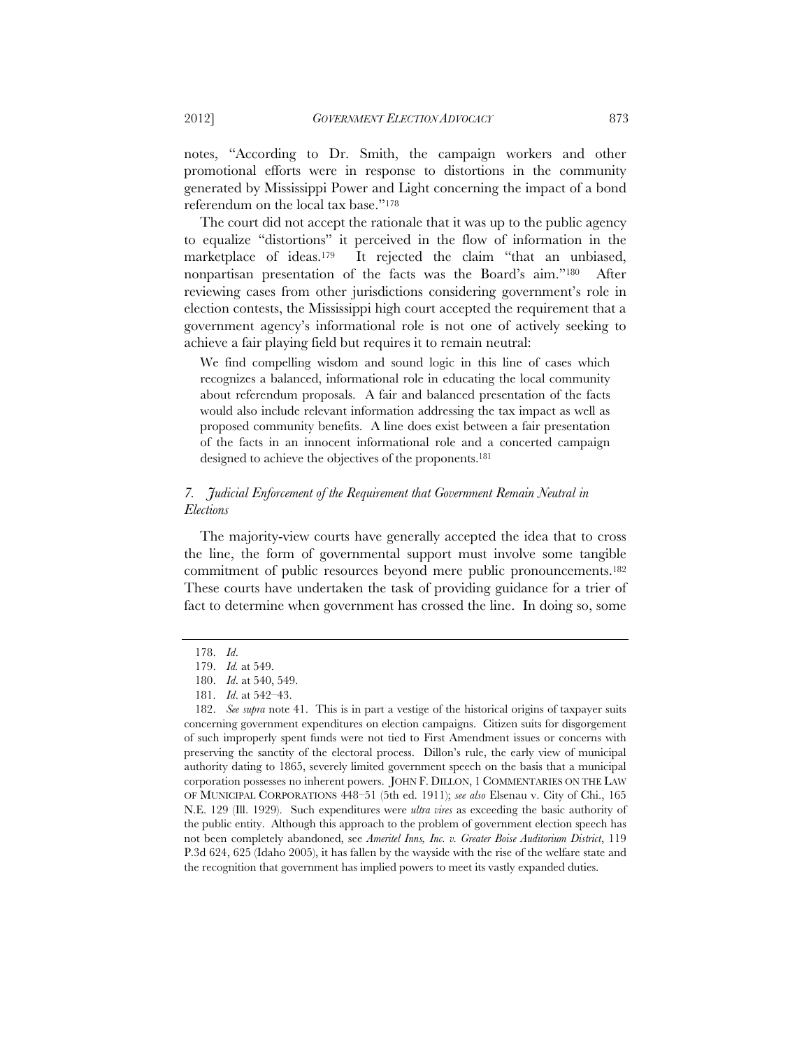notes, "According to Dr. Smith, the campaign workers and other promotional efforts were in response to distortions in the community generated by Mississippi Power and Light concerning the impact of a bond referendum on the local tax base."[178]

The court did not accept the rationale that it was up to the public agency to equalize "distortions" it perceived in the flow of information in the marketplace of ideas.[179] It rejected the claim "that an unbiased, nonpartisan presentation of the facts was the Board's aim."[180] After reviewing cases from other jurisdictions considering government's role in election contests, the Mississippi high court accepted the requirement that a government agency's informational role is not one of actively seeking to achieve a fair playing field but requires it to remain neutral:

> We find compelling wisdom and sound logic in this line of cases which recognizes a balanced, informational role in educating the local community about referendum proposals. A fair and balanced presentation of the facts would also include relevant information addressing the tax impact as well as proposed community benefits. A line does exist between a fair presentation of the facts in an innocent informational role and a concerted campaign designed to achieve the objectives of the proponents.[181]

### *7. Judicial Enforcement of the Requirement that Government Remain Neutral in Elections*

The majority-view courts have generally accepted the idea that to cross the line, the form of governmental support must involve some tangible commitment of public resources beyond mere public pronouncements.[182] These courts have undertaken the task of providing guidance for a trier of fact to determine when government has crossed the line. In doing so, some

---

178. *Id*.

179. *Id.* at 549.

180. *Id*. at 540, 549.

181. *Id*. at 542–43.

182. *See supra* note 41. This is in part a vestige of the historical origins of taxpayer suits concerning government expenditures on election campaigns. Citizen suits for disgorgement of such improperly spent funds were not tied to First Amendment issues or concerns with preserving the sanctity of the electoral process. Dillon's rule, the early view of municipal authority dating to 1865, severely limited government speech on the basis that a municipal corporation possesses no inherent powers. JOHN F. DILLON, 1 COMMENTARIES ON THE LAW OF MUNICIPAL CORPORATIONS 448–51 (5th ed. 1911); *see also* Elsenau v. City of Chi., 165 N.E. 129 (Ill. 1929). Such expenditures were *ultra vires* as exceeding the basic authority of the public entity. Although this approach to the problem of government election speech has not been completely abandoned, see *Ameritel Inns, Inc. v. Greater Boise Auditorium District*, 119 P.3d 624, 625 (Idaho 2005), it has fallen by the wayside with the rise of the welfare state and the recognition that government has implied powers to meet its vastly expanded duties.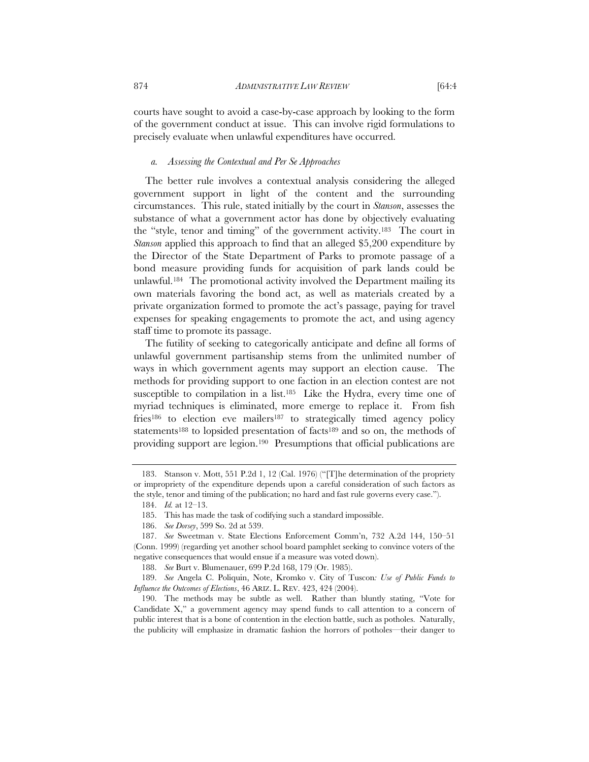courts have sought to avoid a case-by-case approach by looking to the form of the government conduct at issue. This can involve rigid formulations to precisely evaluate when unlawful expenditures have occurred.

#### *a. Assessing the Contextual and Per Se Approaches*

The better rule involves a contextual analysis considering the alleged government support in light of the content and the surrounding circumstances. This rule, stated initially by the court in *Stanson*, assesses the substance of what a government actor has done by objectively evaluating the "style, tenor and timing" of the government activity.[183] The court in *Stanson* applied this approach to find that an alleged $5,200 expenditure by the Director of the State Department of Parks to promote passage of a bond measure providing funds for acquisition of park lands could be unlawful.[184] The promotional activity involved the Department mailing its own materials favoring the bond act, as well as materials created by a private organization formed to promote the act's passage, paying for travel expenses for speaking engagements to promote the act, and using agency staff time to promote its passage.

The futility of seeking to categorically anticipate and define all forms of unlawful government partisanship stems from the unlimited number of ways in which government agents may support an election cause. The methods for providing support to one faction in an election contest are not susceptible to compilation in a list.[185] Like the Hydra, every time one of myriad techniques is eliminated, more emerge to replace it. From fish fries[186] to election eve mailers[187] to strategically timed agency policy statements[188] to lopsided presentation of facts[189] and so on, the methods of providing support are legion.[190] Presumptions that official publications are

---

183. Stanson v. Mott, 551 P.2d 1, 12 (Cal. 1976) ("[T]he determination of the propriety or impropriety of the expenditure depends upon a careful consideration of such factors as the style, tenor and timing of the publication; no hard and fast rule governs every case.").

184. *Id.* at 12–13.

185. This has made the task of codifying such a standard impossible.

186. *See Dorsey*, 599 So. 2d at 539.

187. *See* Sweetman v. State Elections Enforcement Comm'n, 732 A.2d 144, 150–51 (Conn. 1999) (regarding yet another school board pamphlet seeking to convince voters of the negative consequences that would ensue if a measure was voted down).

188. *See* Burt v. Blumenauer, 699 P.2d 168, 179 (Or. 1985).

189. *See* Angela C. Poliquin, Note, *Kromko v. City of Tuscon: Use of Public Funds to Influence the Outcomes of Elections*, 46 ARIZ. L. REV. 423, 424 (2004).

190. The methods may be subtle as well. Rather than bluntly stating, "Vote for Candidate X," a government agency may spend funds to call attention to a concern of public interest that is a bone of contention in the election battle, such as potholes. Naturally, the publicity will emphasize in dramatic fashion the horrors of potholes—their danger to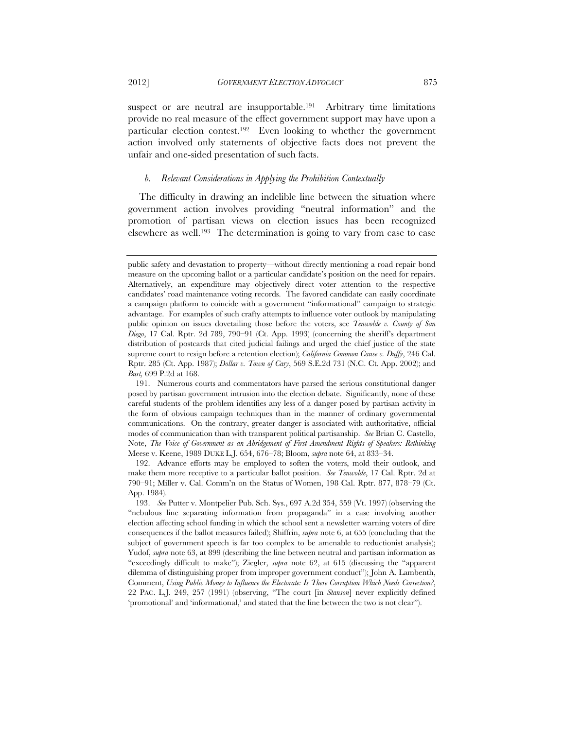suspect or are neutral are insupportable.[191] Arbitrary time limitations provide no real measure of the effect government support may have upon a particular election contest.[192] Even looking to whether the government action involved only statements of objective facts does not prevent the unfair and one-sided presentation of such facts.

### *b. Relevant Considerations in Applying the Prohibition Contextually*

The difficulty in drawing an indelible line between the situation where government action involves providing "neutral information" and the promotion of partisan views on election issues has been recognized elsewhere as well.[193] The determination is going to vary from case to case

---

public safety and devastation to property—without directly mentioning a road repair bond measure on the upcoming ballot or a particular candidate's position on the need for repairs. Alternatively, an expenditure may objectively direct voter attention to the respective candidates' road maintenance voting records. The favored candidate can easily coordinate a campaign platform to coincide with a government "informational" campaign to strategic advantage. For examples of such crafty attempts to influence voter outlook by manipulating public opinion on issues dovetailing those before the voters, see *Tenwolde v. County of San Diego*, 17 Cal. Rptr. 2d 789, 790–91 (Ct. App. 1993) (concerning the sheriff's department distribution of postcards that cited judicial failings and urged the chief justice of the state supreme court to resign before a retention election); *California Common Cause v. Duffy*, 246 Cal. Rptr. 285 (Ct. App. 1987); *Dollar v. Town of Cary*, 569 S.E.2d 731 (N.C. Ct. App. 2002); and *Burt*, 699 P.2d at 168.

191. Numerous courts and commentators have parsed the serious constitutional danger posed by partisan government intrusion into the election debate. Significantly, none of these careful students of the problem identifies any less of a danger posed by partisan activity in the form of obvious campaign techniques than in the manner of ordinary governmental communications. On the contrary, greater danger is associated with authoritative, official modes of communication than with transparent political partisanship. *See* Brian C. Castello, Note, *The Voice of Government as an Abridgement of First Amendment Rights of Speakers: Rethinking* Meese v. Keene, 1989 DUKE L.J. 654, 676–78; Bloom, *supra* note 64, at 833–34.

192. Advance efforts may be employed to soften the voters, mold their outlook, and make them more receptive to a particular ballot position. *See Tenwolde*, 17 Cal. Rptr. 2d at 790–91; Miller v. Cal. Comm'n on the Status of Women, 198 Cal. Rptr. 877, 878–79 (Ct. App. 1984).

193. *See* Putter v. Montpelier Pub. Sch. Sys., 697 A.2d 354, 359 (Vt. 1997) (observing the "nebulous line separating information from propaganda" in a case involving another election affecting school funding in which the school sent a newsletter warning voters of dire consequences if the ballot measures failed); Shiffrin, *supra* note 6, at 655 (concluding that the subject of government speech is far too complex to be amenable to reductionist analysis); Yudof, *supra* note 63, at 899 (describing the line between neutral and partisan information as "exceedingly difficult to make"); Ziegler, *supra* note 62, at 615 (discussing the "apparent dilemma of distinguishing proper from improper government conduct"); John A. Lambenth, Comment, *Using Public Money to Influence the Electorate: Is There Corruption Which Needs Correction?*, 22 PAC. L.J. 249, 257 (1991) (observing, "The court [in *Stanson*] never explicitly defined 'promotional' and 'informational,' and stated that the line between the two is not clear").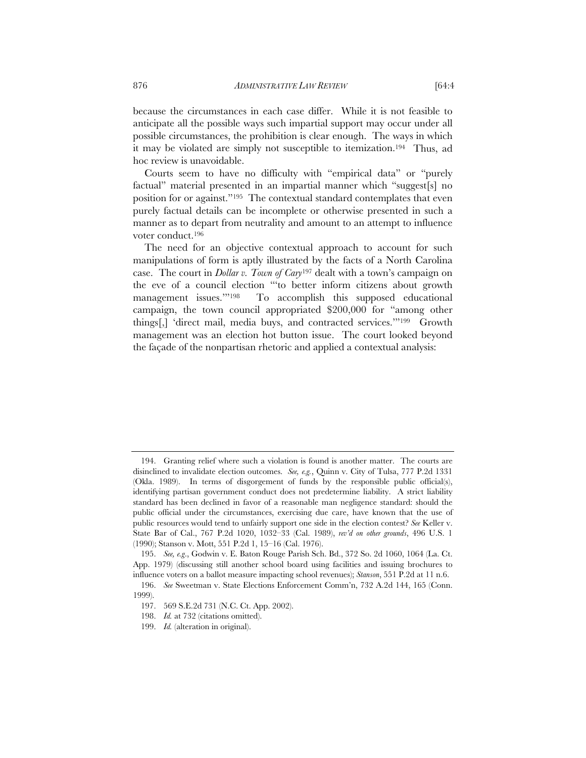because the circumstances in each case differ. While it is not feasible to anticipate all the possible ways such impartial support may occur under all possible circumstances, the prohibition is clear enough. The ways in which it may be violated are simply not susceptible to itemization.[194] Thus, ad hoc review is unavoidable.

Courts seem to have no difficulty with "empirical data" or "purely factual" material presented in an impartial manner which "suggest[s] no position for or against."[195] The contextual standard contemplates that even purely factual details can be incomplete or otherwise presented in such a manner as to depart from neutrality and amount to an attempt to influence voter conduct.[196]

The need for an objective contextual approach to account for such manipulations of form is aptly illustrated by the facts of a North Carolina case. The court in *Dollar v. Town of Cary*[197] dealt with a town's campaign on the eve of a council election "'to better inform citizens about growth management issues.'"[198] To accomplish this supposed educational campaign, the town council appropriated $200,000 for "among other things[,] 'direct mail, media buys, and contracted services.'"[199] Growth management was an election hot button issue. The court looked beyond the façade of the nonpartisan rhetoric and applied a contextual analysis:

---

194. Granting relief where such a violation is found is another matter. The courts are disinclined to invalidate election outcomes. *See, e.g.*, Quinn v. City of Tulsa, 777 P.2d 1331 (Okla. 1989). In terms of disgorgement of funds by the responsible public official(s), identifying partisan government conduct does not predetermine liability. A strict liability standard has been declined in favor of a reasonable man negligence standard: should the public official under the circumstances, exercising due care, have known that the use of public resources would tend to unfairly support one side in the election contest? *See* Keller v. State Bar of Cal., 767 P.2d 1020, 1032–33 (Cal. 1989), *rev'd on other grounds*, 496 U.S. 1 (1990); Stanson v. Mott, 551 P.2d 1, 15–16 (Cal. 1976).

195. *See, e.g.*, Godwin v. E. Baton Rouge Parish Sch. Bd., 372 So. 2d 1060, 1064 (La. Ct. App. 1979) (discussing still another school board using facilities and issuing brochures to influence voters on a ballot measure impacting school revenues); *Stanson*, 551 P.2d at 11 n.6.

196. *See* Sweetman v. State Elections Enforcement Comm'n, 732 A.2d 144, 165 (Conn. 1999).

197. 569 S.E.2d 731 (N.C. Ct. App. 2002).

198. *Id.* at 732 (citations omitted).

199. *Id.* (alteration in original).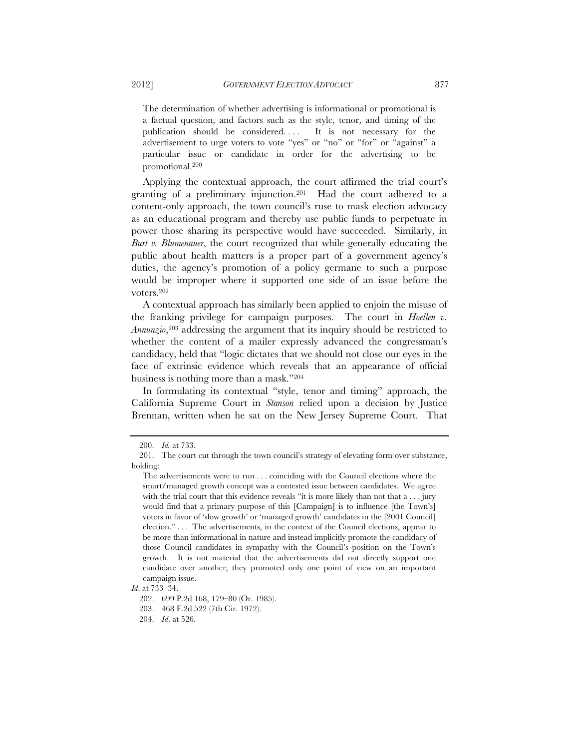> The determination of whether advertising is informational or promotional is a factual question, and factors such as the style, tenor, and timing of the publication should be considered. . . . It is not necessary for the advertisement to urge voters to vote "yes" or "no" or "for" or "against" a particular issue or candidate in order for the advertising to be promotional.[200]

Applying the contextual approach, the court affirmed the trial court's granting of a preliminary injunction.[201] Had the court adhered to a content-only approach, the town council's ruse to mask election advocacy as an educational program and thereby use public funds to perpetuate in power those sharing its perspective would have succeeded. Similarly, in *Burt v. Blumenauer*, the court recognized that while generally educating the public about health matters is a proper part of a government agency's duties, the agency's promotion of a policy germane to such a purpose would be improper where it supported one side of an issue before the voters.[202]

A contextual approach has similarly been applied to enjoin the misuse of the franking privilege for campaign purposes. The court in *Hoellen v. Annunzio*,[203] addressing the argument that its inquiry should be restricted to whether the content of a mailer expressly advanced the congressman's candidacy, held that "logic dictates that we should not close our eyes in the face of extrinsic evidence which reveals that an appearance of official business is nothing more than a mask."[204]

In formulating its contextual "style, tenor and timing" approach, the California Supreme Court in *Stanson* relied upon a decision by Justice Brennan, written when he sat on the New Jersey Supreme Court. That

---

200. *Id.* at 733.

201. The court cut through the town council's strategy of elevating form over substance, holding:

> The advertisements were to run . . . coinciding with the Council elections where the smart/managed growth concept was a contested issue between candidates. We agree with the trial court that this evidence reveals "it is more likely than not that a . . . jury would find that a primary purpose of this [Campaign] is to influence [the Town's] voters in favor of 'slow growth' or 'managed growth' candidates in the [2001 Council] election." . . . The advertisements, in the context of the Council elections, appear to be more than informational in nature and instead implicitly promote the candidacy of those Council candidates in sympathy with the Council's position on the Town's growth. It is not material that the advertisements did not directly support one candidate over another; they promoted only one point of view on an important campaign issue.

*Id*. at 733–34.

202. 699 P.2d 168, 179–80 (Or. 1985).

203. 468 F.2d 522 (7th Cir. 1972).

204. *Id*. at 526.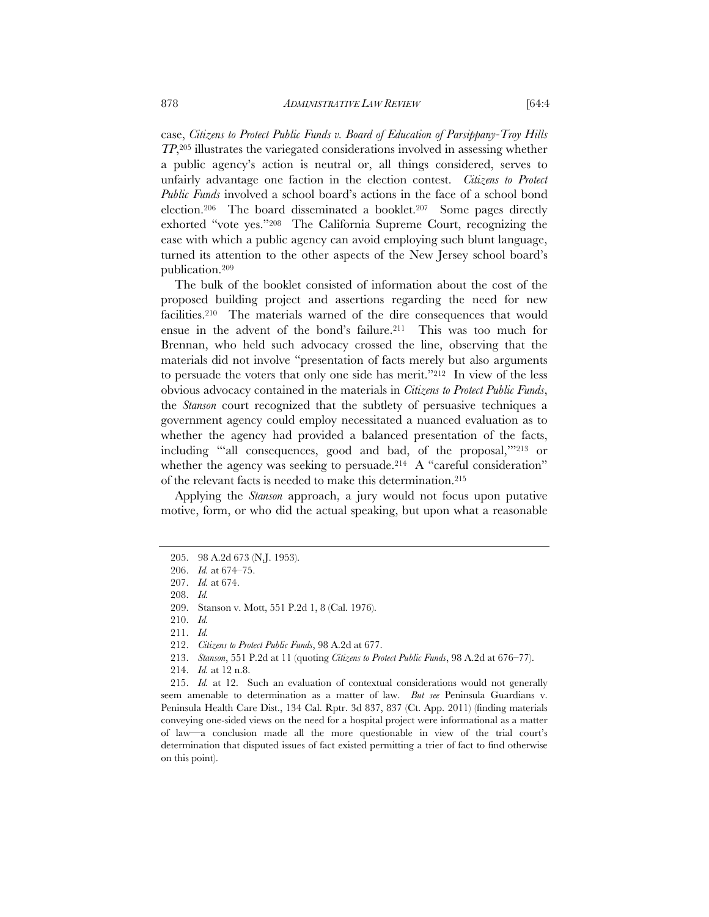case, *Citizens to Protect Public Funds v. Board of Education of Parsippany-Troy Hills TP*,[205] illustrates the variegated considerations involved in assessing whether a public agency's action is neutral or, all things considered, serves to unfairly advantage one faction in the election contest. *Citizens to Protect Public Funds* involved a school board's actions in the face of a school bond election.[206] The board disseminated a booklet.[207] Some pages directly exhorted "vote yes."[208] The California Supreme Court, recognizing the ease with which a public agency can avoid employing such blunt language, turned its attention to the other aspects of the New Jersey school board's publication.[209]

The bulk of the booklet consisted of information about the cost of the proposed building project and assertions regarding the need for new facilities.[210] The materials warned of the dire consequences that would ensue in the advent of the bond's failure.[211] This was too much for Brennan, who held such advocacy crossed the line, observing that the materials did not involve "presentation of facts merely but also arguments to persuade the voters that only one side has merit."[212] In view of the less obvious advocacy contained in the materials in *Citizens to Protect Public Funds*, the *Stanson* court recognized that the subtlety of persuasive techniques a government agency could employ necessitated a nuanced evaluation as to whether the agency had provided a balanced presentation of the facts, including "'all consequences, good and bad, of the proposal,'"[213] or whether the agency was seeking to persuade.[214] A "careful consideration" of the relevant facts is needed to make this determination.[215]

Applying the *Stanson* approach, a jury would not focus upon putative motive, form, or who did the actual speaking, but upon what a reasonable

---

205. 98 A.2d 673 (N.J. 1953).

206. *Id.* at 674–75.

207. *Id.* at 674.

208. *Id.*

209. Stanson v. Mott, 551 P.2d 1, 8 (Cal. 1976).

210. *Id.*

211. *Id.*

212. *Citizens to Protect Public Funds*, 98 A.2d at 677.

213. *Stanson*, 551 P.2d at 11 (quoting *Citizens to Protect Public Funds*, 98 A.2d at 676–77).

214. *Id.* at 12 n.8.

215. *Id.* at 12. Such an evaluation of contextual considerations would not generally seem amenable to determination as a matter of law. *But see* Peninsula Guardians v. Peninsula Health Care Dist., 134 Cal. Rptr. 3d 837, 837 (Ct. App. 2011) (finding materials conveying one-sided views on the need for a hospital project were informational as a matter of law—a conclusion made all the more questionable in view of the trial court's determination that disputed issues of fact existed permitting a trier of fact to find otherwise on this point).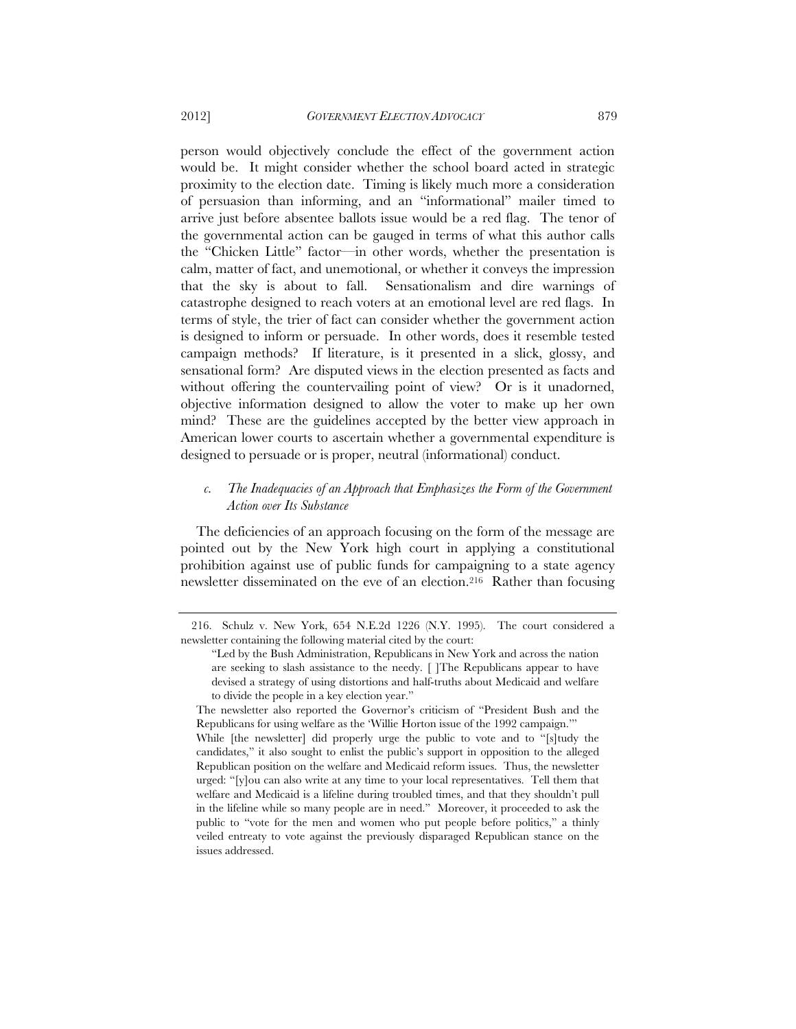person would objectively conclude the effect of the government action would be. It might consider whether the school board acted in strategic proximity to the election date. Timing is likely much more a consideration of persuasion than informing, and an "informational" mailer timed to arrive just before absentee ballots issue would be a red flag. The tenor of the governmental action can be gauged in terms of what this author calls the "Chicken Little" factor—in other words, whether the presentation is calm, matter of fact, and unemotional, or whether it conveys the impression that the sky is about to fall. Sensationalism and dire warnings of catastrophe designed to reach voters at an emotional level are red flags. In terms of style, the trier of fact can consider whether the government action is designed to inform or persuade. In other words, does it resemble tested campaign methods? If literature, is it presented in a slick, glossy, and sensational form? Are disputed views in the election presented as facts and without offering the countervailing point of view? Or is it unadorned, objective information designed to allow the voter to make up her own mind? These are the guidelines accepted by the better view approach in American lower courts to ascertain whether a governmental expenditure is designed to persuade or is proper, neutral (informational) conduct.

#### *c. The Inadequacies of an Approach that Emphasizes the Form of the Government Action over Its Substance*

The deficiencies of an approach focusing on the form of the message are pointed out by the New York high court in applying a constitutional prohibition against use of public funds for campaigning to a state agency newsletter disseminated on the eve of an election.[216] Rather than focusing

---

216. Schulz v. New York, 654 N.E.2d 1226 (N.Y. 1995). The court considered a newsletter containing the following material cited by the court:

> "Led by the Bush Administration, Republicans in New York and across the nation are seeking to slash assistance to the needy. [ ]The Republicans appear to have devised a strategy of using distortions and half-truths about Medicaid and welfare to divide the people in a key election year."

The newsletter also reported the Governor's criticism of "President Bush and the Republicans for using welfare as the 'Willie Horton issue of the 1992 campaign.'"

While [the newsletter] did properly urge the public to vote and to "[s]tudy the candidates," it also sought to enlist the public's support in opposition to the alleged Republican position on the welfare and Medicaid reform issues. Thus, the newsletter urged: "[y]ou can also write at any time to your local representatives. Tell them that welfare and Medicaid is a lifeline during troubled times, and that they shouldn't pull in the lifeline while so many people are in need." Moreover, it proceeded to ask the public to "vote for the men and women who put people before politics," a thinly veiled entreaty to vote against the previously disparaged Republican stance on the issues addressed.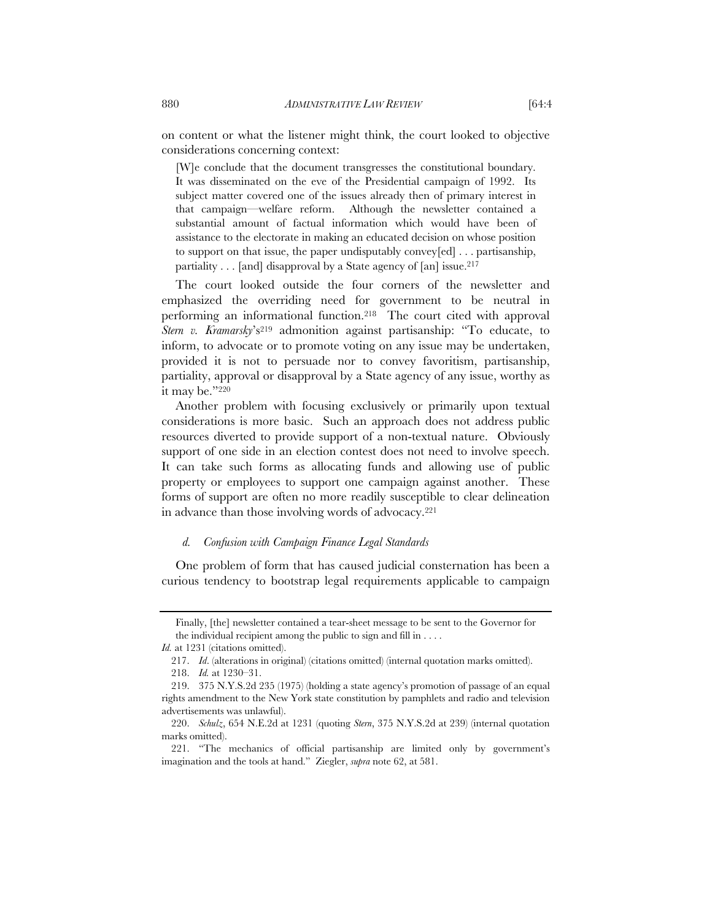on content or what the listener might think, the court looked to objective considerations concerning context:

> [W]e conclude that the document transgresses the constitutional boundary. It was disseminated on the eve of the Presidential campaign of 1992. Its subject matter covered one of the issues already then of primary interest in that campaign—welfare reform. Although the newsletter contained a substantial amount of factual information which would have been of assistance to the electorate in making an educated decision on whose position to support on that issue, the paper undisputably convey[ed] . . . partisanship, partiality . . . [and] disapproval by a State agency of [an] issue.[217]

The court looked outside the four corners of the newsletter and emphasized the overriding need for government to be neutral in performing an informational function.[218] The court cited with approval *Stern v. Kramarsky*'s[219] admonition against partisanship: "To educate, to inform, to advocate or to promote voting on any issue may be undertaken, provided it is not to persuade nor to convey favoritism, partisanship, partiality, approval or disapproval by a State agency of any issue, worthy as it may be."[220]

Another problem with focusing exclusively or primarily upon textual considerations is more basic. Such an approach does not address public resources diverted to provide support of a non-textual nature. Obviously support of one side in an election contest does not need to involve speech. It can take such forms as allocating funds and allowing use of public property or employees to support one campaign against another. These forms of support are often no more readily susceptible to clear delineation in advance than those involving words of advocacy.[221]

#### *d. Confusion with Campaign Finance Legal Standards*

One problem of form that has caused judicial consternation has been a curious tendency to bootstrap legal requirements applicable to campaign

---

Finally, [the] newsletter contained a tear-sheet message to be sent to the Governor for the individual recipient among the public to sign and fill in . . . .

*Id.* at 1231 (citations omitted).

217. *Id*. (alterations in original) (citations omitted) (internal quotation marks omitted).

218. *Id.* at 1230–31.

219. 375 N.Y.S.2d 235 (1975) (holding a state agency's promotion of passage of an equal rights amendment to the New York state constitution by pamphlets and radio and television advertisements was unlawful).

220. *Schulz*, 654 N.E.2d at 1231 (quoting *Stern*, 375 N.Y.S.2d at 239) (internal quotation marks omitted).

221. "The mechanics of official partisanship are limited only by government's imagination and the tools at hand." Ziegler, *supra* note 62, at 581.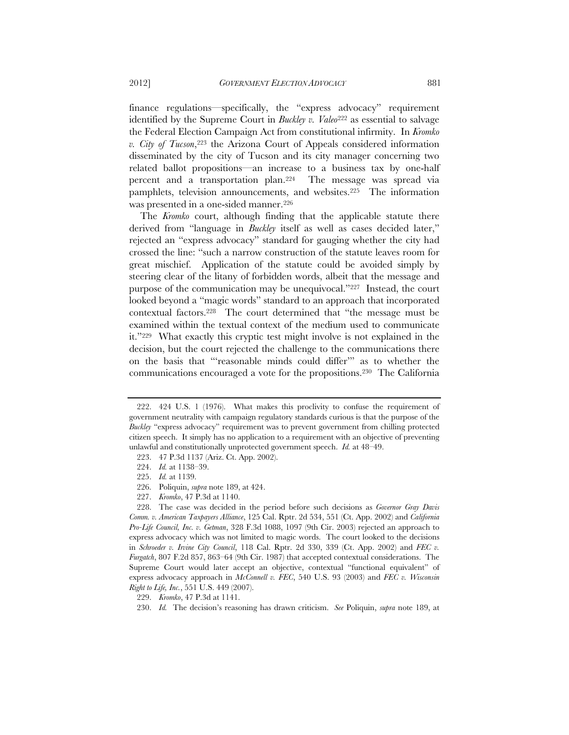finance regulations—specifically, the "express advocacy" requirement identified by the Supreme Court in *Buckley v. Valeo*[222] as essential to salvage the Federal Election Campaign Act from constitutional infirmity. In *Kromko v. City of Tucson*,[223] the Arizona Court of Appeals considered information disseminated by the city of Tucson and its city manager concerning two related ballot propositions—an increase to a business tax by one-half percent and a transportation plan.[224] The message was spread via pamphlets, television announcements, and websites.[225] The information was presented in a one-sided manner.[226]

The *Kromko* court, although finding that the applicable statute there derived from "language in *Buckley* itself as well as cases decided later," rejected an "express advocacy" standard for gauging whether the city had crossed the line: "such a narrow construction of the statute leaves room for great mischief. Application of the statute could be avoided simply by steering clear of the litany of forbidden words, albeit that the message and purpose of the communication may be unequivocal."[227] Instead, the court looked beyond a "magic words" standard to an approach that incorporated contextual factors.[228] The court determined that "the message must be examined within the textual context of the medium used to communicate it."[229] What exactly this cryptic test might involve is not explained in the decision, but the court rejected the challenge to the communications there on the basis that "'reasonable minds could differ'" as to whether the communications encouraged a vote for the propositions.[230] The California

---

222. 424 U.S. 1 (1976). What makes this proclivity to confuse the requirement of government neutrality with campaign regulatory standards curious is that the purpose of the *Buckley* "express advocacy" requirement was to prevent government from chilling protected citizen speech. It simply has no application to a requirement with an objective of preventing unlawful and constitutionally unprotected government speech. *Id.* at 48–49.

223. 47 P.3d 1137 (Ariz. Ct. App. 2002).

224. *Id.* at 1138–39.

225. *Id.* at 1139.

226. Poliquin, *supra* note 189, at 424.

227. *Kromko*, 47 P.3d at 1140.

228. The case was decided in the period before such decisions as *Governor Gray Davis Comm. v. American Taxpayers Alliance*, 125 Cal. Rptr. 2d 534, 551 (Ct. App. 2002) and *California Pro-Life Council, Inc. v. Getman*, 328 F.3d 1088, 1097 (9th Cir. 2003) rejected an approach to express advocacy which was not limited to magic words. The court looked to the decisions in *Schroeder v. Irvine City Council*, 118 Cal. Rptr. 2d 330, 339 (Ct. App. 2002) and *FEC v. Furgatch*, 807 F.2d 857, 863–64 (9th Cir. 1987) that accepted contextual considerations. The Supreme Court would later accept an objective, contextual "functional equivalent" of express advocacy approach in *McConnell v. FEC*, 540 U.S. 93 (2003) and *FEC v. Wisconsin Right to Life, Inc.*, 551 U.S. 449 (2007).

229. *Kromko*, 47 P.3d at 1141.

230. *Id.* The decision's reasoning has drawn criticism. *See* Poliquin, *supra* note 189, at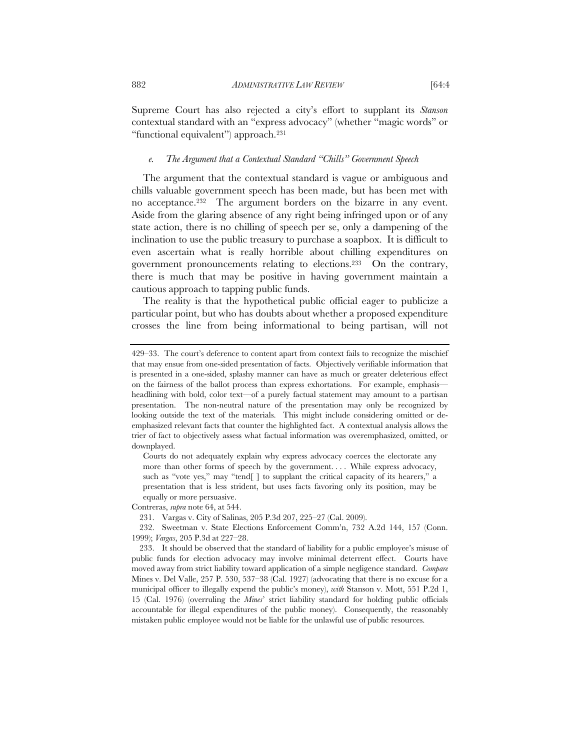Supreme Court has also rejected a city's effort to supplant its *Stanson* contextual standard with an "express advocacy" (whether "magic words" or "functional equivalent") approach.[231]

#### *e. The Argument that a Contextual Standard "Chills" Government Speech*

The argument that the contextual standard is vague or ambiguous and chills valuable government speech has been made, but has been met with no acceptance.[232] The argument borders on the bizarre in any event. Aside from the glaring absence of any right being infringed upon or of any state action, there is no chilling of speech per se, only a dampening of the inclination to use the public treasury to purchase a soapbox. It is difficult to even ascertain what is really horrible about chilling expenditures on government pronouncements relating to elections.[233] On the contrary, there is much that may be positive in having government maintain a cautious approach to tapping public funds.

The reality is that the hypothetical public official eager to publicize a particular point, but who has doubts about whether a proposed expenditure crosses the line from being informational to being partisan, will not

---

429–33. The court's deference to content apart from context fails to recognize the mischief that may ensue from one-sided presentation of facts. Objectively verifiable information that is presented in a one-sided, splashy manner can have as much or greater deleterious effect on the fairness of the ballot process than express exhortations. For example, emphasis—headlining with bold, color text—of a purely factual statement may amount to a partisan presentation. The non-neutral nature of the presentation may only be recognized by looking outside the text of the materials. This might include considering omitted or de-emphasized relevant facts that counter the highlighted fact. A contextual analysis allows the trier of fact to objectively assess what factual information was overemphasized, omitted, or downplayed.

> Courts do not adequately explain why express advocacy coerces the electorate any more than other forms of speech by the government. . . . While express advocacy, such as "vote yes," may "tend[ ] to supplant the critical capacity of its hearers," a presentation that is less strident, but uses facts favoring only its position, may be equally or more persuasive.

Contreras, *supra* note 64, at 544.

231. Vargas v. City of Salinas, 205 P.3d 207, 225–27 (Cal. 2009).

232. Sweetman v. State Elections Enforcement Comm'n, 732 A.2d 144, 157 (Conn. 1999); *Vargas*, 205 P.3d at 227–28.

233. It should be observed that the standard of liability for a public employee's misuse of public funds for election advocacy may involve minimal deterrent effect. Courts have moved away from strict liability toward application of a simple negligence standard. *Compare* Mines v. Del Valle, 257 P. 530, 537–38 (Cal. 1927) (advocating that there is no excuse for a municipal officer to illegally expend the public's money), *with* Stanson v. Mott, 551 P.2d 1, 15 (Cal. 1976) (overruling the *Mines*' strict liability standard for holding public officials accountable for illegal expenditures of the public money). Consequently, the reasonably mistaken public employee would not be liable for the unlawful use of public resources.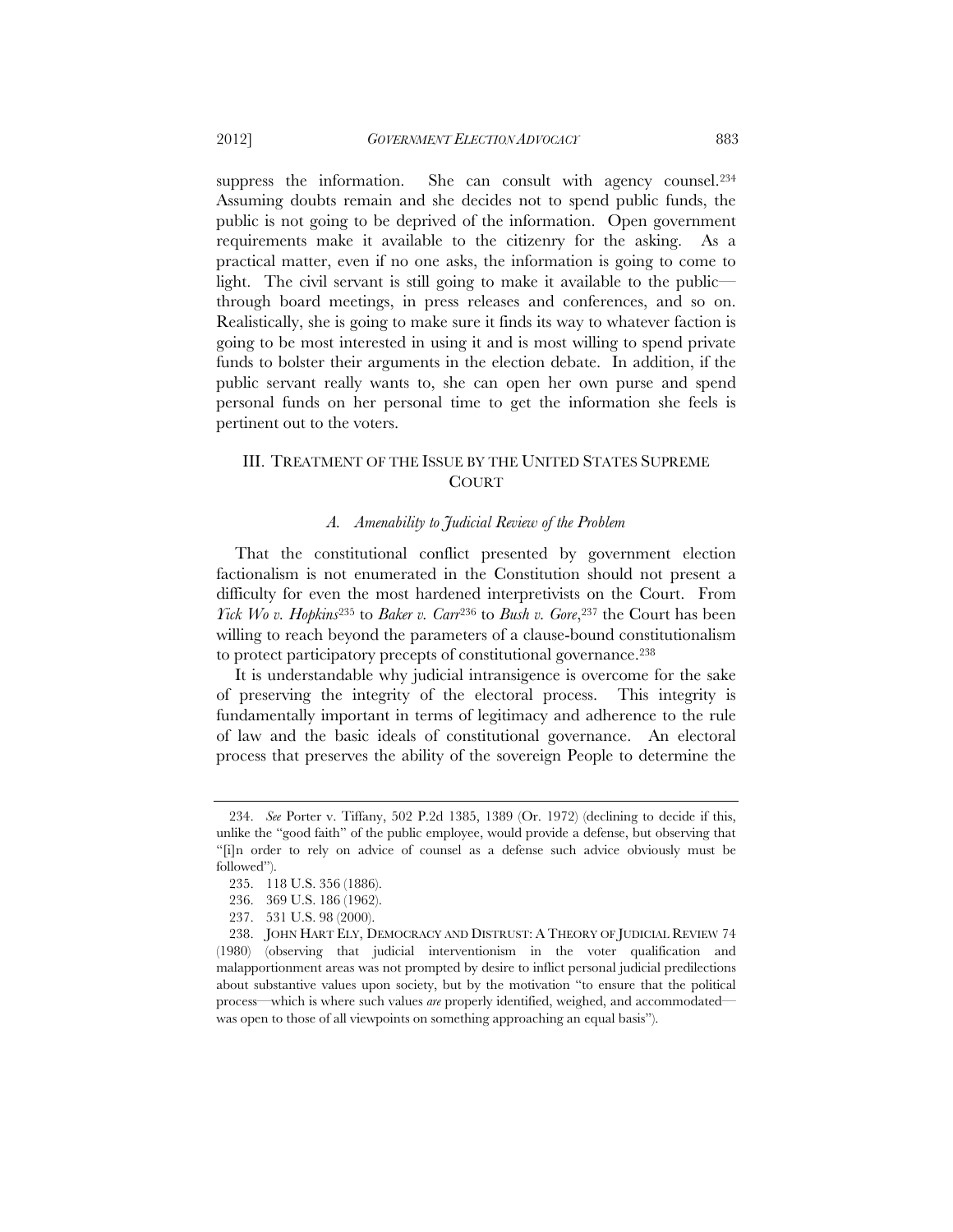suppress the information. She can consult with agency counsel.[234] Assuming doubts remain and she decides not to spend public funds, the public is not going to be deprived of the information. Open government requirements make it available to the citizenry for the asking. As a practical matter, even if no one asks, the information is going to come to light. The civil servant is still going to make it available to the public—through board meetings, in press releases and conferences, and so on. Realistically, she is going to make sure it finds its way to whatever faction is going to be most interested in using it and is most willing to spend private funds to bolster their arguments in the election debate. In addition, if the public servant really wants to, she can open her own purse and spend personal funds on her personal time to get the information she feels is pertinent out to the voters.

## III. TREATMENT OF THE ISSUE BY THE UNITED STATES SUPREME COURT

### *A. Amenability to Judicial Review of the Problem*

That the constitutional conflict presented by government election factionalism is not enumerated in the Constitution should not present a difficulty for even the most hardened interpretivists on the Court. From *Yick Wo v. Hopkins*[235] to *Baker v. Carr*[236] to *Bush v. Gore*,[237] the Court has been willing to reach beyond the parameters of a clause-bound constitutionalism to protect participatory precepts of constitutional governance.[238]

It is understandable why judicial intransigence is overcome for the sake of preserving the integrity of the electoral process. This integrity is fundamentally important in terms of legitimacy and adherence to the rule of law and the basic ideals of constitutional governance. An electoral process that preserves the ability of the sovereign People to determine the

---

234. *See* Porter v. Tiffany, 502 P.2d 1385, 1389 (Or. 1972) (declining to decide if this, unlike the "good faith" of the public employee, would provide a defense, but observing that "[i]n order to rely on advice of counsel as a defense such advice obviously must be followed").

235. 118 U.S. 356 (1886).

236. 369 U.S. 186 (1962).

237. 531 U.S. 98 (2000).

238. JOHN HART ELY, DEMOCRACY AND DISTRUST: A THEORY OF JUDICIAL REVIEW 74 (1980) (observing that judicial interventionism in the voter qualification and malapportionment areas was not prompted by desire to inflict personal judicial predilections about substantive values upon society, but by the motivation "to ensure that the political process—which is where such values *are* properly identified, weighed, and accommodated—was open to those of all viewpoints on something approaching an equal basis").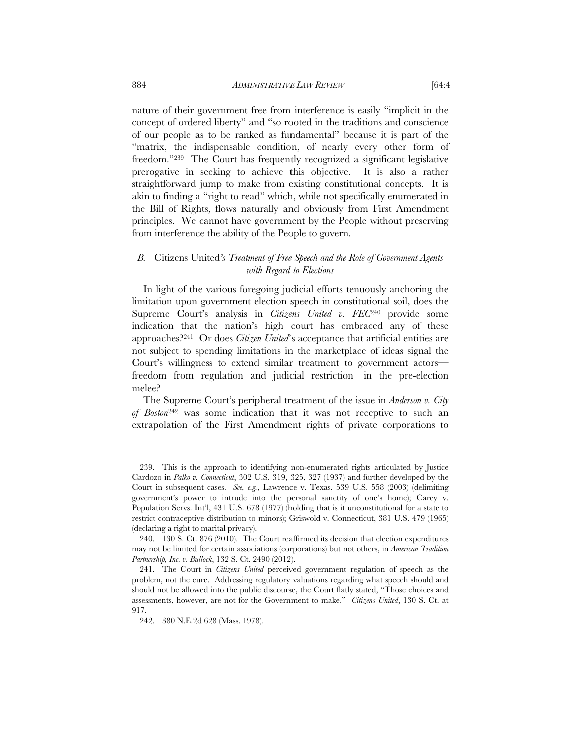nature of their government free from interference is easily "implicit in the concept of ordered liberty" and "so rooted in the traditions and conscience of our people as to be ranked as fundamental" because it is part of the "matrix, the indispensable condition, of nearly every other form of freedom."[239] The Court has frequently recognized a significant legislative prerogative in seeking to achieve this objective. It is also a rather straightforward jump to make from existing constitutional concepts. It is akin to finding a "right to read" which, while not specifically enumerated in the Bill of Rights, flows naturally and obviously from First Amendment principles. We cannot have government by the People without preserving from interference the ability of the People to govern.

### *B.* Citizens United*'s Treatment of Free Speech and the Role of Government Agents with Regard to Elections*

In light of the various foregoing judicial efforts tenuously anchoring the limitation upon government election speech in constitutional soil, does the Supreme Court's analysis in *Citizens United v. FEC*[240] provide some indication that the nation's high court has embraced any of these approaches?[241] Or does *Citizen United*'s acceptance that artificial entities are not subject to spending limitations in the marketplace of ideas signal the Court's willingness to extend similar treatment to government actors—freedom from regulation and judicial restriction—in the pre-election melee?

The Supreme Court's peripheral treatment of the issue in *Anderson v. City of Boston*[242] was some indication that it was not receptive to such an extrapolation of the First Amendment rights of private corporations to

---

239. This is the approach to identifying non-enumerated rights articulated by Justice Cardozo in *Palko v. Connecticut*, 302 U.S. 319, 325, 327 (1937) and further developed by the Court in subsequent cases. *See, e.g.*, Lawrence v. Texas, 539 U.S. 558 (2003) (delimiting government's power to intrude into the personal sanctity of one's home); Carey v. Population Servs. Int'l, 431 U.S. 678 (1977) (holding that is it unconstitutional for a state to restrict contraceptive distribution to minors); Griswold v. Connecticut, 381 U.S. 479 (1965) (declaring a right to marital privacy).

240. 130 S. Ct. 876 (2010). The Court reaffirmed its decision that election expenditures may not be limited for certain associations (corporations) but not others, in *American Tradition Partnership, Inc. v. Bullock*, 132 S. Ct. 2490 (2012).

241. The Court in *Citizens United* perceived government regulation of speech as the problem, not the cure. Addressing regulatory valuations regarding what speech should and should not be allowed into the public discourse, the Court flatly stated, "Those choices and assessments, however, are not for the Government to make." *Citizens United*, 130 S. Ct. at 917.

242. 380 N.E.2d 628 (Mass. 1978).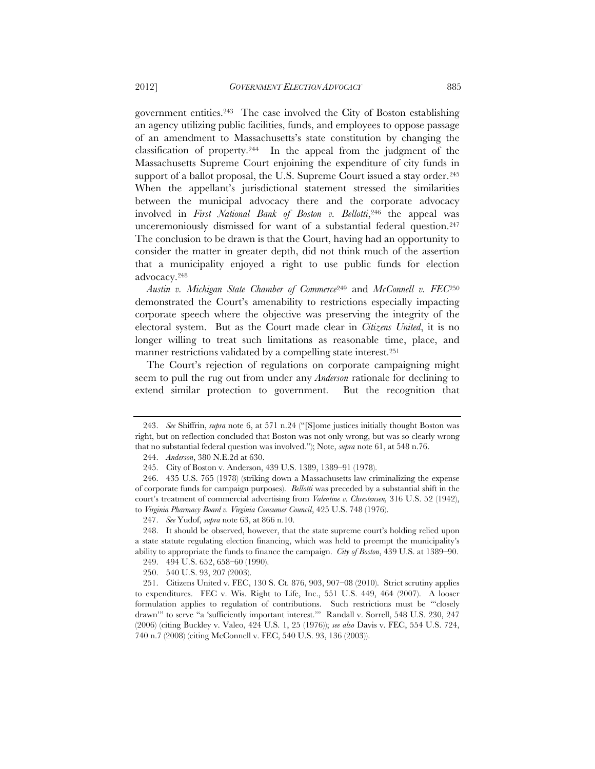government entities.[243] The case involved the City of Boston establishing an agency utilizing public facilities, funds, and employees to oppose passage of an amendment to Massachusetts's state constitution by changing the classification of property.[244] In the appeal from the judgment of the Massachusetts Supreme Court enjoining the expenditure of city funds in support of a ballot proposal, the U.S. Supreme Court issued a stay order.[245] When the appellant's jurisdictional statement stressed the similarities between the municipal advocacy there and the corporate advocacy involved in *First National Bank of Boston v. Bellotti*,[246] the appeal was unceremoniously dismissed for want of a substantial federal question.[247] The conclusion to be drawn is that the Court, having had an opportunity to consider the matter in greater depth, did not think much of the assertion that a municipality enjoyed a right to use public funds for election advocacy.[248]

*Austin v. Michigan State Chamber of Commerce*[249] and *McConnell v. FEC*[250] demonstrated the Court's amenability to restrictions especially impacting corporate speech where the objective was preserving the integrity of the electoral system. But as the Court made clear in *Citizens United*, it is no longer willing to treat such limitations as reasonable time, place, and manner restrictions validated by a compelling state interest.[251]

The Court's rejection of regulations on corporate campaigning might seem to pull the rug out from under any *Anderson* rationale for declining to extend similar protection to government. But the recognition that

---

243. *See* Shiffrin, *supra* note 6, at 571 n.24 ("[S]ome justices initially thought Boston was right, but on reflection concluded that Boston was not only wrong, but was so clearly wrong that no substantial federal question was involved."); Note, *supra* note 61, at 548 n.76.

244. *Anderson*, 380 N.E.2d at 630.

245. City of Boston v. Anderson, 439 U.S. 1389, 1389–91 (1978).

246. 435 U.S. 765 (1978) (striking down a Massachusetts law criminalizing the expense of corporate funds for campaign purposes). *Bellotti* was preceded by a substantial shift in the court's treatment of commercial advertising from *Valentine v. Chrestensen,* 316 U.S. 52 (1942), to *Virginia Pharmacy Board v. Virginia Consumer Council*, 425 U.S. 748 (1976).

247. *See* Yudof, *supra* note 63, at 866 n.10.

248. It should be observed, however, that the state supreme court's holding relied upon a state statute regulating election financing, which was held to preempt the municipality's ability to appropriate the funds to finance the campaign. *City of Boston*, 439 U.S. at 1389–90.

249. 494 U.S. 652, 658–60 (1990).

250. 540 U.S. 93, 207 (2003).

251. Citizens United v. FEC, 130 S. Ct. 876, 903, 907–08 (2010). Strict scrutiny applies to expenditures. FEC v. Wis. Right to Life, Inc., 551 U.S. 449, 464 (2007). A looser formulation applies to regulation of contributions. Such restrictions must be "'closely drawn'" to serve "a 'sufficiently important interest.'" Randall v. Sorrell, 548 U.S. 230, 247 (2006) (citing Buckley v. Valeo, 424 U.S. 1, 25 (1976)); *see also* Davis v. FEC, 554 U.S. 724, 740 n.7 (2008) (citing McConnell v. FEC, 540 U.S. 93, 136 (2003)).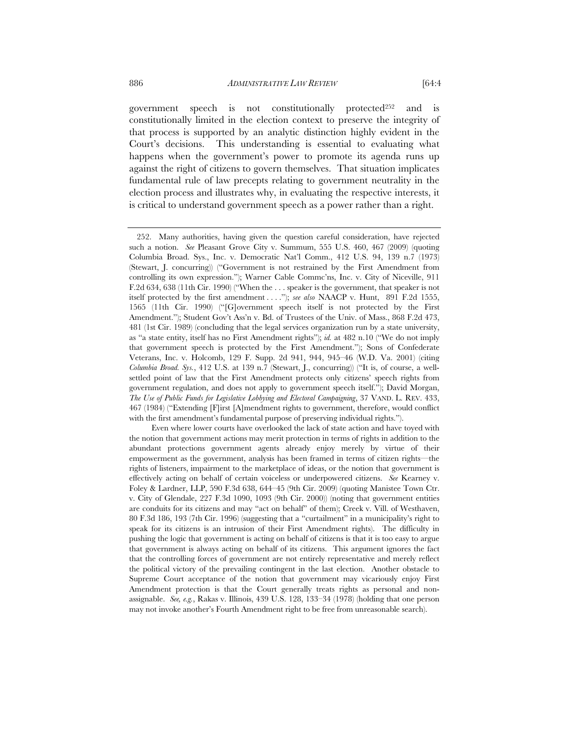government speech is not constitutionally protected[252] and is constitutionally limited in the election context to preserve the integrity of that process is supported by an analytic distinction highly evident in the Court's decisions. This understanding is essential to evaluating what happens when the government's power to promote its agenda runs up against the right of citizens to govern themselves. That situation implicates fundamental rule of law precepts relating to government neutrality in the election process and illustrates why, in evaluating the respective interests, it is critical to understand government speech as a power rather than a right.

---

252. Many authorities, having given the question careful consideration, have rejected such a notion. *See* Pleasant Grove City v. Summum, 555 U.S. 460, 467 (2009) (quoting Columbia Broad. Sys., Inc. v. Democratic Nat'l Comm., 412 U.S. 94, 139 n.7 (1973) (Stewart, J. concurring)) ("Government is not restrained by the First Amendment from controlling its own expression."); Warner Cable Commc'ns, Inc. v. City of Niceville, 911 F.2d 634, 638 (11th Cir. 1990) ("When the . . . speaker is the government, that speaker is not itself protected by the first amendment . . . ."); *see also* NAACP v. Hunt, 891 F.2d 1555, 1565 (11th Cir. 1990) ("[G]overnment speech itself is not protected by the First Amendment."); Student Gov't Ass'n v. Bd. of Trustees of the Univ. of Mass., 868 F.2d 473, 481 (1st Cir. 1989) (concluding that the legal services organization run by a state university, as "a state entity, itself has no First Amendment rights"); *id.* at 482 n.10 ("We do not imply that government speech is protected by the First Amendment."); Sons of Confederate Veterans, Inc. v. Holcomb, 129 F. Supp. 2d 941, 944, 945–46 (W.D. Va. 2001) (citing *Columbia Broad. Sys.*, 412 U.S. at 139 n.7 (Stewart, J., concurring)) ("It is, of course, a well-settled point of law that the First Amendment protects only citizens' speech rights from government regulation, and does not apply to government speech itself."); David Morgan, *The Use of Public Funds for Legislative Lobbying and Electoral Campaigning*, 37 VAND. L. REV. 433, 467 (1984) ("Extending [F]irst [A]mendment rights to government, therefore, would conflict with the first amendment's fundamental purpose of preserving individual rights.").

Even where lower courts have overlooked the lack of state action and have toyed with the notion that government actions may merit protection in terms of rights in addition to the abundant protections government agents already enjoy merely by virtue of their empowerment as the government, analysis has been framed in terms of citizen rights—the rights of listeners, impairment to the marketplace of ideas, or the notion that government is effectively acting on behalf of certain voiceless or underpowered citizens. *See* Kearney v. Foley & Lardner, LLP, 590 F.3d 638, 644–45 (9th Cir. 2009) (quoting Manistee Town Ctr. v. City of Glendale, 227 F.3d 1090, 1093 (9th Cir. 2000)) (noting that government entities are conduits for its citizens and may "act on behalf" of them); Creek v. Vill. of Westhaven, 80 F.3d 186, 193 (7th Cir. 1996) (suggesting that a "curtailment" in a municipality's right to speak for its citizens is an intrusion of their First Amendment rights). The difficulty in pushing the logic that government is acting on behalf of citizens is that it is too easy to argue that government is always acting on behalf of its citizens. This argument ignores the fact that the controlling forces of government are not entirely representative and merely reflect the political victory of the prevailing contingent in the last election. Another obstacle to Supreme Court acceptance of the notion that government may vicariously enjoy First Amendment protection is that the Court generally treats rights as personal and non-assignable. *See, e.g.*, Rakas v. Illinois, 439 U.S. 128, 133–34 (1978) (holding that one person may not invoke another's Fourth Amendment right to be free from unreasonable search).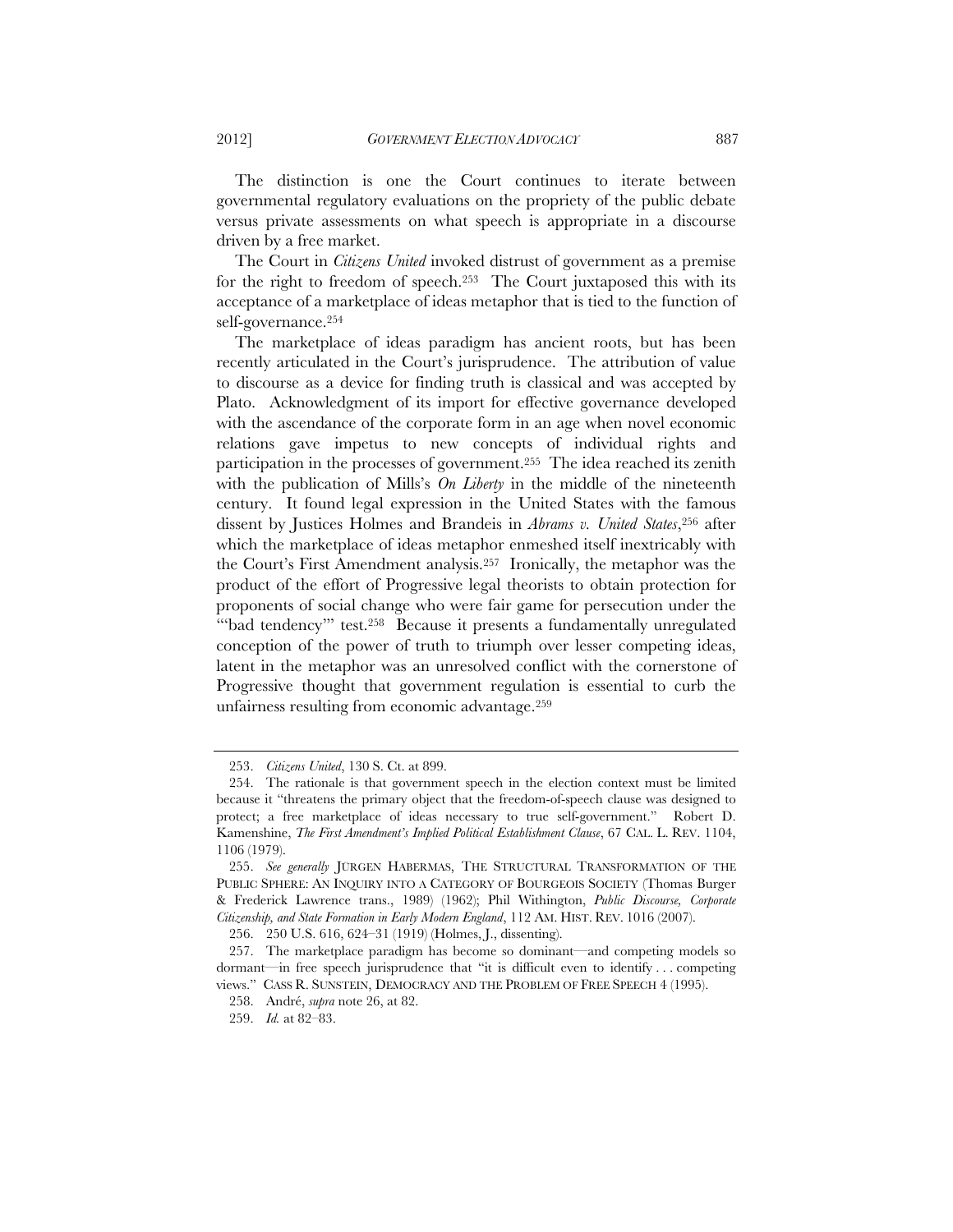The distinction is one the Court continues to iterate between governmental regulatory evaluations on the propriety of the public debate versus private assessments on what speech is appropriate in a discourse driven by a free market.

The Court in *Citizens United* invoked distrust of government as a premise for the right to freedom of speech.[253] The Court juxtaposed this with its acceptance of a marketplace of ideas metaphor that is tied to the function of self-governance.[254]

The marketplace of ideas paradigm has ancient roots, but has been recently articulated in the Court's jurisprudence. The attribution of value to discourse as a device for finding truth is classical and was accepted by Plato. Acknowledgment of its import for effective governance developed with the ascendance of the corporate form in an age when novel economic relations gave impetus to new concepts of individual rights and participation in the processes of government.[255] The idea reached its zenith with the publication of Mills's *On Liberty* in the middle of the nineteenth century. It found legal expression in the United States with the famous dissent by Justices Holmes and Brandeis in *Abrams v. United States*,[256] after which the marketplace of ideas metaphor enmeshed itself inextricably with the Court's First Amendment analysis.[257] Ironically, the metaphor was the product of the effort of Progressive legal theorists to obtain protection for proponents of social change who were fair game for persecution under the "'bad tendency'" test.[258] Because it presents a fundamentally unregulated conception of the power of truth to triumph over lesser competing ideas, latent in the metaphor was an unresolved conflict with the cornerstone of Progressive thought that government regulation is essential to curb the unfairness resulting from economic advantage.[259]

---

253. *Citizens United*, 130 S. Ct. at 899.

254. The rationale is that government speech in the election context must be limited because it "threatens the primary object that the freedom-of-speech clause was designed to protect; a free marketplace of ideas necessary to true self-government." Robert D. Kamenshine, *The First Amendment's Implied Political Establishment Clause*, 67 CAL. L. REV. 1104, 1106 (1979).

255. *See generally* JÜRGEN HABERMAS, THE STRUCTURAL TRANSFORMATION OF THE PUBLIC SPHERE: AN INQUIRY INTO A CATEGORY OF BOURGEOIS SOCIETY (Thomas Burger & Frederick Lawrence trans., 1989) (1962); Phil Withington, *Public Discourse, Corporate Citizenship, and State Formation in Early Modern England*, 112 AM. HIST. REV. 1016 (2007).

256. 250 U.S. 616, 624–31 (1919) (Holmes, J., dissenting).

257. The marketplace paradigm has become so dominant—and competing models so dormant—in free speech jurisprudence that "it is difficult even to identify . . . competing views." CASS R. SUNSTEIN, DEMOCRACY AND THE PROBLEM OF FREE SPEECH 4 (1995).

258. André, *supra* note 26, at 82.

259. *Id.* at 82–83.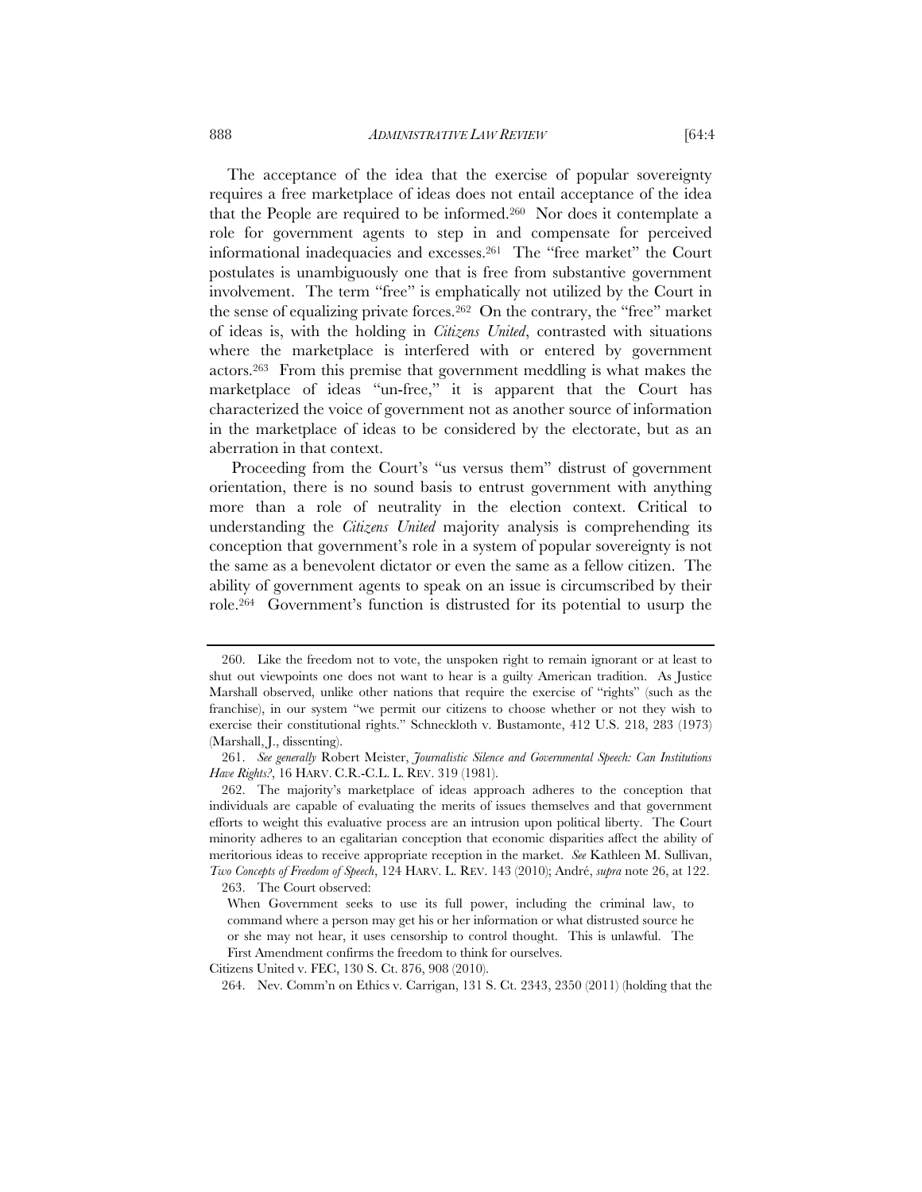The acceptance of the idea that the exercise of popular sovereignty requires a free marketplace of ideas does not entail acceptance of the idea that the People are required to be informed.[260] Nor does it contemplate a role for government agents to step in and compensate for perceived informational inadequacies and excesses.[261] The "free market" the Court postulates is unambiguously one that is free from substantive government involvement. The term "free" is emphatically not utilized by the Court in the sense of equalizing private forces.[262] On the contrary, the "free" market of ideas is, with the holding in *Citizens United*, contrasted with situations where the marketplace is interfered with or entered by government actors.[263] From this premise that government meddling is what makes the marketplace of ideas "un-free," it is apparent that the Court has characterized the voice of government not as another source of information in the marketplace of ideas to be considered by the electorate, but as an aberration in that context.

Proceeding from the Court's "us versus them" distrust of government orientation, there is no sound basis to entrust government with anything more than a role of neutrality in the election context. Critical to understanding the *Citizens United* majority analysis is comprehending its conception that government's role in a system of popular sovereignty is not the same as a benevolent dictator or even the same as a fellow citizen. The ability of government agents to speak on an issue is circumscribed by their role.[264] Government's function is distrusted for its potential to usurp the

---

260. Like the freedom not to vote, the unspoken right to remain ignorant or at least to shut out viewpoints one does not want to hear is a guilty American tradition. As Justice Marshall observed, unlike other nations that require the exercise of "rights" (such as the franchise), in our system "we permit our citizens to choose whether or not they wish to exercise their constitutional rights." Schneckloth v. Bustamonte, 412 U.S. 218, 283 (1973) (Marshall, J., dissenting).

261. *See generally* Robert Meister, *Journalistic Silence and Governmental Speech: Can Institutions Have Rights?*, 16 HARV. C.R.-C.L. L. REV. 319 (1981).

262. The majority's marketplace of ideas approach adheres to the conception that individuals are capable of evaluating the merits of issues themselves and that government efforts to weight this evaluative process are an intrusion upon political liberty. The Court minority adheres to an egalitarian conception that economic disparities affect the ability of meritorious ideas to receive appropriate reception in the market. *See* Kathleen M. Sullivan, *Two Concepts of Freedom of Speech*, 124 HARV. L. REV. 143 (2010); André, *supra* note 26, at 122.

263. The Court observed:

> When Government seeks to use its full power, including the criminal law, to command where a person may get his or her information or what distrusted source he or she may not hear, it uses censorship to control thought. This is unlawful. The First Amendment confirms the freedom to think for ourselves.

Citizens United v. FEC, 130 S. Ct. 876, 908 (2010).

264. Nev. Comm'n on Ethics v. Carrigan, 131 S. Ct. 2343, 2350 (2011) (holding that the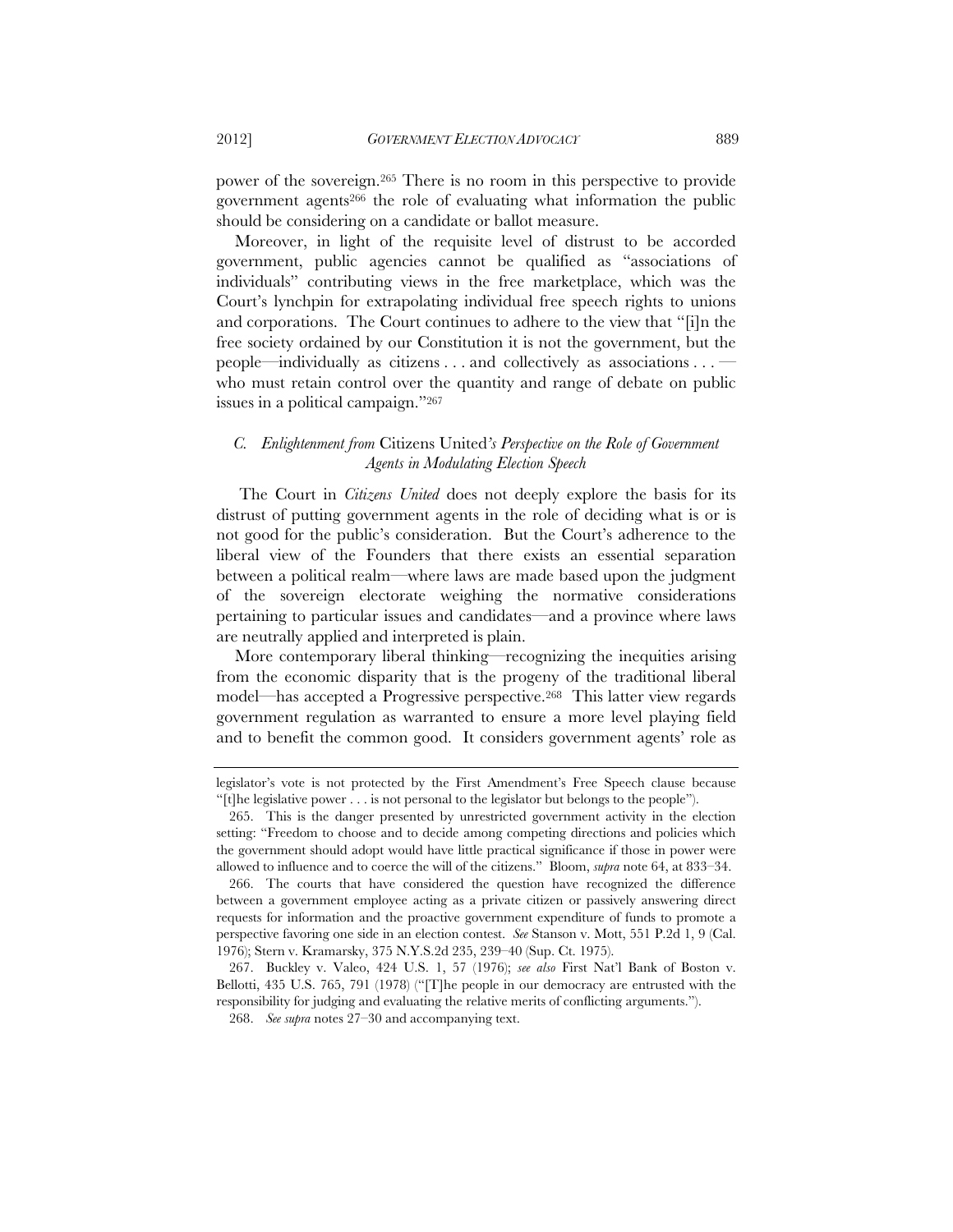power of the sovereign.[265] There is no room in this perspective to provide government agents[266] the role of evaluating what information the public should be considering on a candidate or ballot measure.

Moreover, in light of the requisite level of distrust to be accorded government, public agencies cannot be qualified as "associations of individuals" contributing views in the free marketplace, which was the Court's lynchpin for extrapolating individual free speech rights to unions and corporations. The Court continues to adhere to the view that "[i]n the free society ordained by our Constitution it is not the government, but the people—individually as citizens . . . and collectively as associations . . . — who must retain control over the quantity and range of debate on public issues in a political campaign."[267]

### *C. Enlightenment from* Citizens United*'s Perspective on the Role of Government Agents in Modulating Election Speech*

The Court in *Citizens United* does not deeply explore the basis for its distrust of putting government agents in the role of deciding what is or is not good for the public's consideration. But the Court's adherence to the liberal view of the Founders that there exists an essential separation between a political realm—where laws are made based upon the judgment of the sovereign electorate weighing the normative considerations pertaining to particular issues and candidates—and a province where laws are neutrally applied and interpreted is plain.

More contemporary liberal thinking—recognizing the inequities arising from the economic disparity that is the progeny of the traditional liberal model—has accepted a Progressive perspective.[268] This latter view regards government regulation as warranted to ensure a more level playing field and to benefit the common good. It considers government agents' role as

---

legislator's vote is not protected by the First Amendment's Free Speech clause because "[t]he legislative power . . . is not personal to the legislator but belongs to the people").

265. This is the danger presented by unrestricted government activity in the election setting: "Freedom to choose and to decide among competing directions and policies which the government should adopt would have little practical significance if those in power were allowed to influence and to coerce the will of the citizens." Bloom, *supra* note 64, at 833–34.

266. The courts that have considered the question have recognized the difference between a government employee acting as a private citizen or passively answering direct requests for information and the proactive government expenditure of funds to promote a perspective favoring one side in an election contest. *See* Stanson v. Mott, 551 P.2d 1, 9 (Cal. 1976); Stern v. Kramarsky, 375 N.Y.S.2d 235, 239–40 (Sup. Ct. 1975).

267. Buckley v. Valeo, 424 U.S. 1, 57 (1976); *see also* First Nat'l Bank of Boston v. Bellotti, 435 U.S. 765, 791 (1978) ("[T]he people in our democracy are entrusted with the responsibility for judging and evaluating the relative merits of conflicting arguments.").

268. *See supra* notes 27–30 and accompanying text.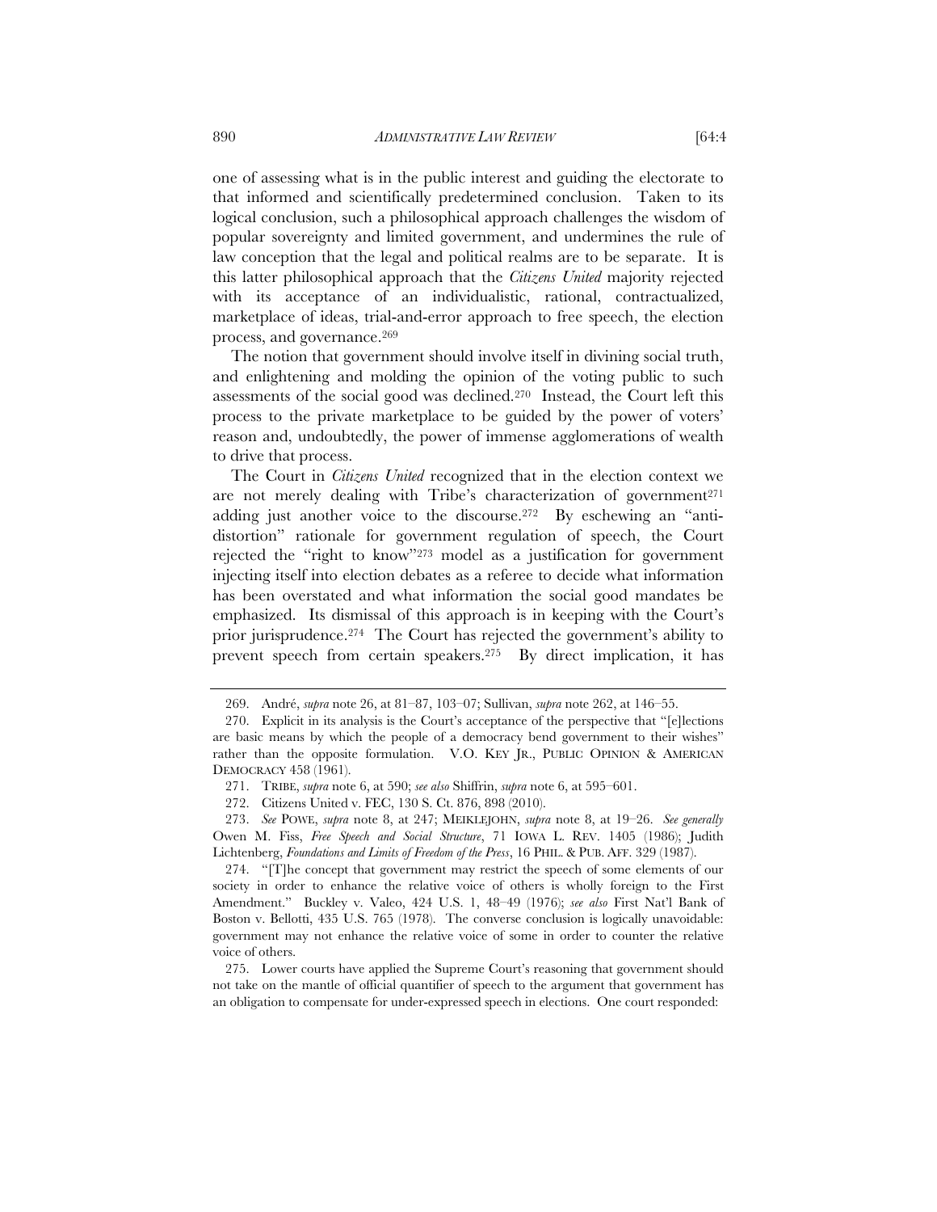one of assessing what is in the public interest and guiding the electorate to that informed and scientifically predetermined conclusion. Taken to its logical conclusion, such a philosophical approach challenges the wisdom of popular sovereignty and limited government, and undermines the rule of law conception that the legal and political realms are to be separate. It is this latter philosophical approach that the *Citizens United* majority rejected with its acceptance of an individualistic, rational, contractualized, marketplace of ideas, trial-and-error approach to free speech, the election process, and governance.[269]

The notion that government should involve itself in divining social truth, and enlightening and molding the opinion of the voting public to such assessments of the social good was declined.[270] Instead, the Court left this process to the private marketplace to be guided by the power of voters' reason and, undoubtedly, the power of immense agglomerations of wealth to drive that process.

The Court in *Citizens United* recognized that in the election context we are not merely dealing with Tribe's characterization of government[271] adding just another voice to the discourse.[272] By eschewing an "anti-distortion" rationale for government regulation of speech, the Court rejected the "right to know"[273] model as a justification for government injecting itself into election debates as a referee to decide what information has been overstated and what information the social good mandates be emphasized. Its dismissal of this approach is in keeping with the Court's prior jurisprudence.[274] The Court has rejected the government's ability to prevent speech from certain speakers.[275] By direct implication, it has

---

269. André, *supra* note 26, at 81–87, 103–07; Sullivan, *supra* note 262, at 146–55.

270. Explicit in its analysis is the Court's acceptance of the perspective that "[e]lections are basic means by which the people of a democracy bend government to their wishes" rather than the opposite formulation. V.O. KEY JR., PUBLIC OPINION & AMERICAN DEMOCRACY 458 (1961).

271. TRIBE, *supra* note 6, at 590; *see also* Shiffrin, *supra* note 6, at 595–601.

272. Citizens United v. FEC, 130 S. Ct. 876, 898 (2010).

273. *See* POWE, *supra* note 8, at 247; MEIKLEJOHN, *supra* note 8, at 19–26. *See generally* Owen M. Fiss, *Free Speech and Social Structure*, 71 IOWA L. REV. 1405 (1986); Judith Lichtenberg, *Foundations and Limits of Freedom of the Press*, 16 PHIL. & PUB. AFF. 329 (1987).

274. "[T]he concept that government may restrict the speech of some elements of our society in order to enhance the relative voice of others is wholly foreign to the First Amendment." Buckley v. Valeo, 424 U.S. 1, 48–49 (1976); *see also* First Nat'l Bank of Boston v. Bellotti, 435 U.S. 765 (1978). The converse conclusion is logically unavoidable: government may not enhance the relative voice of some in order to counter the relative voice of others.

275. Lower courts have applied the Supreme Court's reasoning that government should not take on the mantle of official quantifier of speech to the argument that government has an obligation to compensate for under-expressed speech in elections. One court responded: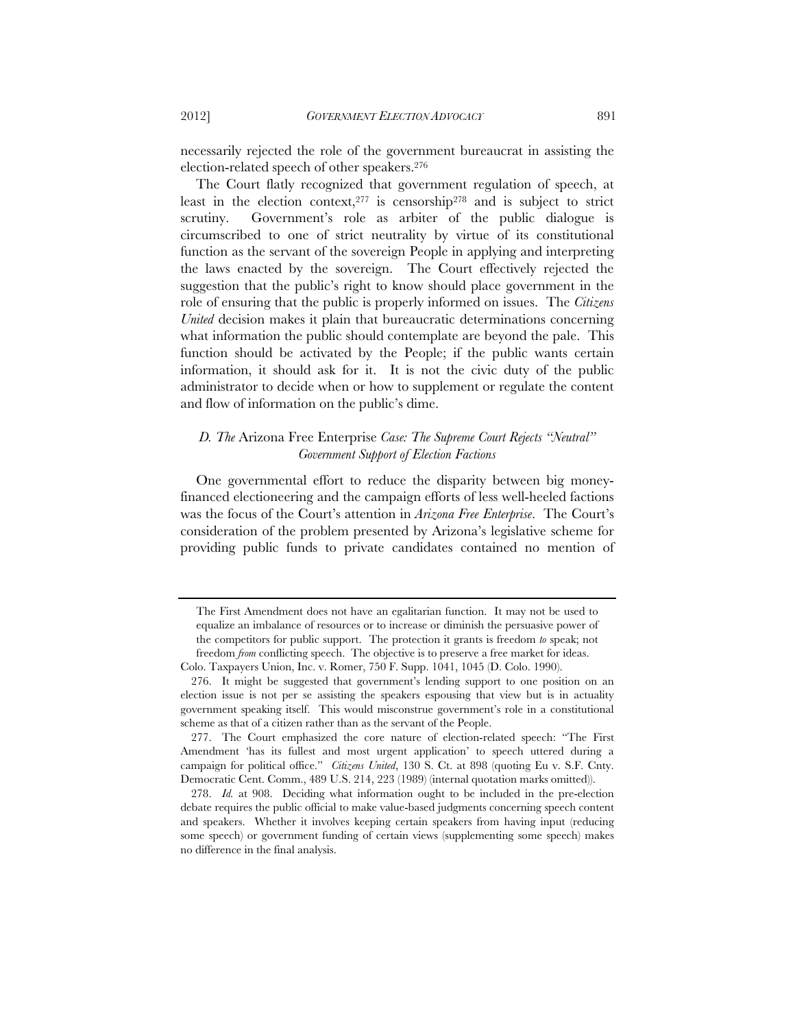necessarily rejected the role of the government bureaucrat in assisting the election-related speech of other speakers.[276]

The Court flatly recognized that government regulation of speech, at least in the election context,[277] is censorship[278] and is subject to strict scrutiny. Government's role as arbiter of the public dialogue is circumscribed to one of strict neutrality by virtue of its constitutional function as the servant of the sovereign People in applying and interpreting the laws enacted by the sovereign. The Court effectively rejected the suggestion that the public's right to know should place government in the role of ensuring that the public is properly informed on issues. The *Citizens United* decision makes it plain that bureaucratic determinations concerning what information the public should contemplate are beyond the pale. This function should be activated by the People; if the public wants certain information, it should ask for it. It is not the civic duty of the public administrator to decide when or how to supplement or regulate the content and flow of information on the public's dime.

### *D. The* Arizona Free Enterprise *Case: The Supreme Court Rejects "Neutral" Government Support of Election Factions*

One governmental effort to reduce the disparity between big money-financed electioneering and the campaign efforts of less well-heeled factions was the focus of the Court's attention in *Arizona Free Enterprise*. The Court's consideration of the problem presented by Arizona's legislative scheme for providing public funds to private candidates contained no mention of

---

> The First Amendment does not have an egalitarian function. It may not be used to equalize an imbalance of resources or to increase or diminish the persuasive power of the competitors for public support. The protection it grants is freedom *to* speak; not freedom *from* conflicting speech. The objective is to preserve a free market for ideas.

Colo. Taxpayers Union, Inc. v. Romer, 750 F. Supp. 1041, 1045 (D. Colo. 1990).

276. It might be suggested that government's lending support to one position on an election issue is not per se assisting the speakers espousing that view but is in actuality government speaking itself. This would misconstrue government's role in a constitutional scheme as that of a citizen rather than as the servant of the People.

277. The Court emphasized the core nature of election-related speech: "The First Amendment 'has its fullest and most urgent application' to speech uttered during a campaign for political office." *Citizens United*, 130 S. Ct. at 898 (quoting Eu v. S.F. Cnty. Democratic Cent. Comm., 489 U.S. 214, 223 (1989) (internal quotation marks omitted)).

278. *Id.* at 908. Deciding what information ought to be included in the pre-election debate requires the public official to make value-based judgments concerning speech content and speakers. Whether it involves keeping certain speakers from having input (reducing some speech) or government funding of certain views (supplementing some speech) makes no difference in the final analysis.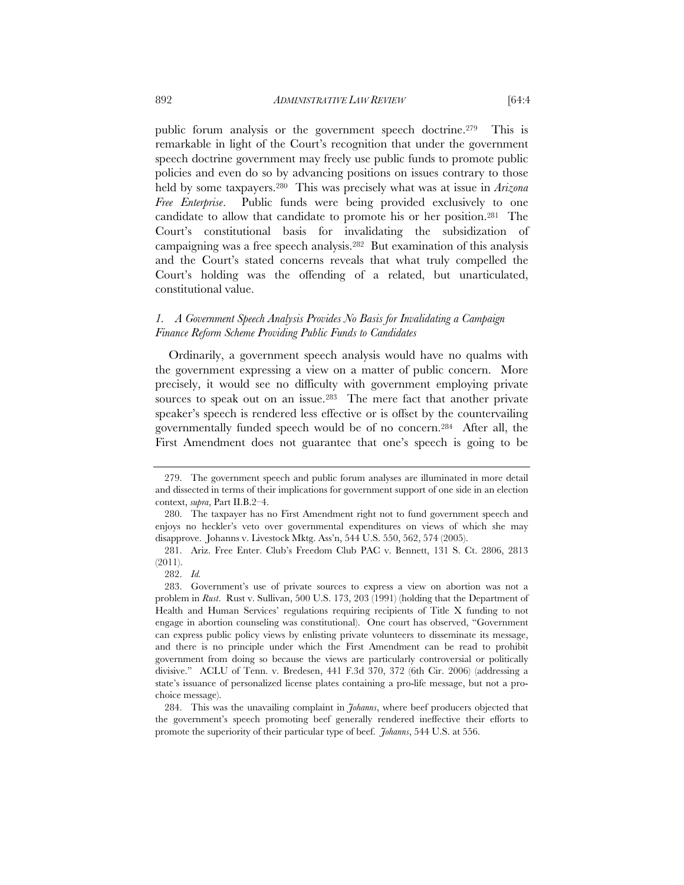public forum analysis or the government speech doctrine.[279] This is remarkable in light of the Court's recognition that under the government speech doctrine government may freely use public funds to promote public policies and even do so by advancing positions on issues contrary to those held by some taxpayers.[280] This was precisely what was at issue in *Arizona Free Enterprise*. Public funds were being provided exclusively to one candidate to allow that candidate to promote his or her position.[281] The Court's constitutional basis for invalidating the subsidization of campaigning was a free speech analysis.[282] But examination of this analysis and the Court's stated concerns reveals that what truly compelled the Court's holding was the offending of a related, but unarticulated, constitutional value.

### *1. A Government Speech Analysis Provides No Basis for Invalidating a Campaign Finance Reform Scheme Providing Public Funds to Candidates*

Ordinarily, a government speech analysis would have no qualms with the government expressing a view on a matter of public concern. More precisely, it would see no difficulty with government employing private sources to speak out on an issue.[283] The mere fact that another private speaker's speech is rendered less effective or is offset by the countervailing governmentally funded speech would be of no concern.[284] After all, the First Amendment does not guarantee that one's speech is going to be

---

279. The government speech and public forum analyses are illuminated in more detail and dissected in terms of their implications for government support of one side in an election context, *supra*, Part II.B.2–4.

280. The taxpayer has no First Amendment right not to fund government speech and enjoys no heckler's veto over governmental expenditures on views of which she may disapprove. Johanns v. Livestock Mktg. Ass'n, 544 U.S. 550, 562, 574 (2005).

281. Ariz. Free Enter. Club's Freedom Club PAC v. Bennett, 131 S. Ct. 2806, 2813 (2011).

282. *Id.*

283. Government's use of private sources to express a view on abortion was not a problem in *Rust*. Rust v. Sullivan, 500 U.S. 173, 203 (1991) (holding that the Department of Health and Human Services' regulations requiring recipients of Title X funding to not engage in abortion counseling was constitutional). One court has observed, "Government can express public policy views by enlisting private volunteers to disseminate its message, and there is no principle under which the First Amendment can be read to prohibit government from doing so because the views are particularly controversial or politically divisive." ACLU of Tenn. v. Bredesen, 441 F.3d 370, 372 (6th Cir. 2006) (addressing a state's issuance of personalized license plates containing a pro-life message, but not a pro-choice message).

284. This was the unavailing complaint in *Johanns*, where beef producers objected that the government's speech promoting beef generally rendered ineffective their efforts to promote the superiority of their particular type of beef. *Johanns*, 544 U.S. at 556.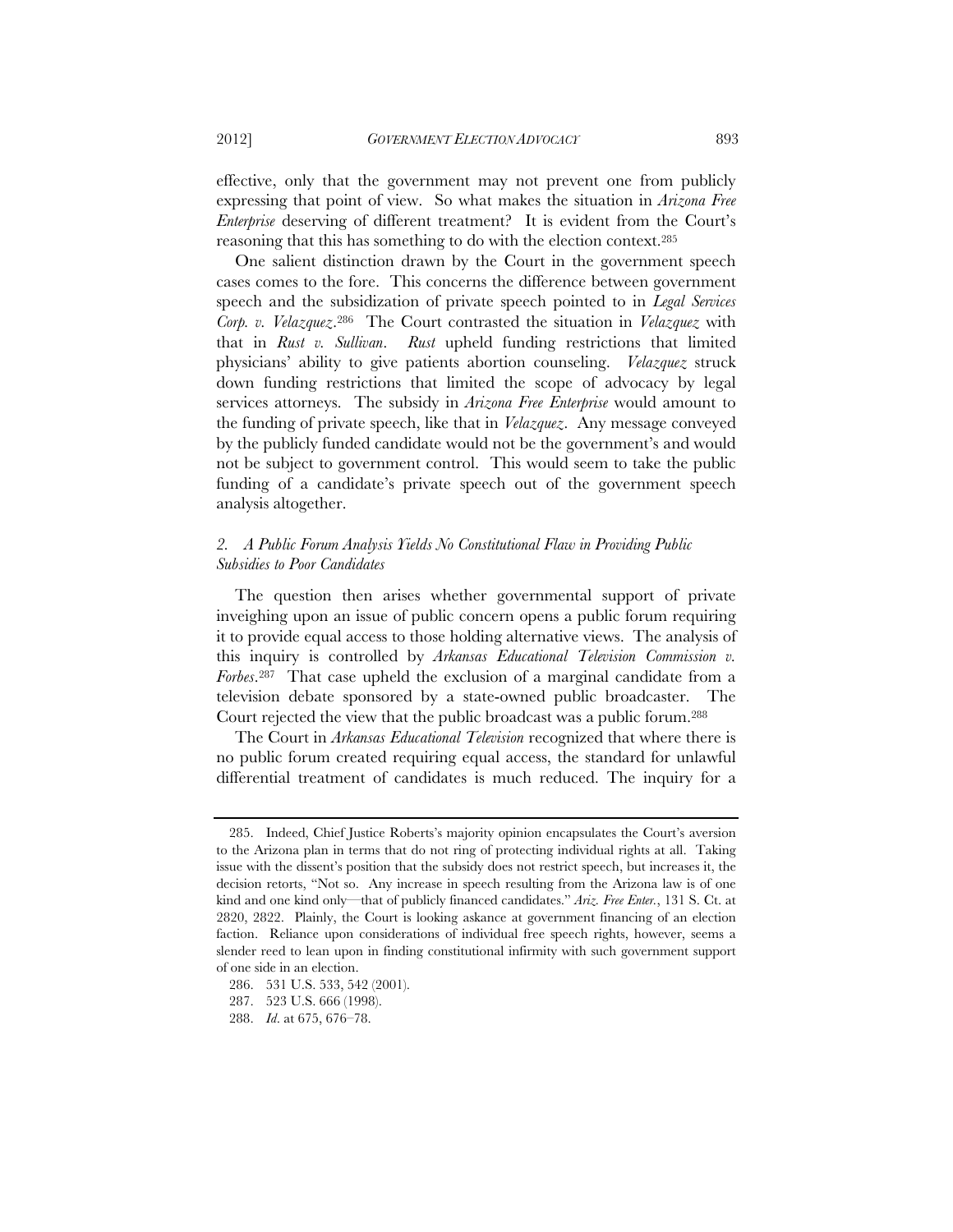effective, only that the government may not prevent one from publicly expressing that point of view. So what makes the situation in *Arizona Free Enterprise* deserving of different treatment? It is evident from the Court's reasoning that this has something to do with the election context.[285]

One salient distinction drawn by the Court in the government speech cases comes to the fore. This concerns the difference between government speech and the subsidization of private speech pointed to in *Legal Services Corp. v. Velazquez*.[286] The Court contrasted the situation in *Velazquez* with that in *Rust v. Sullivan*. *Rust* upheld funding restrictions that limited physicians' ability to give patients abortion counseling. *Velazquez* struck down funding restrictions that limited the scope of advocacy by legal services attorneys. The subsidy in *Arizona Free Enterprise* would amount to the funding of private speech, like that in *Velazquez*. Any message conveyed by the publicly funded candidate would not be the government's and would not be subject to government control. This would seem to take the public funding of a candidate's private speech out of the government speech analysis altogether.

### *2. A Public Forum Analysis Yields No Constitutional Flaw in Providing Public Subsidies to Poor Candidates*

The question then arises whether governmental support of private inveighing upon an issue of public concern opens a public forum requiring it to provide equal access to those holding alternative views. The analysis of this inquiry is controlled by *Arkansas Educational Television Commission v. Forbes*.[287] That case upheld the exclusion of a marginal candidate from a television debate sponsored by a state-owned public broadcaster. The Court rejected the view that the public broadcast was a public forum.[288]

The Court in *Arkansas Educational Television* recognized that where there is no public forum created requiring equal access, the standard for unlawful differential treatment of candidates is much reduced. The inquiry for a

---

285. Indeed, Chief Justice Roberts's majority opinion encapsulates the Court's aversion to the Arizona plan in terms that do not ring of protecting individual rights at all. Taking issue with the dissent's position that the subsidy does not restrict speech, but increases it, the decision retorts, "Not so. Any increase in speech resulting from the Arizona law is of one kind and one kind only—that of publicly financed candidates." *Ariz. Free Enter.*, 131 S. Ct. at 2820, 2822. Plainly, the Court is looking askance at government financing of an election faction. Reliance upon considerations of individual free speech rights, however, seems a slender reed to lean upon in finding constitutional infirmity with such government support of one side in an election.

286. 531 U.S. 533, 542 (2001).

287. 523 U.S. 666 (1998).

288. *Id.* at 675, 676–78.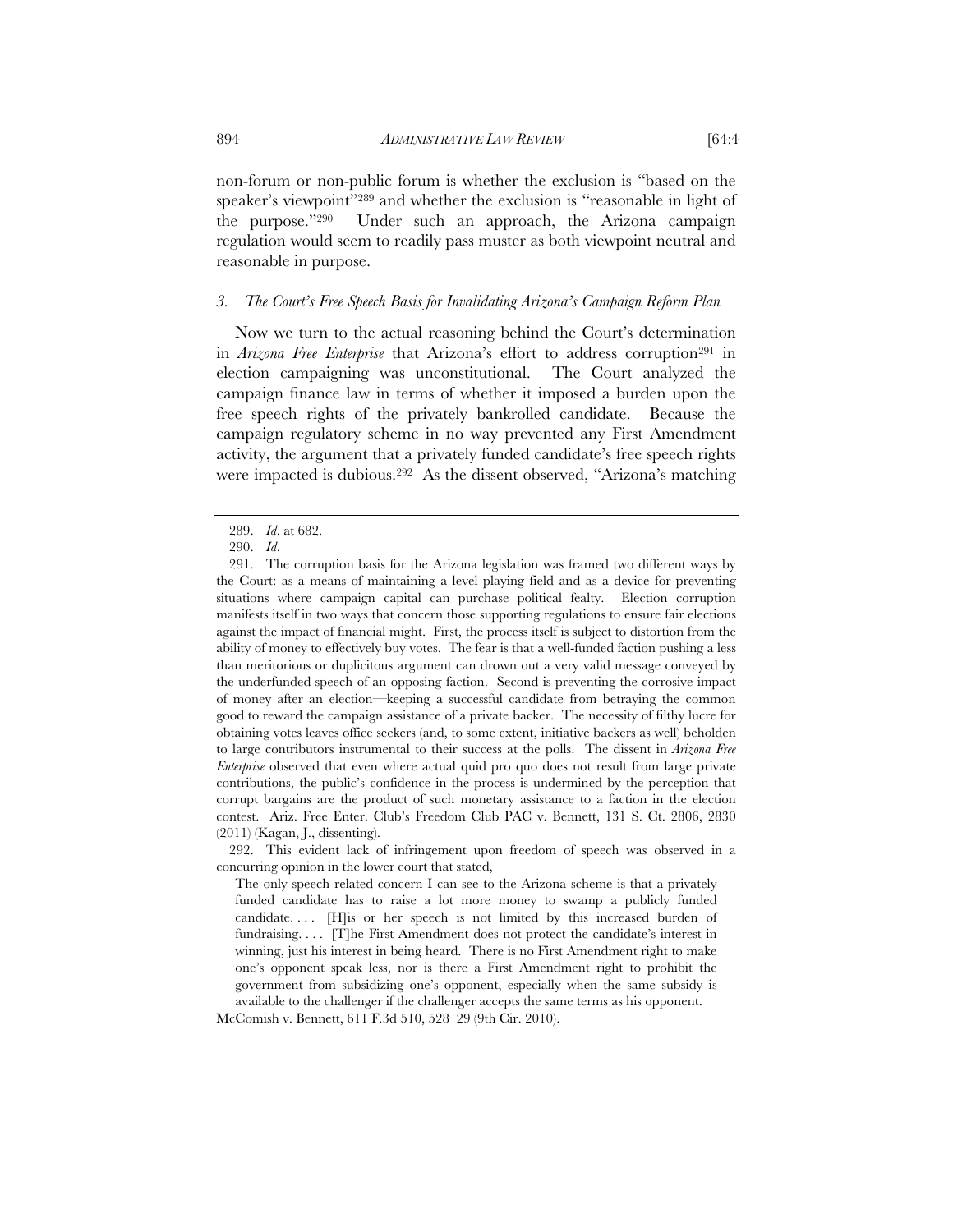non-forum or non-public forum is whether the exclusion is "based on the speaker's viewpoint"[289] and whether the exclusion is "reasonable in light of the purpose."[290] Under such an approach, the Arizona campaign regulation would seem to readily pass muster as both viewpoint neutral and reasonable in purpose.

### *3. The Court's Free Speech Basis for Invalidating Arizona's Campaign Reform Plan*

Now we turn to the actual reasoning behind the Court's determination in *Arizona Free Enterprise* that Arizona's effort to address corruption[291] in election campaigning was unconstitutional. The Court analyzed the campaign finance law in terms of whether it imposed a burden upon the free speech rights of the privately bankrolled candidate. Because the campaign regulatory scheme in no way prevented any First Amendment activity, the argument that a privately funded candidate's free speech rights were impacted is dubious.[292] As the dissent observed, "Arizona's matching

---

289. *Id.* at 682.

290. *Id.*

291. The corruption basis for the Arizona legislation was framed two different ways by the Court: as a means of maintaining a level playing field and as a device for preventing situations where campaign capital can purchase political fealty. Election corruption manifests itself in two ways that concern those supporting regulations to ensure fair elections against the impact of financial might. First, the process itself is subject to distortion from the ability of money to effectively buy votes. The fear is that a well-funded faction pushing a less than meritorious or duplicitous argument can drown out a very valid message conveyed by the underfunded speech of an opposing faction. Second is preventing the corrosive impact of money after an election—keeping a successful candidate from betraying the common good to reward the campaign assistance of a private backer. The necessity of filthy lucre for obtaining votes leaves office seekers (and, to some extent, initiative backers as well) beholden to large contributors instrumental to their success at the polls. The dissent in *Arizona Free Enterprise* observed that even where actual quid pro quo does not result from large private contributions, the public's confidence in the process is undermined by the perception that corrupt bargains are the product of such monetary assistance to a faction in the election contest. Ariz. Free Enter. Club's Freedom Club PAC v. Bennett, 131 S. Ct. 2806, 2830 (2011) (Kagan, J., dissenting).

292. This evident lack of infringement upon freedom of speech was observed in a concurring opinion in the lower court that stated,

> The only speech related concern I can see to the Arizona scheme is that a privately funded candidate has to raise a lot more money to swamp a publicly funded candidate. . . . [H]is or her speech is not limited by this increased burden of fundraising. . . . [T]he First Amendment does not protect the candidate's interest in winning, just his interest in being heard. There is no First Amendment right to make one's opponent speak less, nor is there a First Amendment right to prohibit the government from subsidizing one's opponent, especially when the same subsidy is available to the challenger if the challenger accepts the same terms as his opponent.

McComish v. Bennett, 611 F.3d 510, 528–29 (9th Cir. 2010).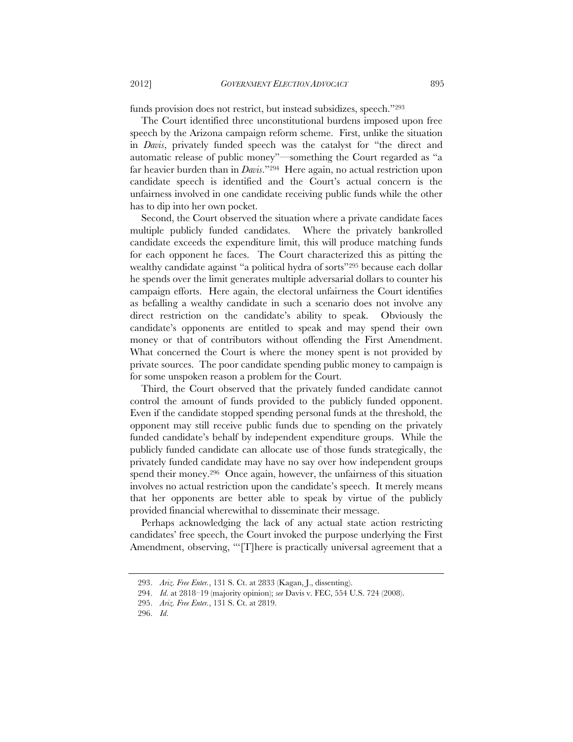funds provision does not restrict, but instead subsidizes, speech."[293]

The Court identified three unconstitutional burdens imposed upon free speech by the Arizona campaign reform scheme. First, unlike the situation in *Davis*, privately funded speech was the catalyst for "the direct and automatic release of public money"—something the Court regarded as "a far heavier burden than in *Davis*."[294] Here again, no actual restriction upon candidate speech is identified and the Court's actual concern is the unfairness involved in one candidate receiving public funds while the other has to dip into her own pocket.

Second, the Court observed the situation where a private candidate faces multiple publicly funded candidates. Where the privately bankrolled candidate exceeds the expenditure limit, this will produce matching funds for each opponent he faces. The Court characterized this as pitting the wealthy candidate against "a political hydra of sorts"[295] because each dollar he spends over the limit generates multiple adversarial dollars to counter his campaign efforts. Here again, the electoral unfairness the Court identifies as befalling a wealthy candidate in such a scenario does not involve any direct restriction on the candidate's ability to speak. Obviously the candidate's opponents are entitled to speak and may spend their own money or that of contributors without offending the First Amendment. What concerned the Court is where the money spent is not provided by private sources. The poor candidate spending public money to campaign is for some unspoken reason a problem for the Court.

Third, the Court observed that the privately funded candidate cannot control the amount of funds provided to the publicly funded opponent. Even if the candidate stopped spending personal funds at the threshold, the opponent may still receive public funds due to spending on the privately funded candidate's behalf by independent expenditure groups. While the publicly funded candidate can allocate use of those funds strategically, the privately funded candidate may have no say over how independent groups spend their money.[296] Once again, however, the unfairness of this situation involves no actual restriction upon the candidate's speech. It merely means that her opponents are better able to speak by virtue of the publicly provided financial wherewithal to disseminate their message.

Perhaps acknowledging the lack of any actual state action restricting candidates' free speech, the Court invoked the purpose underlying the First Amendment, observing, "'[T]here is practically universal agreement that a

---

293. *Ariz. Free Enter.*, 131 S. Ct. at 2833 (Kagan, J., dissenting).

294. *Id.* at 2818–19 (majority opinion); *see* Davis v. FEC, 554 U.S. 724 (2008).

295. *Ariz. Free Enter.*, 131 S. Ct. at 2819.

296. *Id.*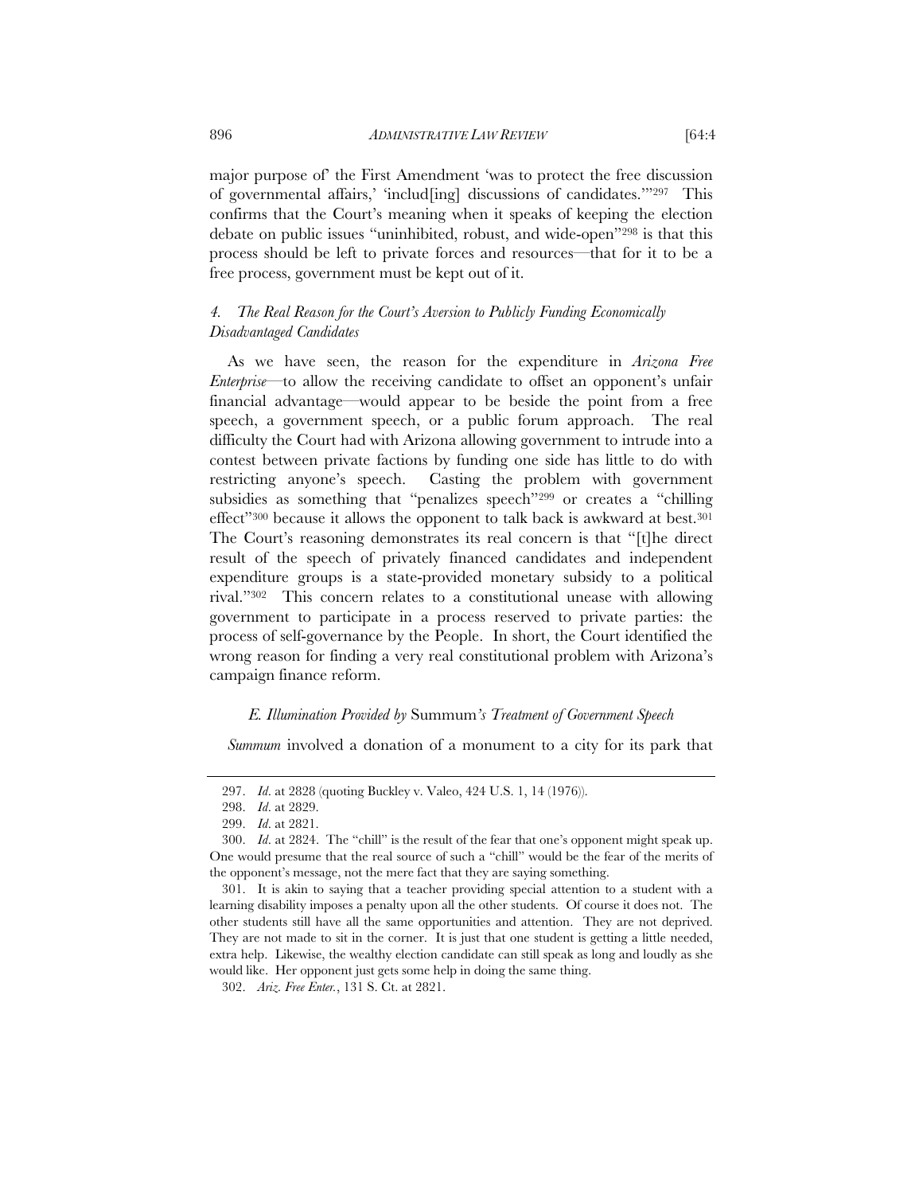major purpose of' the First Amendment 'was to protect the free discussion of governmental affairs,' 'includ[ing] discussions of candidates.'"[297] This confirms that the Court's meaning when it speaks of keeping the election debate on public issues "uninhibited, robust, and wide-open"[298] is that this process should be left to private forces and resources—that for it to be a free process, government must be kept out of it.

#### *4. The Real Reason for the Court's Aversion to Publicly Funding Economically Disadvantaged Candidates*

As we have seen, the reason for the expenditure in *Arizona Free Enterprise*—to allow the receiving candidate to offset an opponent's unfair financial advantage—would appear to be beside the point from a free speech, a government speech, or a public forum approach. The real difficulty the Court had with Arizona allowing government to intrude into a contest between private factions by funding one side has little to do with restricting anyone's speech. Casting the problem with government subsidies as something that "penalizes speech"[299] or creates a "chilling effect"[300] because it allows the opponent to talk back is awkward at best.[301] The Court's reasoning demonstrates its real concern is that "[t]he direct result of the speech of privately financed candidates and independent expenditure groups is a state-provided monetary subsidy to a political rival."[302] This concern relates to a constitutional unease with allowing government to participate in a process reserved to private parties: the process of self-governance by the People. In short, the Court identified the wrong reason for finding a very real constitutional problem with Arizona's campaign finance reform.

### *E. Illumination Provided by* Summum*'s Treatment of Government Speech*

*Summum* involved a donation of a monument to a city for its park that

---

297. *Id.* at 2828 (quoting Buckley v. Valeo, 424 U.S. 1, 14 (1976)).

298. *Id.* at 2829.

299. *Id.* at 2821.

300. *Id.* at 2824. The "chill" is the result of the fear that one's opponent might speak up. One would presume that the real source of such a "chill" would be the fear of the merits of the opponent's message, not the mere fact that they are saying something.

301. It is akin to saying that a teacher providing special attention to a student with a learning disability imposes a penalty upon all the other students. Of course it does not. The other students still have all the same opportunities and attention. They are not deprived. They are not made to sit in the corner. It is just that one student is getting a little needed, extra help. Likewise, the wealthy election candidate can still speak as long and loudly as she would like. Her opponent just gets some help in doing the same thing.

302. *Ariz. Free Enter.*, 131 S. Ct. at 2821.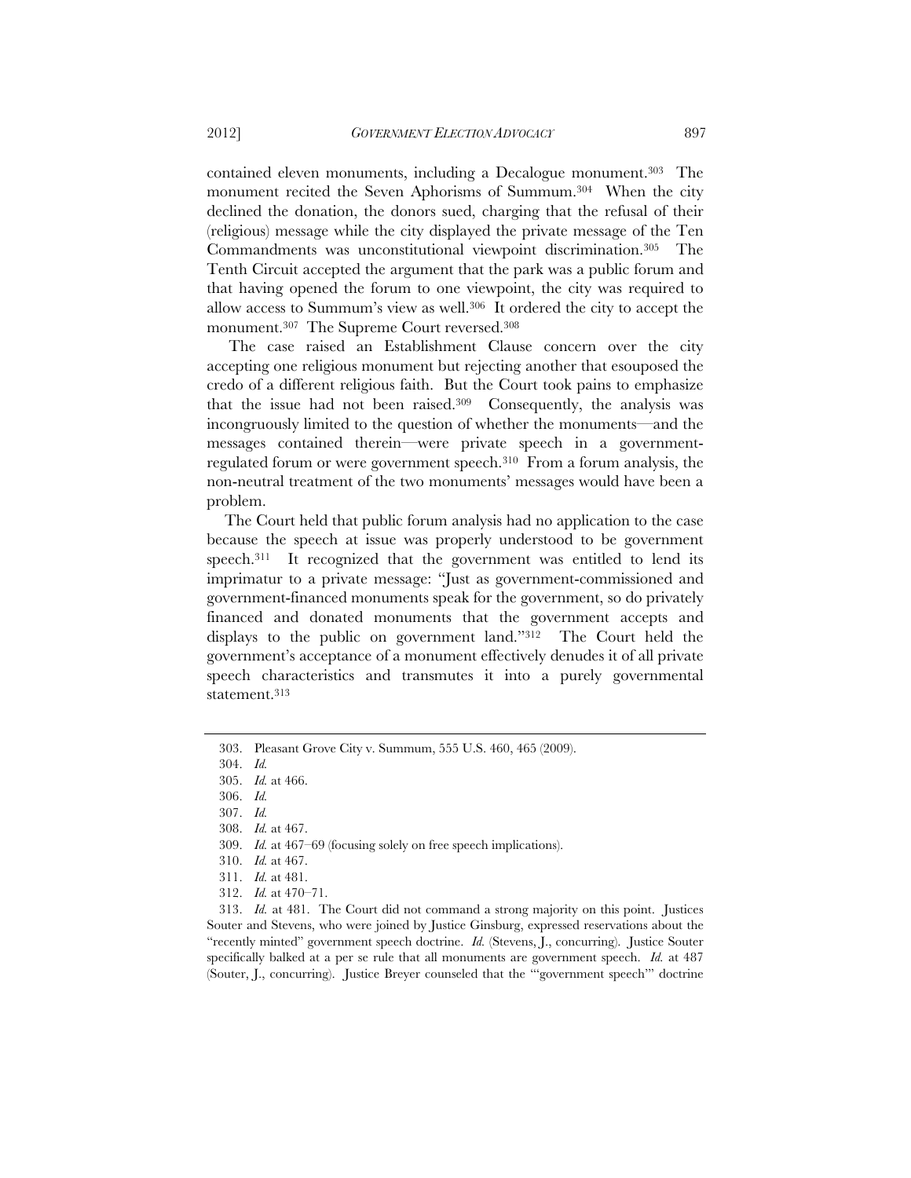contained eleven monuments, including a Decalogue monument.[303] The monument recited the Seven Aphorisms of Summum.[304] When the city declined the donation, the donors sued, charging that the refusal of their (religious) message while the city displayed the private message of the Ten Commandments was unconstitutional viewpoint discrimination.[305] The Tenth Circuit accepted the argument that the park was a public forum and that having opened the forum to one viewpoint, the city was required to allow access to Summum's view as well.[306] It ordered the city to accept the monument.[307] The Supreme Court reversed.[308]

The case raised an Establishment Clause concern over the city accepting one religious monument but rejecting another that esouposed the credo of a different religious faith. But the Court took pains to emphasize that the issue had not been raised.[309] Consequently, the analysis was incongruously limited to the question of whether the monuments—and the messages contained therein—were private speech in a government-regulated forum or were government speech.[310] From a forum analysis, the non-neutral treatment of the two monuments' messages would have been a problem.

The Court held that public forum analysis had no application to the case because the speech at issue was properly understood to be government speech.[311] It recognized that the government was entitled to lend its imprimatur to a private message: "Just as government-commissioned and government-financed monuments speak for the government, so do privately financed and donated monuments that the government accepts and displays to the public on government land."[312] The Court held the government's acceptance of a monument effectively denudes it of all private speech characteristics and transmutes it into a purely governmental statement.[313]

---

303. Pleasant Grove City v. Summum, 555 U.S. 460, 465 (2009).

304. *Id.*

305. *Id.* at 466.

306. *Id.*

307. *Id.*

308. *Id.* at 467.

309. *Id.* at 467–69 (focusing solely on free speech implications).

310. *Id.* at 467.

311. *Id.* at 481.

312. *Id.* at 470–71.

313. *Id.* at 481. The Court did not command a strong majority on this point. Justices Souter and Stevens, who were joined by Justice Ginsburg, expressed reservations about the "recently minted" government speech doctrine. *Id.* (Stevens, J., concurring). Justice Souter specifically balked at a per se rule that all monuments are government speech. *Id.* at 487 (Souter, J., concurring). Justice Breyer counseled that the "'government speech'" doctrine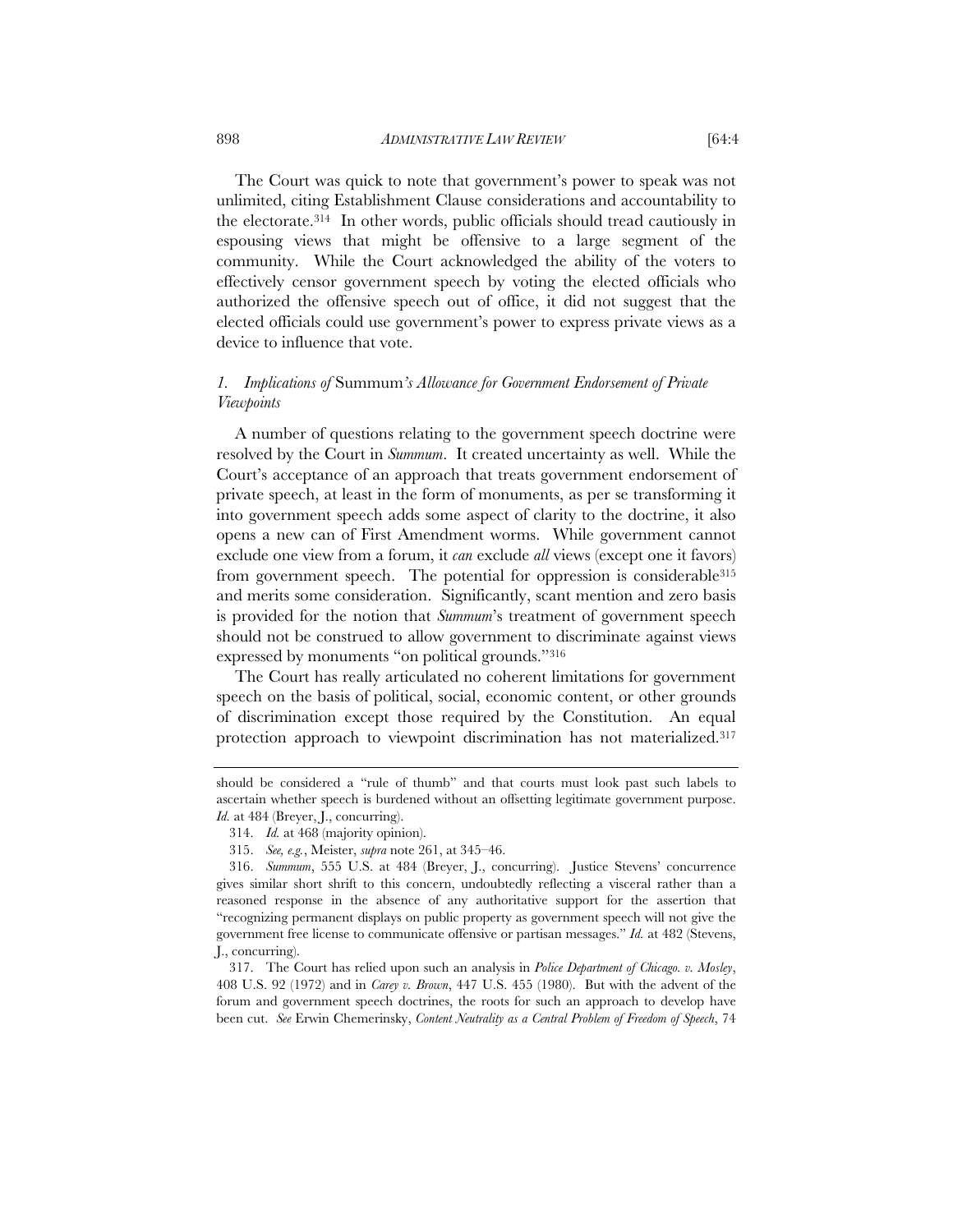The Court was quick to note that government's power to speak was not unlimited, citing Establishment Clause considerations and accountability to the electorate.[314] In other words, public officials should tread cautiously in espousing views that might be offensive to a large segment of the community. While the Court acknowledged the ability of the voters to effectively censor government speech by voting the elected officials who authorized the offensive speech out of office, it did not suggest that the elected officials could use government's power to express private views as a device to influence that vote.

### *1. Implications of* Summum*'s Allowance for Government Endorsement of Private Viewpoints*

A number of questions relating to the government speech doctrine were resolved by the Court in *Summum*. It created uncertainty as well. While the Court's acceptance of an approach that treats government endorsement of private speech, at least in the form of monuments, as per se transforming it into government speech adds some aspect of clarity to the doctrine, it also opens a new can of First Amendment worms. While government cannot exclude one view from a forum, it *can* exclude *all* views (except one it favors) from government speech. The potential for oppression is considerable[315] and merits some consideration. Significantly, scant mention and zero basis is provided for the notion that *Summum*'s treatment of government speech should not be construed to allow government to discriminate against views expressed by monuments "on political grounds."[316]

The Court has really articulated no coherent limitations for government speech on the basis of political, social, economic content, or other grounds of discrimination except those required by the Constitution. An equal protection approach to viewpoint discrimination has not materialized.[317]

---

should be considered a "rule of thumb" and that courts must look past such labels to ascertain whether speech is burdened without an offsetting legitimate government purpose. *Id.* at 484 (Breyer, J., concurring).

314. *Id.* at 468 (majority opinion).

315. *See, e.g.*, Meister, *supra* note 261, at 345–46.

316. *Summum*, 555 U.S. at 484 (Breyer, J., concurring). Justice Stevens' concurrence gives similar short shrift to this concern, undoubtedly reflecting a visceral rather than a reasoned response in the absence of any authoritative support for the assertion that "recognizing permanent displays on public property as government speech will not give the government free license to communicate offensive or partisan messages." *Id.* at 482 (Stevens, J., concurring).

317. The Court has relied upon such an analysis in *Police Department of Chicago. v. Mosley*, 408 U.S. 92 (1972) and in *Carey v. Brown*, 447 U.S. 455 (1980). But with the advent of the forum and government speech doctrines, the roots for such an approach to develop have been cut. *See* Erwin Chemerinsky, *Content Neutrality as a Central Problem of Freedom of Speech*, 74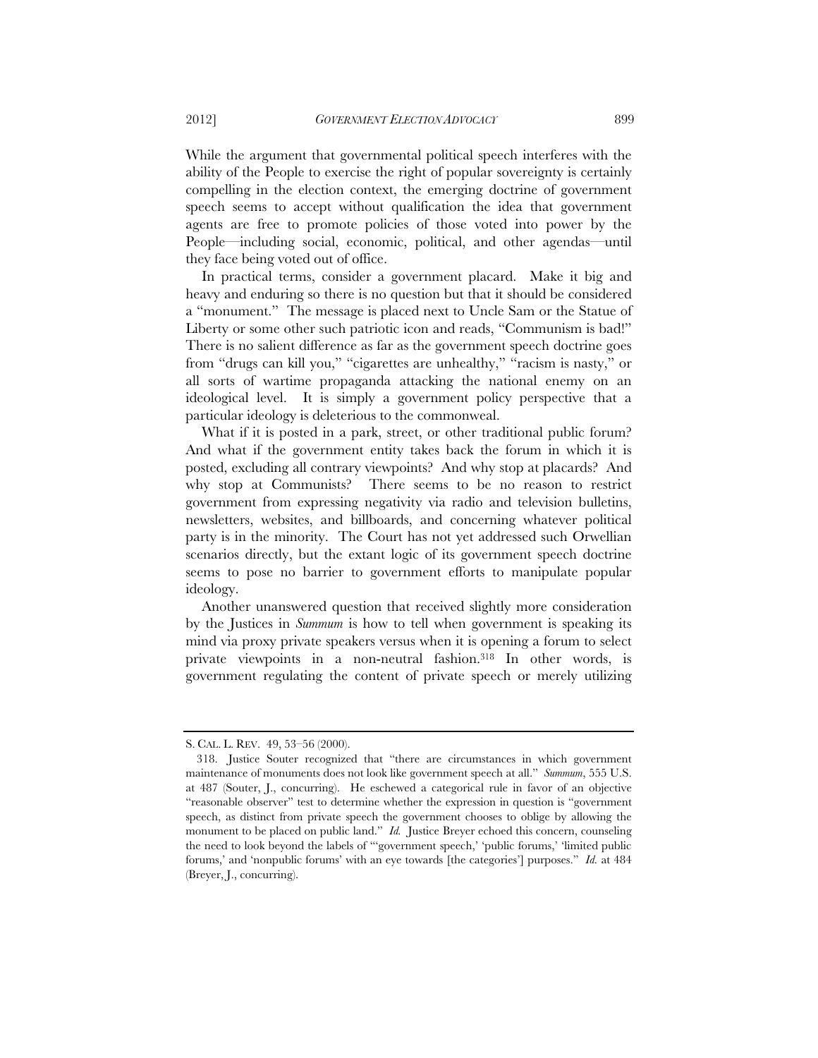While the argument that governmental political speech interferes with the ability of the People to exercise the right of popular sovereignty is certainly compelling in the election context, the emerging doctrine of government speech seems to accept without qualification the idea that government agents are free to promote policies of those voted into power by the People—including social, economic, political, and other agendas—until they face being voted out of office.

In practical terms, consider a government placard. Make it big and heavy and enduring so there is no question but that it should be considered a "monument." The message is placed next to Uncle Sam or the Statue of Liberty or some other such patriotic icon and reads, "Communism is bad!" There is no salient difference as far as the government speech doctrine goes from "drugs can kill you," "cigarettes are unhealthy," "racism is nasty," or all sorts of wartime propaganda attacking the national enemy on an ideological level. It is simply a government policy perspective that a particular ideology is deleterious to the commonweal.

What if it is posted in a park, street, or other traditional public forum? And what if the government entity takes back the forum in which it is posted, excluding all contrary viewpoints? And why stop at placards? And why stop at Communists? There seems to be no reason to restrict government from expressing negativity via radio and television bulletins, newsletters, websites, and billboards, and concerning whatever political party is in the minority. The Court has not yet addressed such Orwellian scenarios directly, but the extant logic of its government speech doctrine seems to pose no barrier to government efforts to manipulate popular ideology.

Another unanswered question that received slightly more consideration by the Justices in *Summum* is how to tell when government is speaking its mind via proxy private speakers versus when it is opening a forum to select private viewpoints in a non-neutral fashion.[318] In other words, is government regulating the content of private speech or merely utilizing

---

S. CAL. L. REV. 49, 53–56 (2000).

318. Justice Souter recognized that "there are circumstances in which government maintenance of monuments does not look like government speech at all." *Summum*, 555 U.S. at 487 (Souter, J., concurring). He eschewed a categorical rule in favor of an objective "reasonable observer" test to determine whether the expression in question is "government speech, as distinct from private speech the government chooses to oblige by allowing the monument to be placed on public land." *Id.* Justice Breyer echoed this concern, counseling the need to look beyond the labels of "'government speech,' 'public forums,' 'limited public forums,' and 'nonpublic forums' with an eye towards [the categories'] purposes." *Id.* at 484 (Breyer, J., concurring).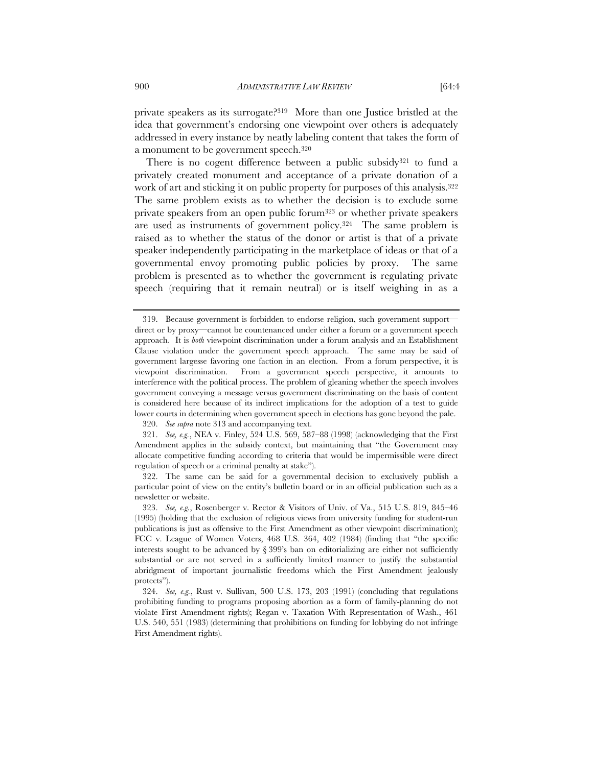private speakers as its surrogate?[319] More than one Justice bristled at the idea that government's endorsing one viewpoint over others is adequately addressed in every instance by neatly labeling content that takes the form of a monument to be government speech.[320]

There is no cogent difference between a public subsidy[321] to fund a privately created monument and acceptance of a private donation of a work of art and sticking it on public property for purposes of this analysis.[322] The same problem exists as to whether the decision is to exclude some private speakers from an open public forum[323] or whether private speakers are used as instruments of government policy.[324] The same problem is raised as to whether the status of the donor or artist is that of a private speaker independently participating in the marketplace of ideas or that of a governmental envoy promoting public policies by proxy. The same problem is presented as to whether the government is regulating private speech (requiring that it remain neutral) or is itself weighing in as a

---

319. Because government is forbidden to endorse religion, such government support—direct or by proxy—cannot be countenanced under either a forum or a government speech approach. It is *both* viewpoint discrimination under a forum analysis and an Establishment Clause violation under the government speech approach. The same may be said of government largesse favoring one faction in an election. From a forum perspective, it is viewpoint discrimination. From a government speech perspective, it amounts to interference with the political process. The problem of gleaning whether the speech involves government conveying a message versus government discriminating on the basis of content is considered here because of its indirect implications for the adoption of a test to guide lower courts in determining when government speech in elections has gone beyond the pale.

320. *See supra* note 313 and accompanying text.

321. *See, e.g.*, NEA v. Finley, 524 U.S. 569, 587–88 (1998) (acknowledging that the First Amendment applies in the subsidy context, but maintaining that "the Government may allocate competitive funding according to criteria that would be impermissible were direct regulation of speech or a criminal penalty at stake").

322. The same can be said for a governmental decision to exclusively publish a particular point of view on the entity's bulletin board or in an official publication such as a newsletter or website.

323. *See, e.g.*, Rosenberger v. Rector & Visitors of Univ. of Va., 515 U.S. 819, 845–46 (1995) (holding that the exclusion of religious views from university funding for student-run publications is just as offensive to the First Amendment as other viewpoint discrimination); FCC v. League of Women Voters, 468 U.S. 364, 402 (1984) (finding that "the specific interests sought to be advanced by § 399's ban on editorializing are either not sufficiently substantial or are not served in a sufficiently limited manner to justify the substantial abridgment of important journalistic freedoms which the First Amendment jealously protects").

324. *See, e.g.*, Rust v. Sullivan, 500 U.S. 173, 203 (1991) (concluding that regulations prohibiting funding to programs proposing abortion as a form of family-planning do not violate First Amendment rights); Regan v. Taxation With Representation of Wash., 461 U.S. 540, 551 (1983) (determining that prohibitions on funding for lobbying do not infringe First Amendment rights).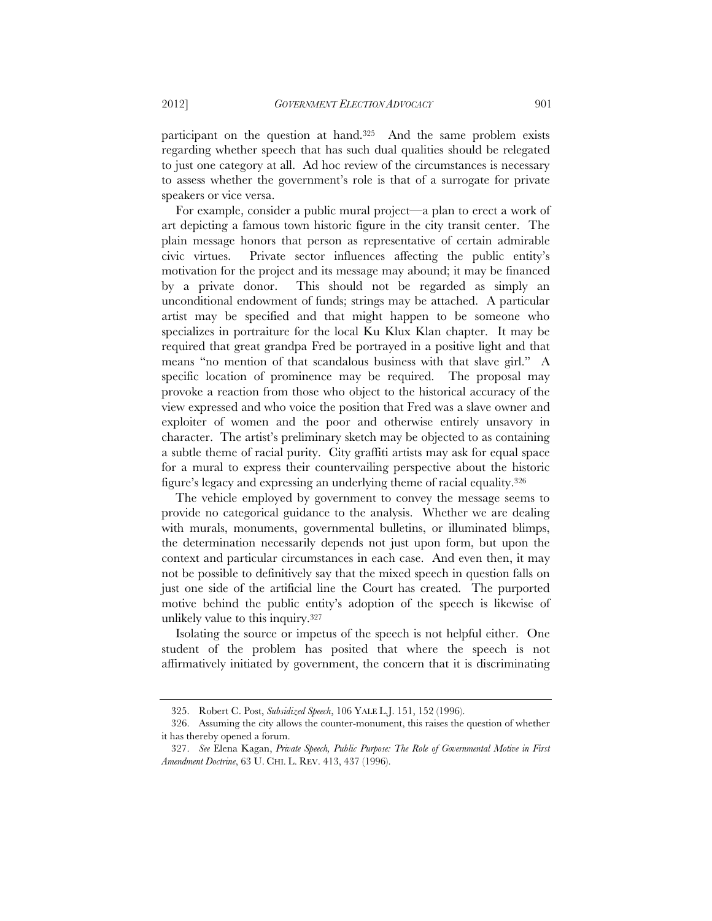participant on the question at hand.[325] And the same problem exists regarding whether speech that has such dual qualities should be relegated to just one category at all. Ad hoc review of the circumstances is necessary to assess whether the government's role is that of a surrogate for private speakers or vice versa.

For example, consider a public mural project—a plan to erect a work of art depicting a famous town historic figure in the city transit center. The plain message honors that person as representative of certain admirable civic virtues. Private sector influences affecting the public entity's motivation for the project and its message may abound; it may be financed by a private donor. This should not be regarded as simply an unconditional endowment of funds; strings may be attached. A particular artist may be specified and that might happen to be someone who specializes in portraiture for the local Ku Klux Klan chapter. It may be required that great grandpa Fred be portrayed in a positive light and that means "no mention of that scandalous business with that slave girl." A specific location of prominence may be required. The proposal may provoke a reaction from those who object to the historical accuracy of the view expressed and who voice the position that Fred was a slave owner and exploiter of women and the poor and otherwise entirely unsavory in character. The artist's preliminary sketch may be objected to as containing a subtle theme of racial purity. City graffiti artists may ask for equal space for a mural to express their countervailing perspective about the historic figure's legacy and expressing an underlying theme of racial equality.[326]

The vehicle employed by government to convey the message seems to provide no categorical guidance to the analysis. Whether we are dealing with murals, monuments, governmental bulletins, or illuminated blimps, the determination necessarily depends not just upon form, but upon the context and particular circumstances in each case. And even then, it may not be possible to definitively say that the mixed speech in question falls on just one side of the artificial line the Court has created. The purported motive behind the public entity's adoption of the speech is likewise of unlikely value to this inquiry.[327]

Isolating the source or impetus of the speech is not helpful either. One student of the problem has posited that where the speech is not affirmatively initiated by government, the concern that it is discriminating

---

325. Robert C. Post, *Subsidized Speech*, 106 YALE L.J. 151, 152 (1996).

326. Assuming the city allows the counter-monument, this raises the question of whether it has thereby opened a forum.

327. *See* Elena Kagan, *Private Speech, Public Purpose: The Role of Governmental Motive in First Amendment Doctrine*, 63 U. CHI. L. REV. 413, 437 (1996).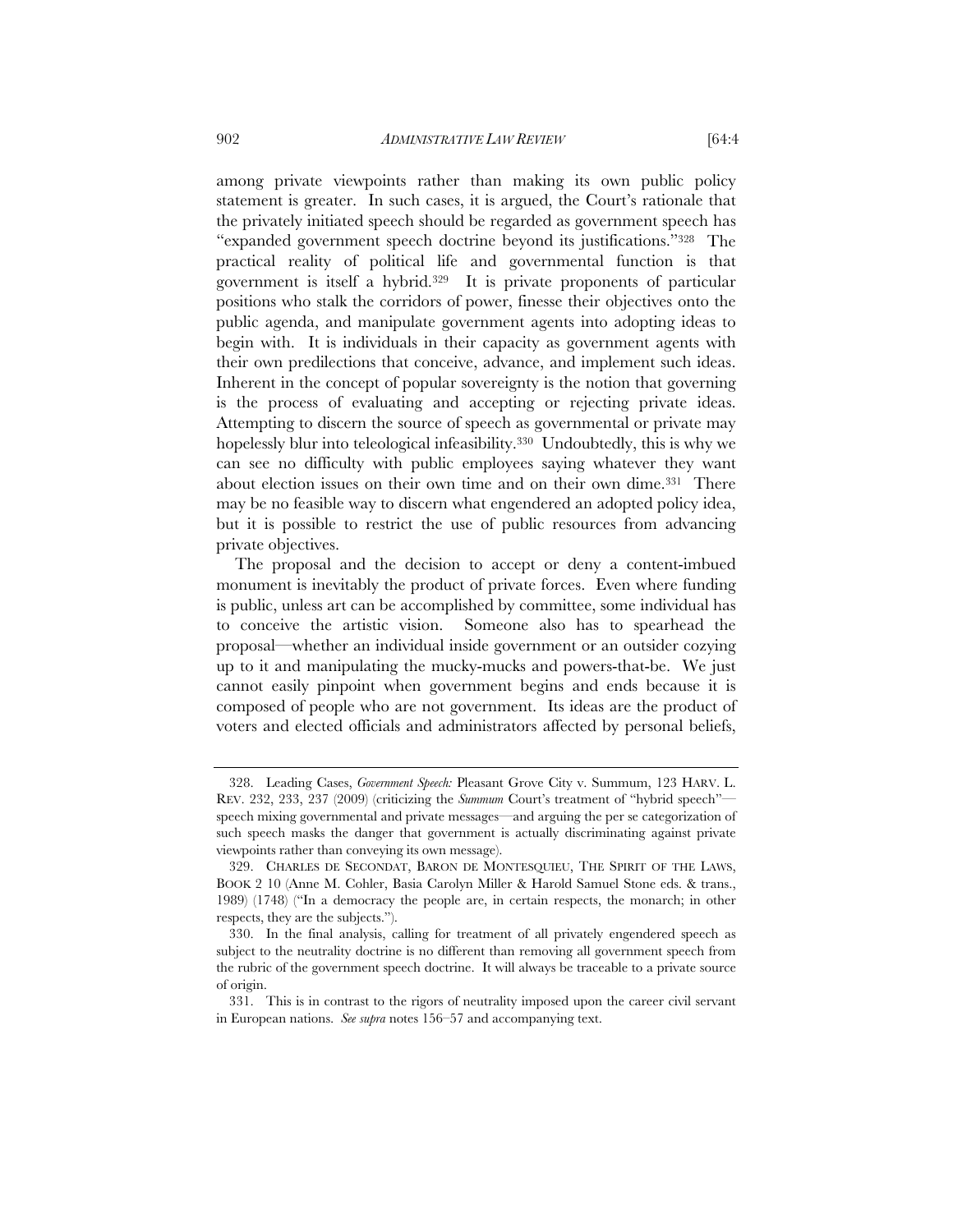among private viewpoints rather than making its own public policy statement is greater. In such cases, it is argued, the Court's rationale that the privately initiated speech should be regarded as government speech has "expanded government speech doctrine beyond its justifications."[328] The practical reality of political life and governmental function is that government is itself a hybrid.[329] It is private proponents of particular positions who stalk the corridors of power, finesse their objectives onto the public agenda, and manipulate government agents into adopting ideas to begin with. It is individuals in their capacity as government agents with their own predilections that conceive, advance, and implement such ideas. Inherent in the concept of popular sovereignty is the notion that governing is the process of evaluating and accepting or rejecting private ideas. Attempting to discern the source of speech as governmental or private may hopelessly blur into teleological infeasibility.[330] Undoubtedly, this is why we can see no difficulty with public employees saying whatever they want about election issues on their own time and on their own dime.[331] There may be no feasible way to discern what engendered an adopted policy idea, but it is possible to restrict the use of public resources from advancing private objectives.

The proposal and the decision to accept or deny a content-imbued monument is inevitably the product of private forces. Even where funding is public, unless art can be accomplished by committee, some individual has to conceive the artistic vision. Someone also has to spearhead the proposal—whether an individual inside government or an outsider cozying up to it and manipulating the mucky-mucks and powers-that-be. We just cannot easily pinpoint when government begins and ends because it is composed of people who are not government. Its ideas are the product of voters and elected officials and administrators affected by personal beliefs,

---

328. Leading Cases, *Government Speech:* Pleasant Grove City v. Summum, 123 HARV. L. REV. 232, 233, 237 (2009) (criticizing the *Summum* Court's treatment of "hybrid speech"—speech mixing governmental and private messages—and arguing the per se categorization of such speech masks the danger that government is actually discriminating against private viewpoints rather than conveying its own message).

329. CHARLES DE SECONDAT, BARON DE MONTESQUIEU, THE SPIRIT OF THE LAWS, BOOK 2 10 (Anne M. Cohler, Basia Carolyn Miller & Harold Samuel Stone eds. & trans., 1989) (1748) ("In a democracy the people are, in certain respects, the monarch; in other respects, they are the subjects.").

330. In the final analysis, calling for treatment of all privately engendered speech as subject to the neutrality doctrine is no different than removing all government speech from the rubric of the government speech doctrine. It will always be traceable to a private source of origin.

331. This is in contrast to the rigors of neutrality imposed upon the career civil servant in European nations. *See supra* notes 156–57 and accompanying text.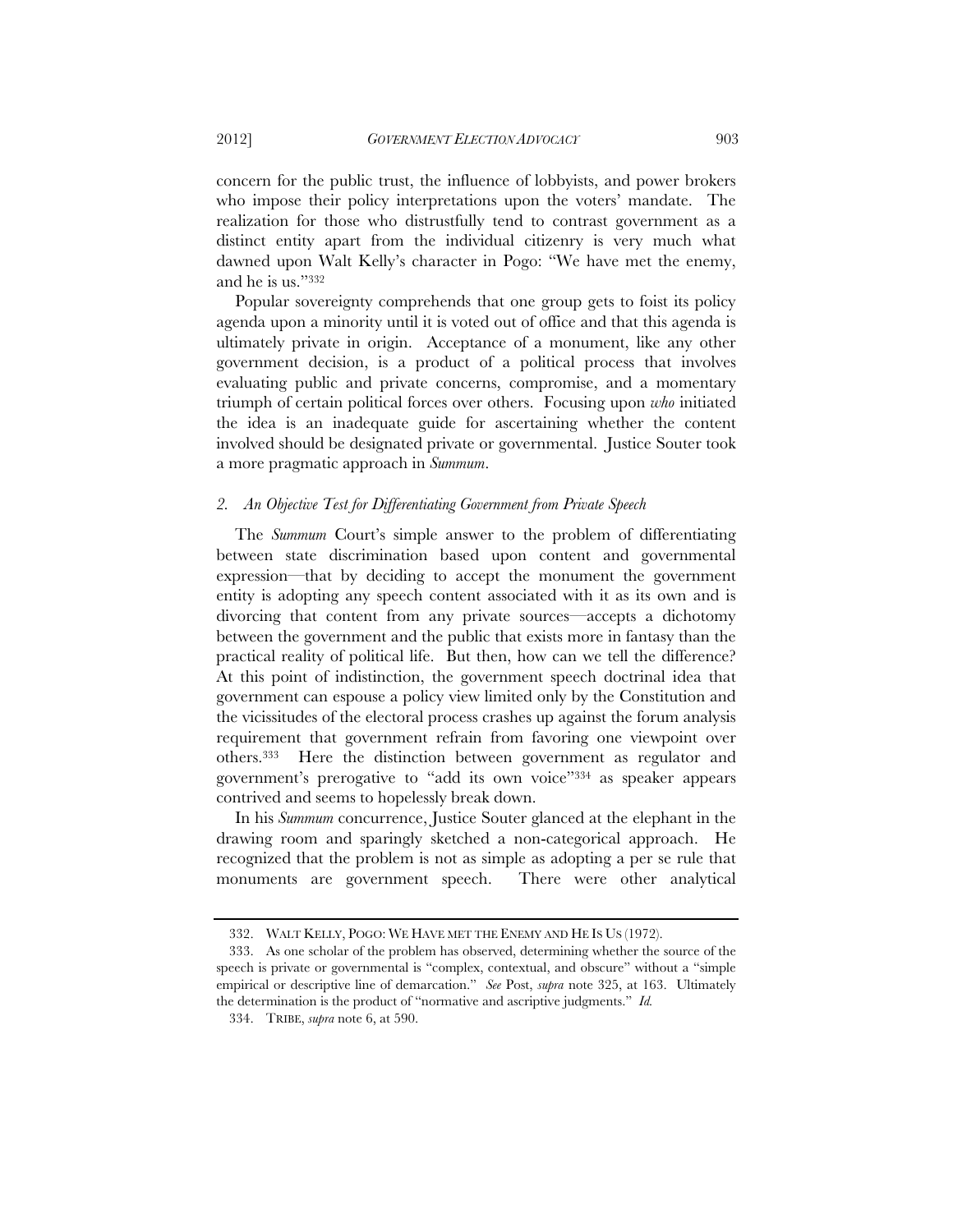concern for the public trust, the influence of lobbyists, and power brokers who impose their policy interpretations upon the voters' mandate. The realization for those who distrustfully tend to contrast government as a distinct entity apart from the individual citizenry is very much what dawned upon Walt Kelly's character in Pogo: "We have met the enemy, and he is us."[332]

Popular sovereignty comprehends that one group gets to foist its policy agenda upon a minority until it is voted out of office and that this agenda is ultimately private in origin. Acceptance of a monument, like any other government decision, is a product of a political process that involves evaluating public and private concerns, compromise, and a momentary triumph of certain political forces over others. Focusing upon *who* initiated the idea is an inadequate guide for ascertaining whether the content involved should be designated private or governmental. Justice Souter took a more pragmatic approach in *Summum*.

### *2. An Objective Test for Differentiating Government from Private Speech*

The *Summum* Court's simple answer to the problem of differentiating between state discrimination based upon content and governmental expression—that by deciding to accept the monument the government entity is adopting any speech content associated with it as its own and is divorcing that content from any private sources—accepts a dichotomy between the government and the public that exists more in fantasy than the practical reality of political life. But then, how can we tell the difference? At this point of indistinction, the government speech doctrinal idea that government can espouse a policy view limited only by the Constitution and the vicissitudes of the electoral process crashes up against the forum analysis requirement that government refrain from favoring one viewpoint over others.[333] Here the distinction between government as regulator and government's prerogative to "add its own voice"[334] as speaker appears contrived and seems to hopelessly break down.

In his *Summum* concurrence, Justice Souter glanced at the elephant in the drawing room and sparingly sketched a non-categorical approach. He recognized that the problem is not as simple as adopting a per se rule that monuments are government speech. There were other analytical

---

332. WALT KELLY, POGO: WE HAVE MET THE ENEMY AND HE IS US (1972).

333. As one scholar of the problem has observed, determining whether the source of the speech is private or governmental is "complex, contextual, and obscure" without a "simple empirical or descriptive line of demarcation." *See* Post, *supra* note 325, at 163. Ultimately the determination is the product of "normative and ascriptive judgments." *Id.*

334. TRIBE, *supra* note 6, at 590.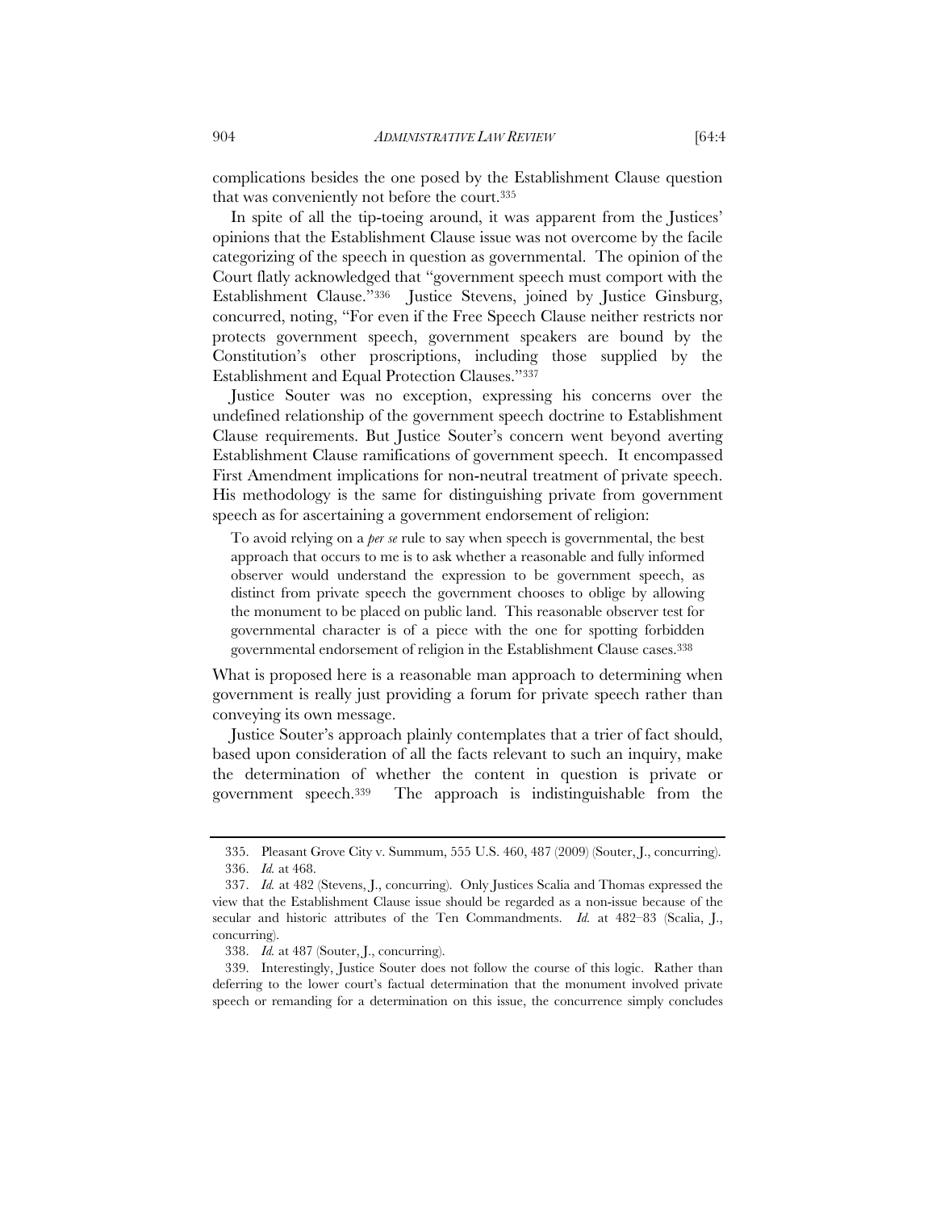complications besides the one posed by the Establishment Clause question that was conveniently not before the court.[335]

In spite of all the tip-toeing around, it was apparent from the Justices' opinions that the Establishment Clause issue was not overcome by the facile categorizing of the speech in question as governmental. The opinion of the Court flatly acknowledged that "government speech must comport with the Establishment Clause."[336] Justice Stevens, joined by Justice Ginsburg, concurred, noting, "For even if the Free Speech Clause neither restricts nor protects government speech, government speakers are bound by the Constitution's other proscriptions, including those supplied by the Establishment and Equal Protection Clauses."[337]

Justice Souter was no exception, expressing his concerns over the undefined relationship of the government speech doctrine to Establishment Clause requirements. But Justice Souter's concern went beyond averting Establishment Clause ramifications of government speech. It encompassed First Amendment implications for non-neutral treatment of private speech. His methodology is the same for distinguishing private from government speech as for ascertaining a government endorsement of religion:

> To avoid relying on a *per se* rule to say when speech is governmental, the best approach that occurs to me is to ask whether a reasonable and fully informed observer would understand the expression to be government speech, as distinct from private speech the government chooses to oblige by allowing the monument to be placed on public land. This reasonable observer test for governmental character is of a piece with the one for spotting forbidden governmental endorsement of religion in the Establishment Clause cases.[338]

What is proposed here is a reasonable man approach to determining when government is really just providing a forum for private speech rather than conveying its own message.

Justice Souter's approach plainly contemplates that a trier of fact should, based upon consideration of all the facts relevant to such an inquiry, make the determination of whether the content in question is private or government speech.[339] The approach is indistinguishable from the

---

335. Pleasant Grove City v. Summum, 555 U.S. 460, 487 (2009) (Souter, J., concurring).

336. *Id.* at 468.

337. *Id.* at 482 (Stevens, J., concurring). Only Justices Scalia and Thomas expressed the view that the Establishment Clause issue should be regarded as a non-issue because of the secular and historic attributes of the Ten Commandments. *Id.* at 482–83 (Scalia, J., concurring).

338. *Id.* at 487 (Souter, J., concurring).

339. Interestingly, Justice Souter does not follow the course of this logic. Rather than deferring to the lower court's factual determination that the monument involved private speech or remanding for a determination on this issue, the concurrence simply concludes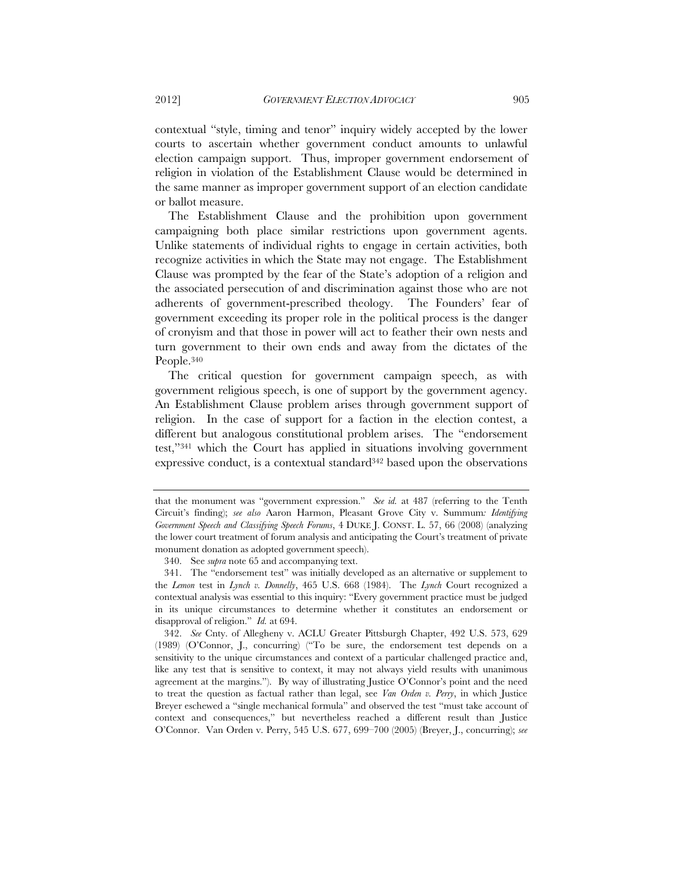contextual "style, timing and tenor" inquiry widely accepted by the lower courts to ascertain whether government conduct amounts to unlawful election campaign support. Thus, improper government endorsement of religion in violation of the Establishment Clause would be determined in the same manner as improper government support of an election candidate or ballot measure.

The Establishment Clause and the prohibition upon government campaigning both place similar restrictions upon government agents. Unlike statements of individual rights to engage in certain activities, both recognize activities in which the State may not engage. The Establishment Clause was prompted by the fear of the State's adoption of a religion and the associated persecution of and discrimination against those who are not adherents of government-prescribed theology. The Founders' fear of government exceeding its proper role in the political process is the danger of cronyism and that those in power will act to feather their own nests and turn government to their own ends and away from the dictates of the People.[340]

The critical question for government campaign speech, as with government religious speech, is one of support by the government agency. An Establishment Clause problem arises through government support of religion. In the case of support for a faction in the election contest, a different but analogous constitutional problem arises. The "endorsement test,"[341] which the Court has applied in situations involving government expressive conduct, is a contextual standard[342] based upon the observations

---

that the monument was "government expression." *See id.* at 487 (referring to the Tenth Circuit's finding); *see also* Aaron Harmon, Pleasant Grove City v. Summum*: Identifying Government Speech and Classifying Speech Forums*, 4 DUKE J. CONST. L. 57, 66 (2008) (analyzing the lower court treatment of forum analysis and anticipating the Court's treatment of private monument donation as adopted government speech).

340. See *supra* note 65 and accompanying text.

341. The "endorsement test" was initially developed as an alternative or supplement to the *Lemon* test in *Lynch v. Donnelly*, 465 U.S. 668 (1984). The *Lynch* Court recognized a contextual analysis was essential to this inquiry: "Every government practice must be judged in its unique circumstances to determine whether it constitutes an endorsement or disapproval of religion." *Id.* at 694.

342. *See* Cnty. of Allegheny v. ACLU Greater Pittsburgh Chapter, 492 U.S. 573, 629 (1989) (O'Connor, J., concurring) ("To be sure, the endorsement test depends on a sensitivity to the unique circumstances and context of a particular challenged practice and, like any test that is sensitive to context, it may not always yield results with unanimous agreement at the margins."). By way of illustrating Justice O'Connor's point and the need to treat the question as factual rather than legal, see *Van Orden v. Perry*, in which Justice Breyer eschewed a "single mechanical formula" and observed the test "must take account of context and consequences," but nevertheless reached a different result than Justice O'Connor. Van Orden v. Perry, 545 U.S. 677, 699–700 (2005) (Breyer, J., concurring); *see*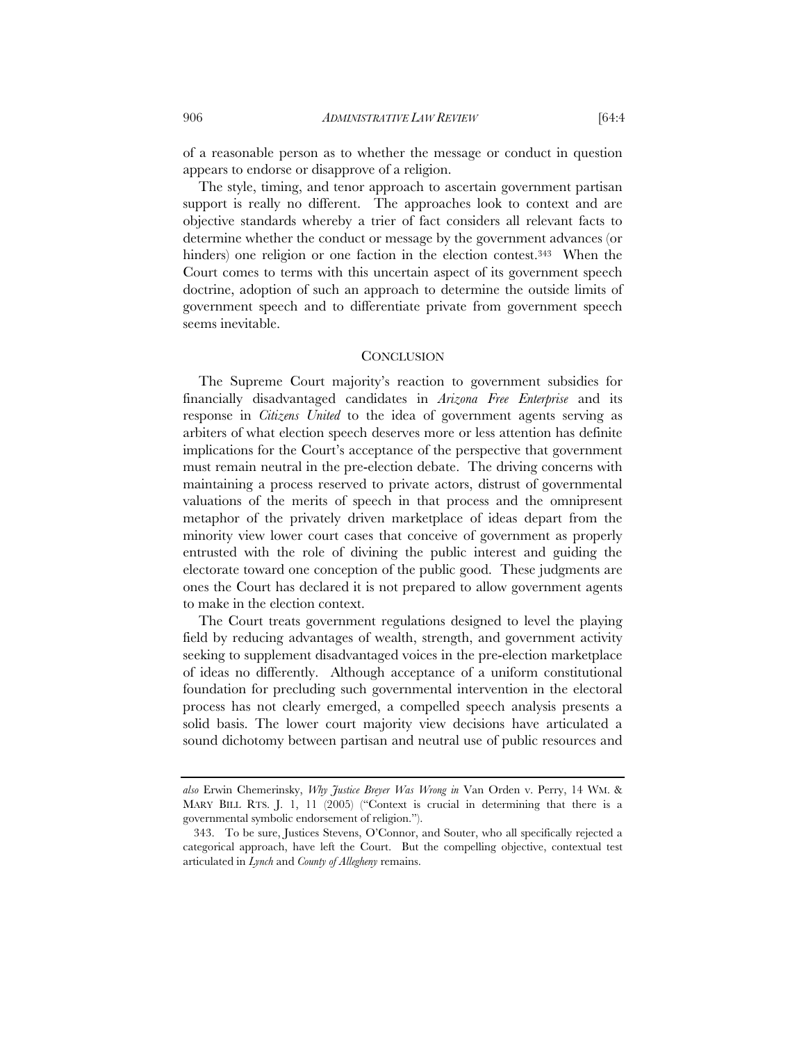of a reasonable person as to whether the message or conduct in question appears to endorse or disapprove of a religion.

The style, timing, and tenor approach to ascertain government partisan support is really no different. The approaches look to context and are objective standards whereby a trier of fact considers all relevant facts to determine whether the conduct or message by the government advances (or hinders) one religion or one faction in the election contest.[343] When the Court comes to terms with this uncertain aspect of its government speech doctrine, adoption of such an approach to determine the outside limits of government speech and to differentiate private from government speech seems inevitable.

## CONCLUSION

The Supreme Court majority's reaction to government subsidies for financially disadvantaged candidates in *Arizona Free Enterprise* and its response in *Citizens United* to the idea of government agents serving as arbiters of what election speech deserves more or less attention has definite implications for the Court's acceptance of the perspective that government must remain neutral in the pre-election debate. The driving concerns with maintaining a process reserved to private actors, distrust of governmental valuations of the merits of speech in that process and the omnipresent metaphor of the privately driven marketplace of ideas depart from the minority view lower court cases that conceive of government as properly entrusted with the role of divining the public interest and guiding the electorate toward one conception of the public good. These judgments are ones the Court has declared it is not prepared to allow government agents to make in the election context.

The Court treats government regulations designed to level the playing field by reducing advantages of wealth, strength, and government activity seeking to supplement disadvantaged voices in the pre-election marketplace of ideas no differently. Although acceptance of a uniform constitutional foundation for precluding such governmental intervention in the electoral process has not clearly emerged, a compelled speech analysis presents a solid basis. The lower court majority view decisions have articulated a sound dichotomy between partisan and neutral use of public resources and

---

*also* Erwin Chemerinsky, *Why Justice Breyer Was Wrong in* Van Orden v. Perry, 14 WM. & MARY BILL RTS. J. 1, 11 (2005) ("Context is crucial in determining that there is a governmental symbolic endorsement of religion.").

343. To be sure, Justices Stevens, O'Connor, and Souter, who all specifically rejected a categorical approach, have left the Court. But the compelling objective, contextual test articulated in *Lynch* and *County of Allegheny* remains.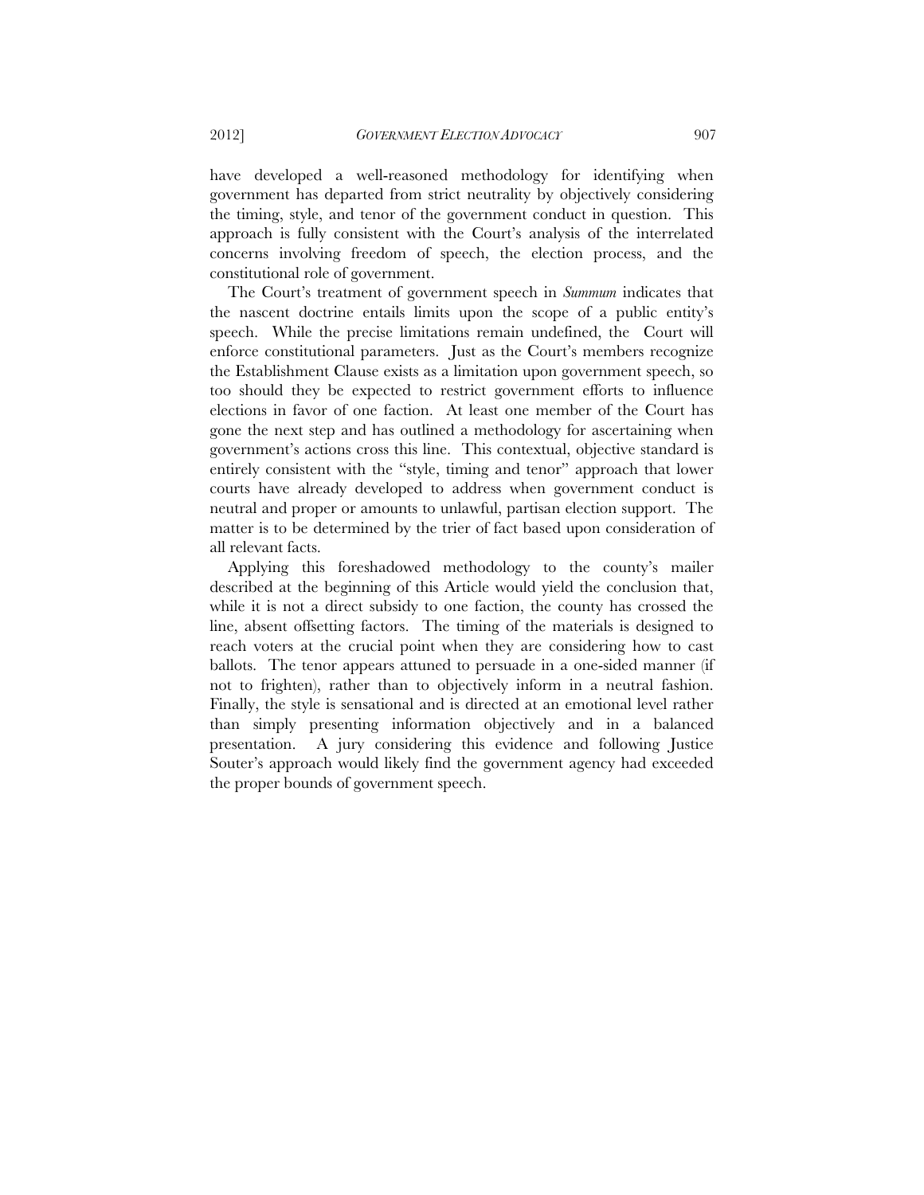have developed a well-reasoned methodology for identifying when government has departed from strict neutrality by objectively considering the timing, style, and tenor of the government conduct in question. This approach is fully consistent with the Court's analysis of the interrelated concerns involving freedom of speech, the election process, and the constitutional role of government.

The Court's treatment of government speech in *Summum* indicates that the nascent doctrine entails limits upon the scope of a public entity's speech. While the precise limitations remain undefined, the Court will enforce constitutional parameters. Just as the Court's members recognize the Establishment Clause exists as a limitation upon government speech, so too should they be expected to restrict government efforts to influence elections in favor of one faction. At least one member of the Court has gone the next step and has outlined a methodology for ascertaining when government's actions cross this line. This contextual, objective standard is entirely consistent with the "style, timing and tenor" approach that lower courts have already developed to address when government conduct is neutral and proper or amounts to unlawful, partisan election support. The matter is to be determined by the trier of fact based upon consideration of all relevant facts.

Applying this foreshadowed methodology to the county's mailer described at the beginning of this Article would yield the conclusion that, while it is not a direct subsidy to one faction, the county has crossed the line, absent offsetting factors. The timing of the materials is designed to reach voters at the crucial point when they are considering how to cast ballots. The tenor appears attuned to persuade in a one-sided manner (if not to frighten), rather than to objectively inform in a neutral fashion. Finally, the style is sensational and is directed at an emotional level rather than simply presenting information objectively and in a balanced presentation. A jury considering this evidence and following Justice Souter's approach would likely find the government agency had exceeded the proper bounds of government speech.